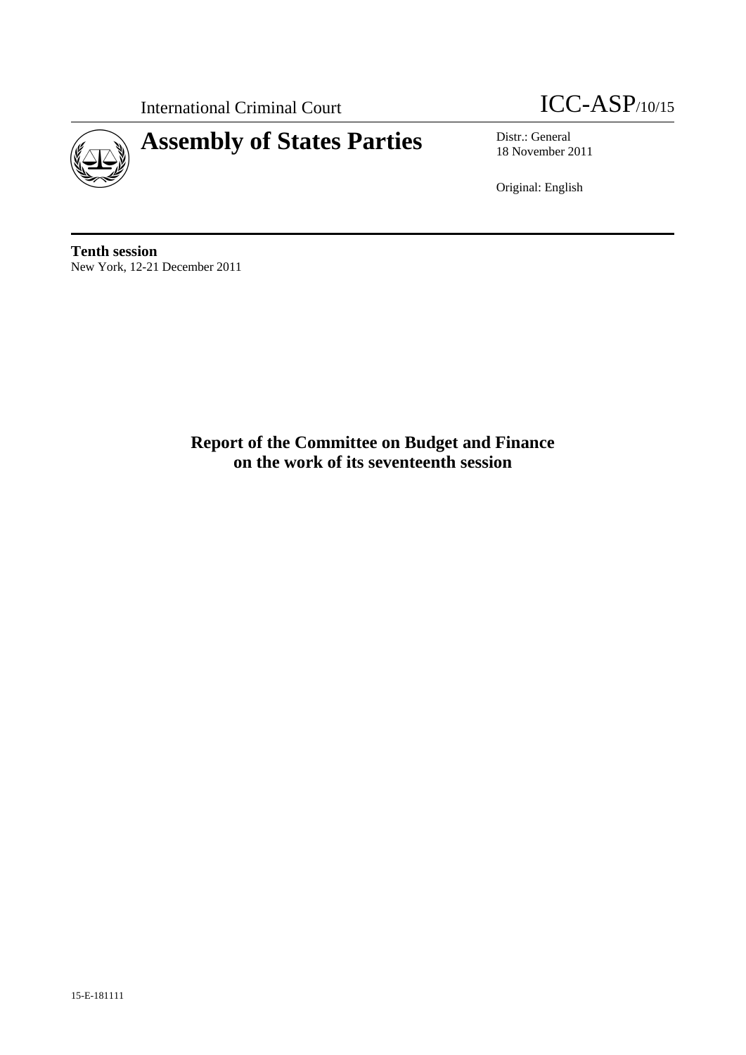International Criminal Court

ICC-ASP/10/15

# Assembly of States Parties

Distr.: General
18 November 2011

Original: English

**Tenth session**
New York, 12-21 December 2011

## Report of the Committee on Budget and Finance on the work of its seventeenth session

15-E-181111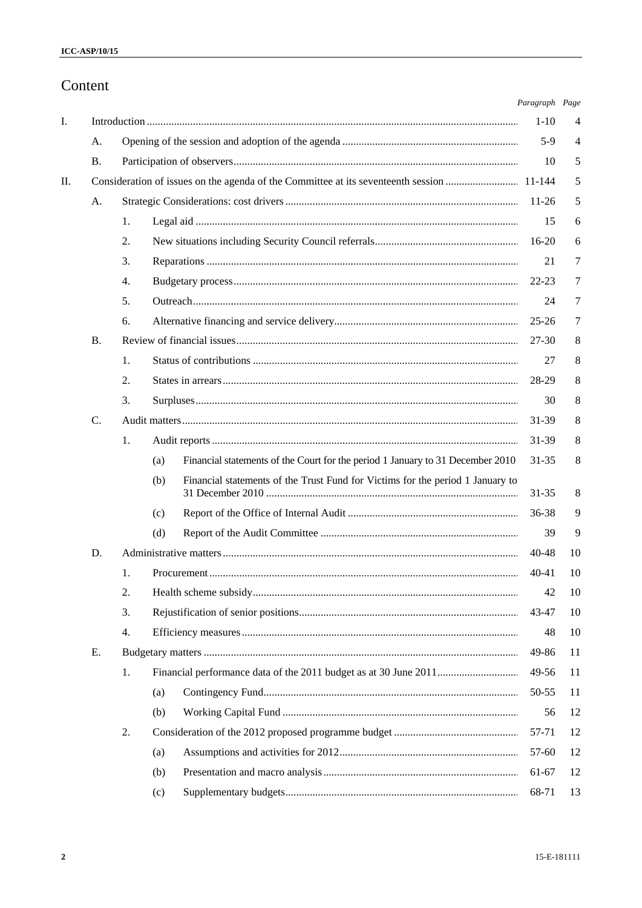# Content

| | | | | | Paragraph | Page |
|---|---|---|---|---|---|---|
| I. | Introduction | | | | 1-10 | 4 |
| | A. | Opening of the session and adoption of the agenda | | | 5-9 | 4 |
| | B. | Participation of observers | | | 10 | 5 |
| II. | Consideration of issues on the agenda of the Committee at its seventeenth session | | | | 11-144 | 5 |
| | A. | Strategic Considerations: cost drivers | | | 11-26 | 5 |
| | | 1. | Legal aid | | 15 | 6 |
| | | 2. | New situations including Security Council referrals | | 16-20 | 6 |
| | | 3. | Reparations | | 21 | 7 |
| | | 4. | Budgetary process | | 22-23 | 7 |
| | | 5. | Outreach | | 24 | 7 |
| | | 6. | Alternative financing and service delivery | | 25-26 | 7 |
| | B. | Review of financial issues | | | 27-30 | 8 |
| | | 1. | Status of contributions | | 27 | 8 |
| | | 2. | States in arrears | | 28-29 | 8 |
| | | 3. | Surpluses | | 30 | 8 |
| | C. | Audit matters | | | 31-39 | 8 |
| | | 1. | Audit reports | | 31-39 | 8 |
| | | | (a) | Financial statements of the Court for the period 1 January to 31 December 2010 | 31-35 | 8 |
| | | | (b) | Financial statements of the Trust Fund for Victims for the period 1 January to 31 December 2010 | 31-35 | 8 |
| | | | (c) | Report of the Office of Internal Audit | 36-38 | 9 |
| | | | (d) | Report of the Audit Committee | 39 | 9 |
| | D. | Administrative matters | | | 40-48 | 10 |
| | | 1. | Procurement | | 40-41 | 10 |
| | | 2. | Health scheme subsidy | | 42 | 10 |
| | | 3. | Rejustification of senior positions | | 43-47 | 10 |
| | | 4. | Efficiency measures | | 48 | 10 |
| | E. | Budgetary matters | | | 49-86 | 11 |
| | | 1. | Financial performance data of the 2011 budget as at 30 June 2011 | | 49-56 | 11 |
| | | | (a) | Contingency Fund | 50-55 | 11 |
| | | | (b) | Working Capital Fund | 56 | 12 |
| | | 2. | Consideration of the 2012 proposed programme budget | | 57-71 | 12 |
| | | | (a) | Assumptions and activities for 2012 | 57-60 | 12 |
| | | | (b) | Presentation and macro analysis | 61-67 | 12 |
| | | | (c) | Supplementary budgets | 68-71 | 13 |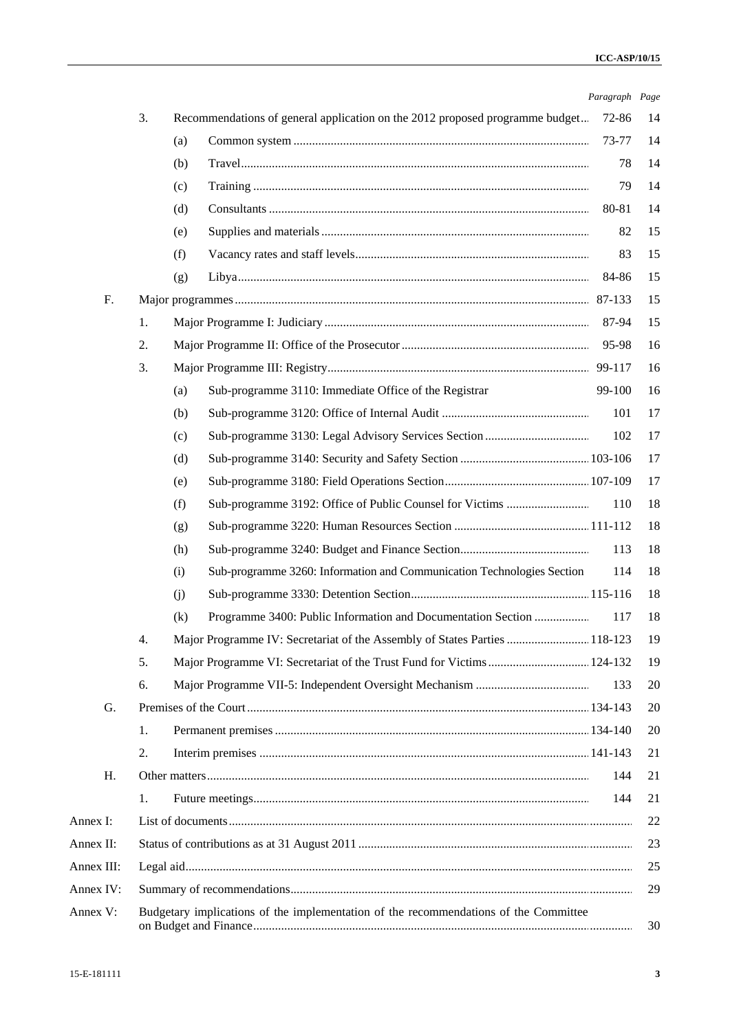| | | | | Paragraph | Page |
|---|---|---|---|---|---|
| | 3. | Recommendations of general application on the 2012 proposed programme budget | | 72-86 | 14 |
| | | (a) | Common system | 73-77 | 14 |
| | | (b) | Travel | 78 | 14 |
| | | (c) | Training | 79 | 14 |
| | | (d) | Consultants | 80-81 | 14 |
| | | (e) | Supplies and materials | 82 | 15 |
| | | (f) | Vacancy rates and staff levels | 83 | 15 |
| | | (g) | Libya | 84-86 | 15 |
| F. | Major programmes | | | 87-133 | 15 |
| | 1. | Major Programme I: Judiciary | | 87-94 | 15 |
| | 2. | Major Programme II: Office of the Prosecutor | | 95-98 | 16 |
| | 3. | Major Programme III: Registry | | 99-117 | 16 |
| | | (a) | Sub-programme 3110: Immediate Office of the Registrar | 99-100 | 16 |
| | | (b) | Sub-programme 3120: Office of Internal Audit | 101 | 17 |
| | | (c) | Sub-programme 3130: Legal Advisory Services Section | 102 | 17 |
| | | (d) | Sub-programme 3140: Security and Safety Section | 103-106 | 17 |
| | | (e) | Sub-programme 3180: Field Operations Section | 107-109 | 17 |
| | | (f) | Sub-programme 3192: Office of Public Counsel for Victims | 110 | 18 |
| | | (g) | Sub-programme 3220: Human Resources Section | 111-112 | 18 |
| | | (h) | Sub-programme 3240: Budget and Finance Section | 113 | 18 |
| | | (i) | Sub-programme 3260: Information and Communication Technologies Section | 114 | 18 |
| | | (j) | Sub-programme 3330: Detention Section | 115-116 | 18 |
| | | (k) | Programme 3400: Public Information and Documentation Section | 117 | 18 |
| | 4. | Major Programme IV: Secretariat of the Assembly of States Parties | | 118-123 | 19 |
| | 5. | Major Programme VI: Secretariat of the Trust Fund for Victims | | 124-132 | 19 |
| | 6. | Major Programme VII-5: Independent Oversight Mechanism | | 133 | 20 |
| G. | Premises of the Court | | | 134-143 | 20 |
| | 1. | Permanent premises | | 134-140 | 20 |
| | 2. | Interim premises | | 141-143 | 21 |
| H. | Other matters | | | 144 | 21 |
| | 1. | Future meetings | | 144 | 21 |
| Annex I: | List of documents | | | | 22 |
| Annex II: | Status of contributions as at 31 August 2011 | | | | 23 |
| Annex III: | Legal aid | | | | 25 |
| Annex IV: | Summary of recommendations | | | | 29 |
| Annex V: | Budgetary implications of the implementation of the recommendations of the Committee on Budget and Finance | | | | 30 |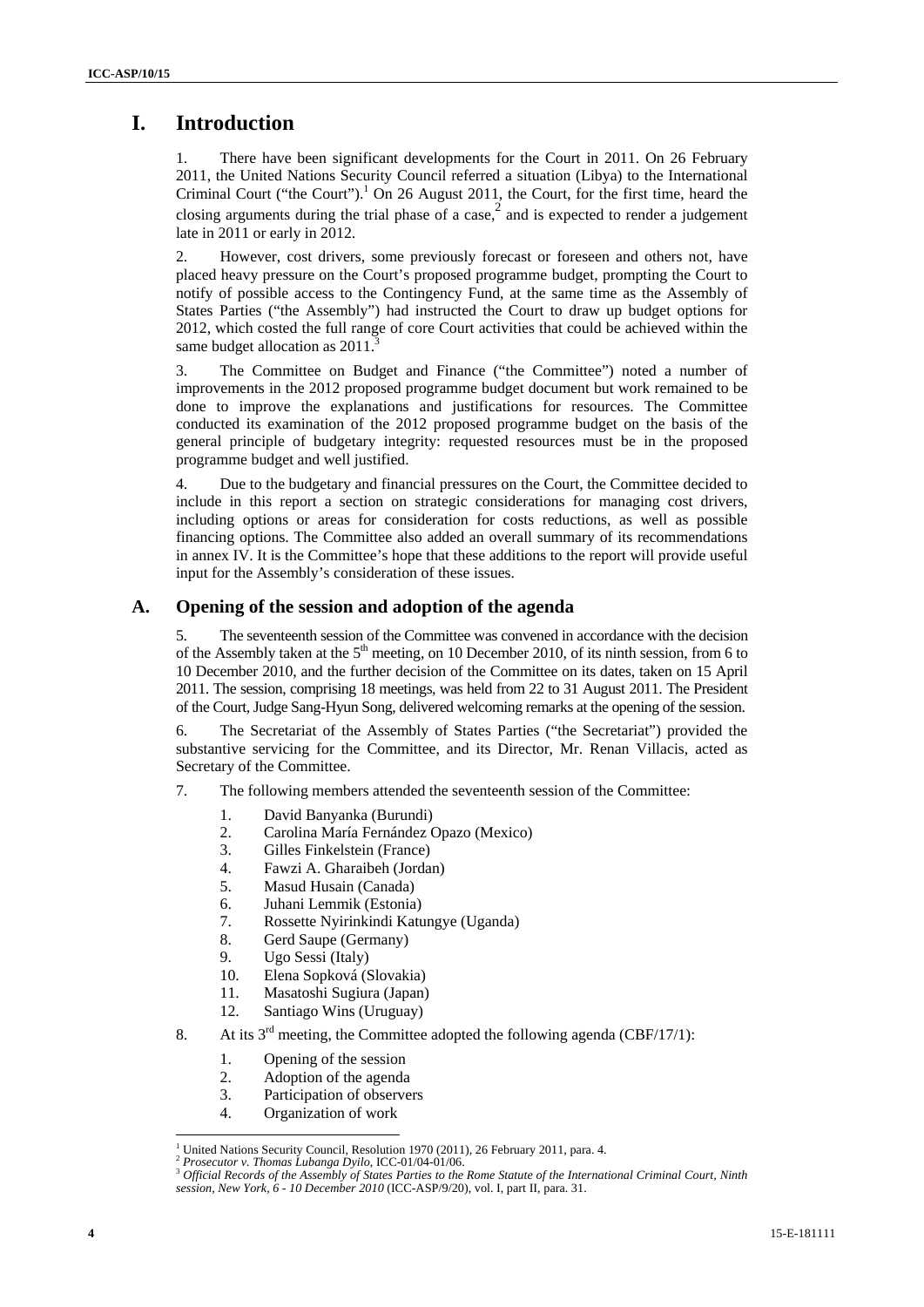# I. Introduction

1. There have been significant developments for the Court in 2011. On 26 February 2011, the United Nations Security Council referred a situation (Libya) to the International Criminal Court ("the Court").[1] On 26 August 2011, the Court, for the first time, heard the closing arguments during the trial phase of a case,[2] and is expected to render a judgement late in 2011 or early in 2012.

2. However, cost drivers, some previously forecast or foreseen and others not, have placed heavy pressure on the Court's proposed programme budget, prompting the Court to notify of possible access to the Contingency Fund, at the same time as the Assembly of States Parties ("the Assembly") had instructed the Court to draw up budget options for 2012, which costed the full range of core Court activities that could be achieved within the same budget allocation as 2011.[3]

3. The Committee on Budget and Finance ("the Committee") noted a number of improvements in the 2012 proposed programme budget document but work remained to be done to improve the explanations and justifications for resources. The Committee conducted its examination of the 2012 proposed programme budget on the basis of the general principle of budgetary integrity: requested resources must be in the proposed programme budget and well justified.

4. Due to the budgetary and financial pressures on the Court, the Committee decided to include in this report a section on strategic considerations for managing cost drivers, including options or areas for consideration for costs reductions, as well as possible financing options. The Committee also added an overall summary of its recommendations in annex IV. It is the Committee's hope that these additions to the report will provide useful input for the Assembly's consideration of these issues.

## A. Opening of the session and adoption of the agenda

5. The seventeenth session of the Committee was convened in accordance with the decision of the Assembly taken at the 5th meeting, on 10 December 2010, of its ninth session, from 6 to 10 December 2010, and the further decision of the Committee on its dates, taken on 15 April 2011. The session, comprising 18 meetings, was held from 22 to 31 August 2011. The President of the Court, Judge Sang-Hyun Song, delivered welcoming remarks at the opening of the session.

6. The Secretariat of the Assembly of States Parties ("the Secretariat") provided the substantive servicing for the Committee, and its Director, Mr. Renan Villacis, acted as Secretary of the Committee.

7. The following members attended the seventeenth session of the Committee:

1. David Banyanka (Burundi)
2. Carolina María Fernández Opazo (Mexico)
3. Gilles Finkelstein (France)
4. Fawzi A. Gharaibeh (Jordan)
5. Masud Husain (Canada)
6. Juhani Lemmik (Estonia)
7. Rossette Nyirinkindi Katungye (Uganda)
8. Gerd Saupe (Germany)
9. Ugo Sessi (Italy)
10. Elena Sopková (Slovakia)
11. Masatoshi Sugiura (Japan)
12. Santiago Wins (Uruguay)

8. At its 3rd meeting, the Committee adopted the following agenda (CBF/17/1):

1. Opening of the session
2. Adoption of the agenda
3. Participation of observers
4. Organization of work

---

[1] United Nations Security Council, Resolution 1970 (2011), 26 February 2011, para. 4.

[2] *Prosecutor v. Thomas Lubanga Dyilo*, ICC-01/04-01/06.

[3] *Official Records of the Assembly of States Parties to the Rome Statute of the International Criminal Court, Ninth session, New York, 6 - 10 December 2010* (ICC-ASP/9/20), vol. I, part II, para. 31.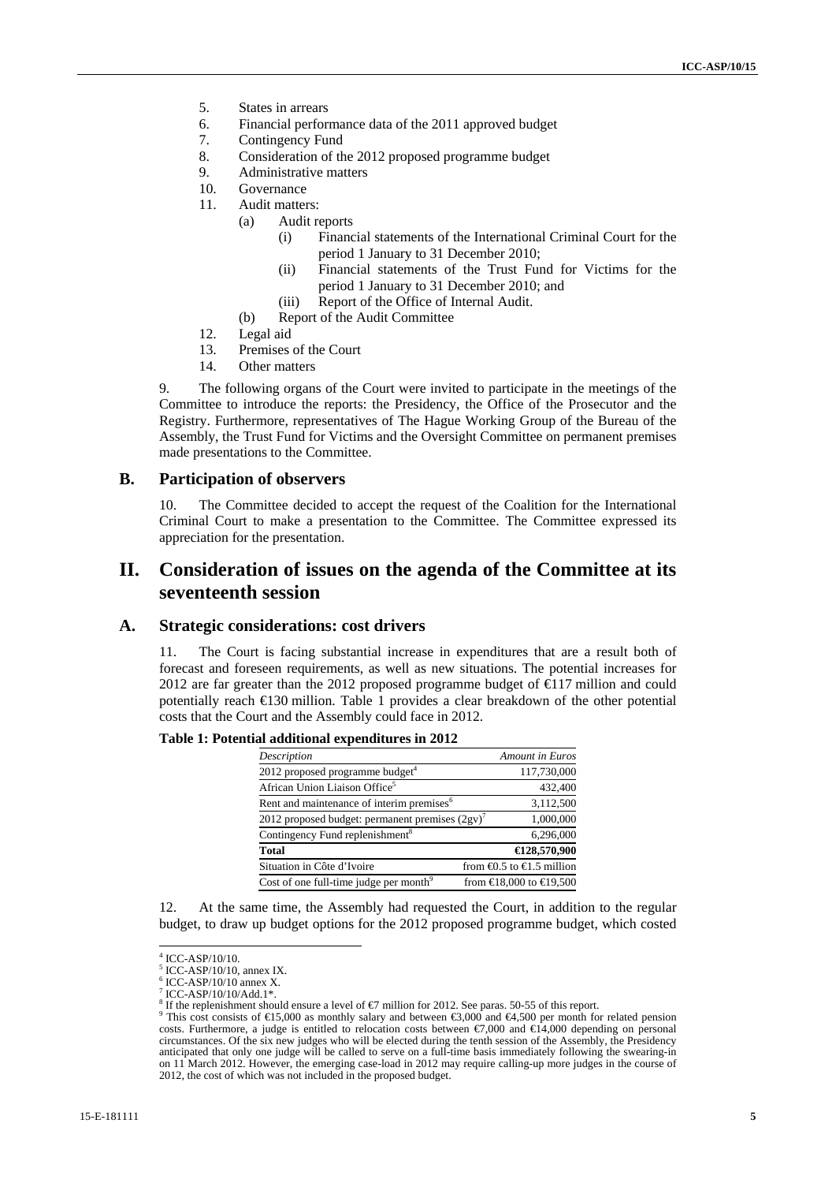5. States in arrears
6. Financial performance data of the 2011 approved budget
7. Contingency Fund
8. Consideration of the 2012 proposed programme budget
9. Administrative matters
10. Governance
11. Audit matters:
    (a) Audit reports
        (i) Financial statements of the International Criminal Court for the period 1 January to 31 December 2010;
        (ii) Financial statements of the Trust Fund for Victims for the period 1 January to 31 December 2010; and
        (iii) Report of the Office of Internal Audit.
    (b) Report of the Audit Committee
12. Legal aid
13. Premises of the Court
14. Other matters

9. The following organs of the Court were invited to participate in the meetings of the Committee to introduce the reports: the Presidency, the Office of the Prosecutor and the Registry. Furthermore, representatives of The Hague Working Group of the Bureau of the Assembly, the Trust Fund for Victims and the Oversight Committee on permanent premises made presentations to the Committee.

## B. Participation of observers

10. The Committee decided to accept the request of the Coalition for the International Criminal Court to make a presentation to the Committee. The Committee expressed its appreciation for the presentation.

# II. Consideration of issues on the agenda of the Committee at its seventeenth session

## A. Strategic considerations: cost drivers

11. The Court is facing substantial increase in expenditures that are a result both of forecast and foreseen requirements, as well as new situations. The potential increases for 2012 are far greater than the 2012 proposed programme budget of €117 million and could potentially reach €130 million. Table 1 provides a clear breakdown of the other potential costs that the Court and the Assembly could face in 2012.

**Table 1: Potential additional expenditures in 2012**

| *Description* | *Amount in Euros* |
|---|---|
| 2012 proposed programme budget[4] | 117,730,000 |
| African Union Liaison Office[5] | 432,400 |
| Rent and maintenance of interim premises[6] | 3,112,500 |
| 2012 proposed budget: permanent premises (2gv)[7] | 1,000,000 |
| Contingency Fund replenishment[8] | 6,296,000 |
| **Total** | **€128,570,900** |
| Situation in Côte d'Ivoire | from €0.5 to €1.5 million |
| Cost of one full-time judge per month[9] | from €18,000 to €19,500 |

12. At the same time, the Assembly had requested the Court, in addition to the regular budget, to draw up budget options for the 2012 proposed programme budget, which costed

[4] ICC-ASP/10/10.
[5] ICC-ASP/10/10, annex IX.
[6] ICC-ASP/10/10 annex X.
[7] ICC-ASP/10/10/Add.1*.
[8] If the replenishment should ensure a level of €7 million for 2012. See paras. 50-55 of this report.
[9] This cost consists of €15,000 as monthly salary and between €3,000 and €4,500 per month for related pension costs. Furthermore, a judge is entitled to relocation costs between €7,000 and €14,000 depending on personal circumstances. Of the six new judges who will be elected during the tenth session of the Assembly, the Presidency anticipated that only one judge will be called to serve on a full-time basis immediately following the swearing-in on 11 March 2012. However, the emerging case-load in 2012 may require calling-up more judges in the course of 2012, the cost of which was not included in the proposed budget.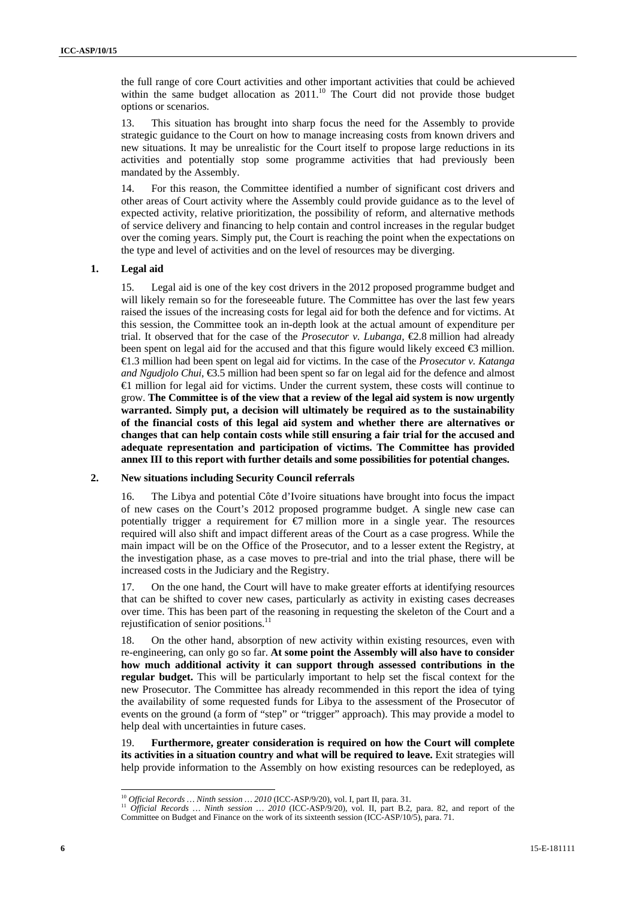the full range of core Court activities and other important activities that could be achieved within the same budget allocation as 2011.[10] The Court did not provide those budget options or scenarios.

13. This situation has brought into sharp focus the need for the Assembly to provide strategic guidance to the Court on how to manage increasing costs from known drivers and new situations. It may be unrealistic for the Court itself to propose large reductions in its activities and potentially stop some programme activities that had previously been mandated by the Assembly.

14. For this reason, the Committee identified a number of significant cost drivers and other areas of Court activity where the Assembly could provide guidance as to the level of expected activity, relative prioritization, the possibility of reform, and alternative methods of service delivery and financing to help contain and control increases in the regular budget over the coming years. Simply put, the Court is reaching the point when the expectations on the type and level of activities and on the level of resources may be diverging.

### 1. Legal aid

15. Legal aid is one of the key cost drivers in the 2012 proposed programme budget and will likely remain so for the foreseeable future. The Committee has over the last few years raised the issues of the increasing costs for legal aid for both the defence and for victims. At this session, the Committee took an in-depth look at the actual amount of expenditure per trial. It observed that for the case of the *Prosecutor v. Lubanga*, €2.8 million had already been spent on legal aid for the accused and that this figure would likely exceed €3 million. €1.3 million had been spent on legal aid for victims. In the case of the *Prosecutor v. Katanga and Ngudjolo Chui*, €3.5 million had been spent so far on legal aid for the defence and almost €1 million for legal aid for victims. Under the current system, these costs will continue to grow. **The Committee is of the view that a review of the legal aid system is now urgently warranted. Simply put, a decision will ultimately be required as to the sustainability of the financial costs of this legal aid system and whether there are alternatives or changes that can help contain costs while still ensuring a fair trial for the accused and adequate representation and participation of victims. The Committee has provided annex III to this report with further details and some possibilities for potential changes.**

### 2. New situations including Security Council referrals

16. The Libya and potential Côte d'Ivoire situations have brought into focus the impact of new cases on the Court's 2012 proposed programme budget. A single new case can potentially trigger a requirement for €7 million more in a single year. The resources required will also shift and impact different areas of the Court as a case progress. While the main impact will be on the Office of the Prosecutor, and to a lesser extent the Registry, at the investigation phase, as a case moves to pre-trial and into the trial phase, there will be increased costs in the Judiciary and the Registry.

17. On the one hand, the Court will have to make greater efforts at identifying resources that can be shifted to cover new cases, particularly as activity in existing cases decreases over time. This has been part of the reasoning in requesting the skeleton of the Court and a rejustification of senior positions.[11]

18. On the other hand, absorption of new activity within existing resources, even with re-engineering, can only go so far. **At some point the Assembly will also have to consider how much additional activity it can support through assessed contributions in the regular budget.** This will be particularly important to help set the fiscal context for the new Prosecutor. The Committee has already recommended in this report the idea of tying the availability of some requested funds for Libya to the assessment of the Prosecutor of events on the ground (a form of "step" or "trigger" approach). This may provide a model to help deal with uncertainties in future cases.

19. **Furthermore, greater consideration is required on how the Court will complete its activities in a situation country and what will be required to leave.** Exit strategies will help provide information to the Assembly on how existing resources can be redeployed, as

---

[10] *Official Records … Ninth session … 2010* (ICC-ASP/9/20), vol. I, part II, para. 31.

[11] *Official Records … Ninth session … 2010* (ICC-ASP/9/20), vol. II, part B.2, para. 82, and report of the Committee on Budget and Finance on the work of its sixteenth session (ICC-ASP/10/5), para. 71.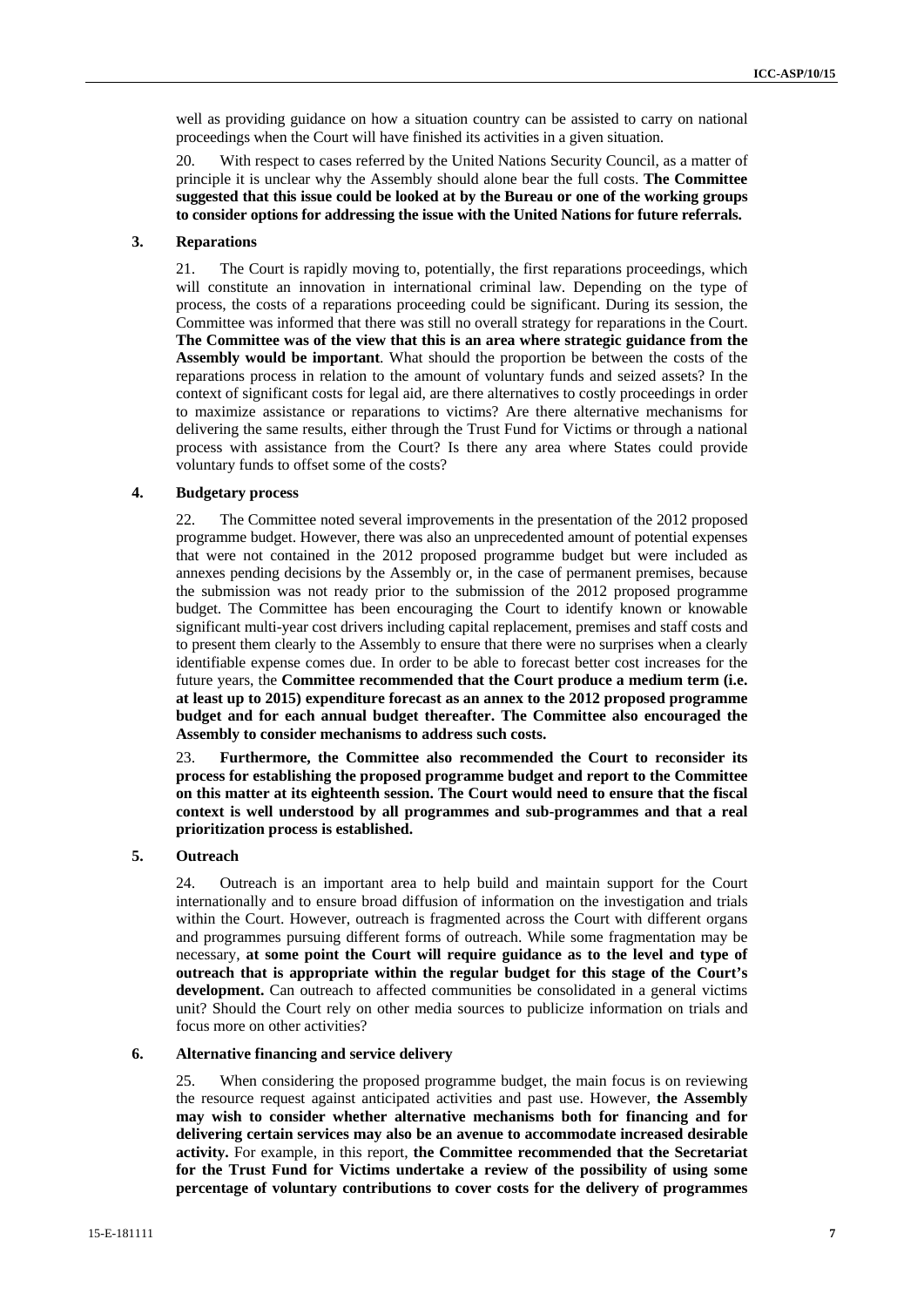well as providing guidance on how a situation country can be assisted to carry on national proceedings when the Court will have finished its activities in a given situation.

20. With respect to cases referred by the United Nations Security Council, as a matter of principle it is unclear why the Assembly should alone bear the full costs. **The Committee suggested that this issue could be looked at by the Bureau or one of the working groups to consider options for addressing the issue with the United Nations for future referrals.**

### 3. Reparations

21. The Court is rapidly moving to, potentially, the first reparations proceedings, which will constitute an innovation in international criminal law. Depending on the type of process, the costs of a reparations proceeding could be significant. During its session, the Committee was informed that there was still no overall strategy for reparations in the Court. **The Committee was of the view that this is an area where strategic guidance from the Assembly would be important**. What should the proportion be between the costs of the reparations process in relation to the amount of voluntary funds and seized assets? In the context of significant costs for legal aid, are there alternatives to costly proceedings in order to maximize assistance or reparations to victims? Are there alternative mechanisms for delivering the same results, either through the Trust Fund for Victims or through a national process with assistance from the Court? Is there any area where States could provide voluntary funds to offset some of the costs?

### 4. Budgetary process

22. The Committee noted several improvements in the presentation of the 2012 proposed programme budget. However, there was also an unprecedented amount of potential expenses that were not contained in the 2012 proposed programme budget but were included as annexes pending decisions by the Assembly or, in the case of permanent premises, because the submission was not ready prior to the submission of the 2012 proposed programme budget. The Committee has been encouraging the Court to identify known or knowable significant multi-year cost drivers including capital replacement, premises and staff costs and to present them clearly to the Assembly to ensure that there were no surprises when a clearly identifiable expense comes due. In order to be able to forecast better cost increases for the future years, the **Committee recommended that the Court produce a medium term (i.e. at least up to 2015) expenditure forecast as an annex to the 2012 proposed programme budget and for each annual budget thereafter. The Committee also encouraged the Assembly to consider mechanisms to address such costs.**

23. **Furthermore, the Committee also recommended the Court to reconsider its process for establishing the proposed programme budget and report to the Committee on this matter at its eighteenth session. The Court would need to ensure that the fiscal context is well understood by all programmes and sub-programmes and that a real prioritization process is established.**

### 5. Outreach

24. Outreach is an important area to help build and maintain support for the Court internationally and to ensure broad diffusion of information on the investigation and trials within the Court. However, outreach is fragmented across the Court with different organs and programmes pursuing different forms of outreach. While some fragmentation may be necessary, **at some point the Court will require guidance as to the level and type of outreach that is appropriate within the regular budget for this stage of the Court's development.** Can outreach to affected communities be consolidated in a general victims unit? Should the Court rely on other media sources to publicize information on trials and focus more on other activities?

### 6. Alternative financing and service delivery

25. When considering the proposed programme budget, the main focus is on reviewing the resource request against anticipated activities and past use. However, **the Assembly may wish to consider whether alternative mechanisms both for financing and for delivering certain services may also be an avenue to accommodate increased desirable activity.** For example, in this report, **the Committee recommended that the Secretariat for the Trust Fund for Victims undertake a review of the possibility of using some percentage of voluntary contributions to cover costs for the delivery of programmes**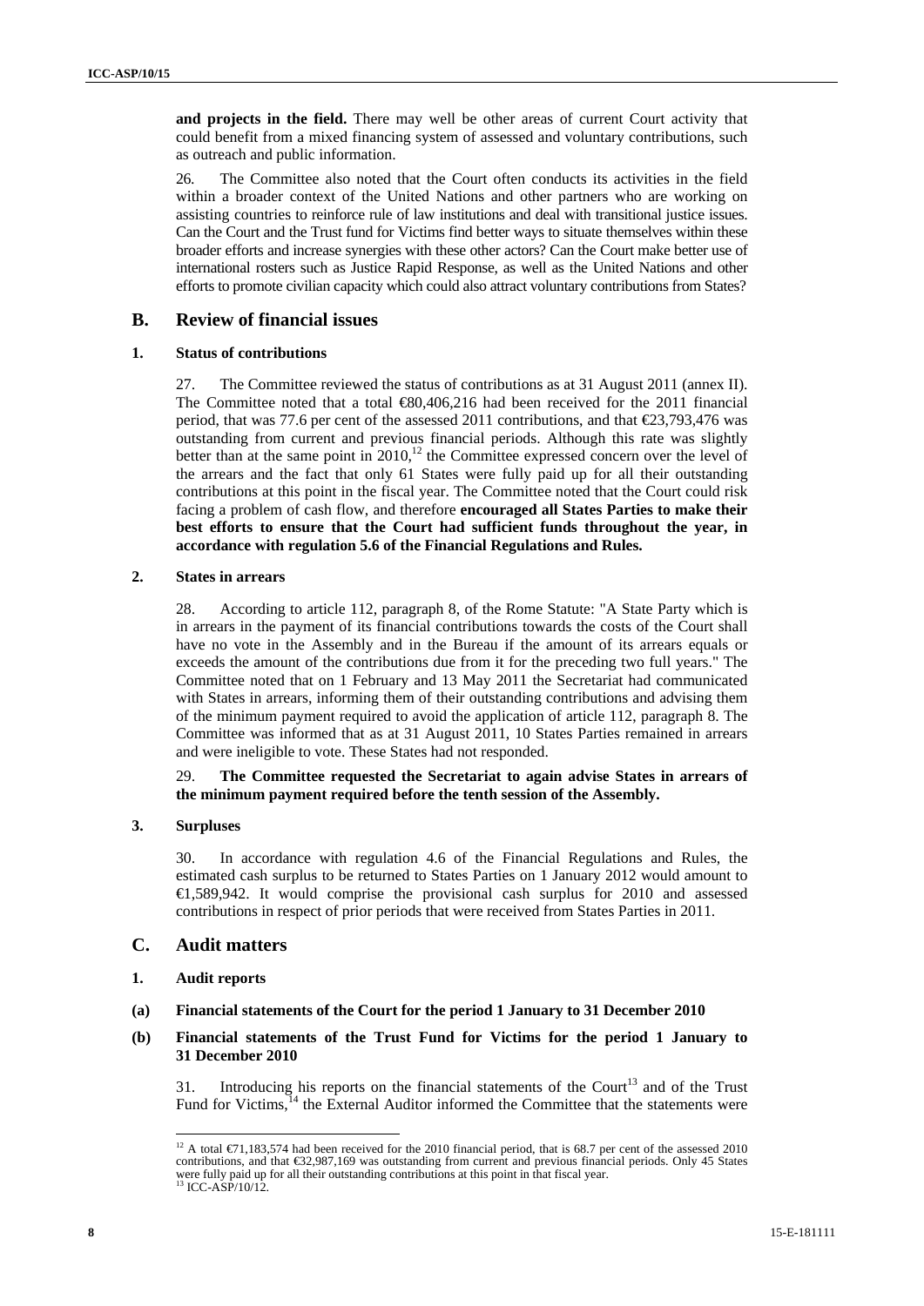**and projects in the field.** There may well be other areas of current Court activity that could benefit from a mixed financing system of assessed and voluntary contributions, such as outreach and public information.

26. The Committee also noted that the Court often conducts its activities in the field within a broader context of the United Nations and other partners who are working on assisting countries to reinforce rule of law institutions and deal with transitional justice issues. Can the Court and the Trust fund for Victims find better ways to situate themselves within these broader efforts and increase synergies with these other actors? Can the Court make better use of international rosters such as Justice Rapid Response, as well as the United Nations and other efforts to promote civilian capacity which could also attract voluntary contributions from States?

## B. Review of financial issues

### 1. Status of contributions

27. The Committee reviewed the status of contributions as at 31 August 2011 (annex II). The Committee noted that a total €80,406,216 had been received for the 2011 financial period, that was 77.6 per cent of the assessed 2011 contributions, and that €23,793,476 was outstanding from current and previous financial periods. Although this rate was slightly better than at the same point in 2010,[12] the Committee expressed concern over the level of the arrears and the fact that only 61 States were fully paid up for all their outstanding contributions at this point in the fiscal year. The Committee noted that the Court could risk facing a problem of cash flow, and therefore **encouraged all States Parties to make their best efforts to ensure that the Court had sufficient funds throughout the year, in accordance with regulation 5.6 of the Financial Regulations and Rules.**

### 2. States in arrears

28. According to article 112, paragraph 8, of the Rome Statute: "A State Party which is in arrears in the payment of its financial contributions towards the costs of the Court shall have no vote in the Assembly and in the Bureau if the amount of its arrears equals or exceeds the amount of the contributions due from it for the preceding two full years." The Committee noted that on 1 February and 13 May 2011 the Secretariat had communicated with States in arrears, informing them of their outstanding contributions and advising them of the minimum payment required to avoid the application of article 112, paragraph 8. The Committee was informed that as at 31 August 2011, 10 States Parties remained in arrears and were ineligible to vote. These States had not responded.

29. **The Committee requested the Secretariat to again advise States in arrears of the minimum payment required before the tenth session of the Assembly.**

### 3. Surpluses

30. In accordance with regulation 4.6 of the Financial Regulations and Rules, the estimated cash surplus to be returned to States Parties on 1 January 2012 would amount to €1,589,942. It would comprise the provisional cash surplus for 2010 and assessed contributions in respect of prior periods that were received from States Parties in 2011.

## C. Audit matters

### 1. Audit reports

#### (a) Financial statements of the Court for the period 1 January to 31 December 2010

#### (b) Financial statements of the Trust Fund for Victims for the period 1 January to 31 December 2010

31. Introducing his reports on the financial statements of the Court[13] and of the Trust Fund for Victims,[14] the External Auditor informed the Committee that the statements were

---

[12] A total €71,183,574 had been received for the 2010 financial period, that is 68.7 per cent of the assessed 2010 contributions, and that €32,987,169 was outstanding from current and previous financial periods. Only 45 States were fully paid up for all their outstanding contributions at this point in that fiscal year.

[13] ICC-ASP/10/12.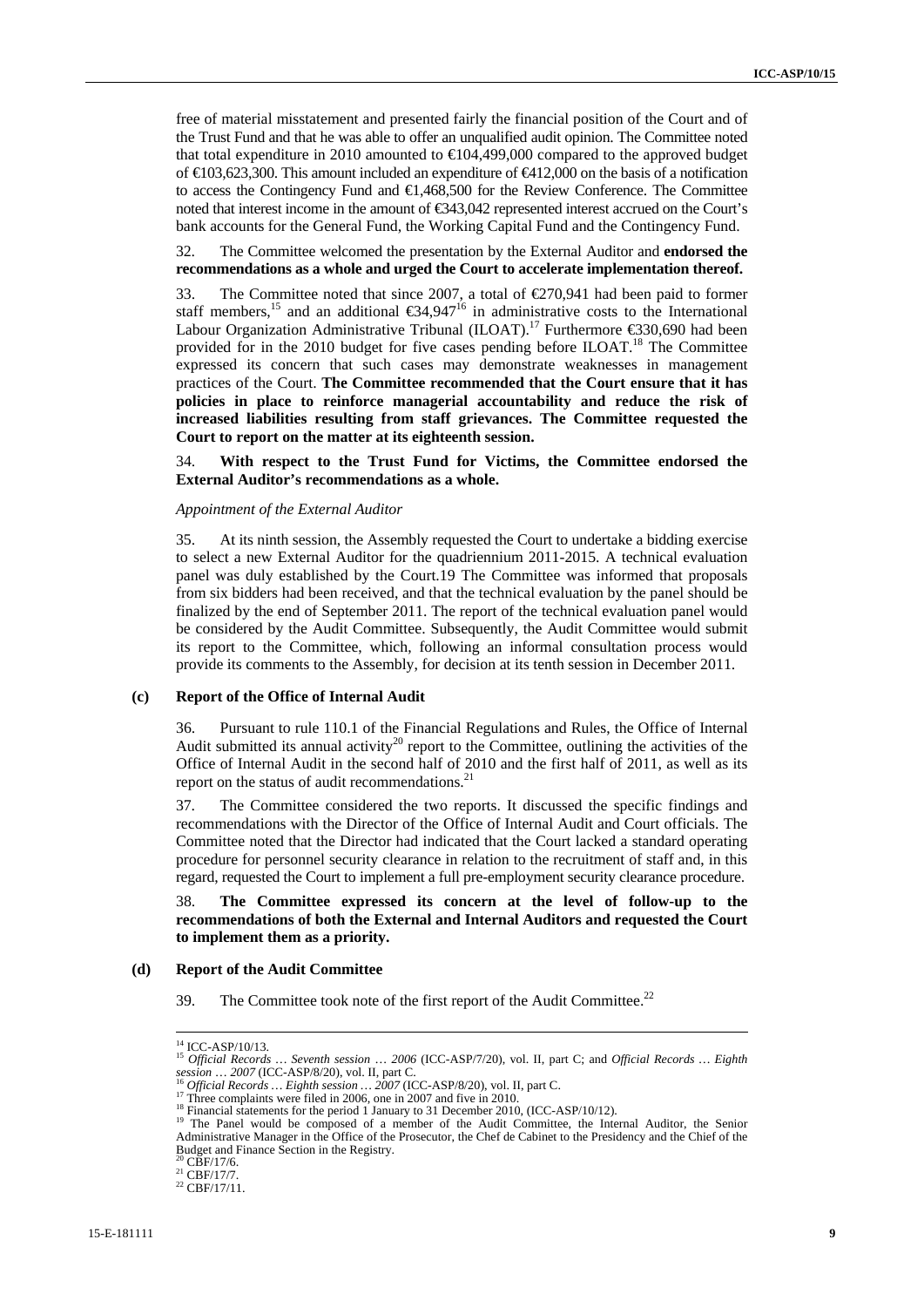free of material misstatement and presented fairly the financial position of the Court and of the Trust Fund and that he was able to offer an unqualified audit opinion. The Committee noted that total expenditure in 2010 amounted to €104,499,000 compared to the approved budget of €103,623,300. This amount included an expenditure of €412,000 on the basis of a notification to access the Contingency Fund and €1,468,500 for the Review Conference. The Committee noted that interest income in the amount of €343,042 represented interest accrued on the Court's bank accounts for the General Fund, the Working Capital Fund and the Contingency Fund.

32. The Committee welcomed the presentation by the External Auditor and **endorsed the recommendations as a whole and urged the Court to accelerate implementation thereof.**

33. The Committee noted that since 2007, a total of €270,941 had been paid to former staff members,[15] and an additional €34,947[16] in administrative costs to the International Labour Organization Administrative Tribunal (ILOAT).[17] Furthermore €330,690 had been provided for in the 2010 budget for five cases pending before ILOAT.[18] The Committee expressed its concern that such cases may demonstrate weaknesses in management practices of the Court. **The Committee recommended that the Court ensure that it has policies in place to reinforce managerial accountability and reduce the risk of increased liabilities resulting from staff grievances. The Committee requested the Court to report on the matter at its eighteenth session.**

34. **With respect to the Trust Fund for Victims, the Committee endorsed the External Auditor's recommendations as a whole.**

*Appointment of the External Auditor*

35. At its ninth session, the Assembly requested the Court to undertake a bidding exercise to select a new External Auditor for the quadriennium 2011-2015. A technical evaluation panel was duly established by the Court.19 The Committee was informed that proposals from six bidders had been received, and that the technical evaluation by the panel should be finalized by the end of September 2011. The report of the technical evaluation panel would be considered by the Audit Committee. Subsequently, the Audit Committee would submit its report to the Committee, which, following an informal consultation process would provide its comments to the Assembly, for decision at its tenth session in December 2011.

### (c) Report of the Office of Internal Audit

36. Pursuant to rule 110.1 of the Financial Regulations and Rules, the Office of Internal Audit submitted its annual activity[20] report to the Committee, outlining the activities of the Office of Internal Audit in the second half of 2010 and the first half of 2011, as well as its report on the status of audit recommendations.[21]

37. The Committee considered the two reports. It discussed the specific findings and recommendations with the Director of the Office of Internal Audit and Court officials. The Committee noted that the Director had indicated that the Court lacked a standard operating procedure for personnel security clearance in relation to the recruitment of staff and, in this regard, requested the Court to implement a full pre-employment security clearance procedure.

38. **The Committee expressed its concern at the level of follow-up to the recommendations of both the External and Internal Auditors and requested the Court to implement them as a priority.**

### (d) Report of the Audit Committee

39. The Committee took note of the first report of the Audit Committee.[22]

---

[14] ICC-ASP/10/13.

[15] *Official Records … Seventh session … 2006* (ICC-ASP/7/20), vol. II, part C; and *Official Records … Eighth session … 2007* (ICC-ASP/8/20), vol. II, part C.

[16] *Official Records … Eighth session … 2007* (ICC-ASP/8/20), vol. II, part C.

[17] Three complaints were filed in 2006, one in 2007 and five in 2010.

[18] Financial statements for the period 1 January to 31 December 2010, (ICC-ASP/10/12).

[19] The Panel would be composed of a member of the Audit Committee, the Internal Auditor, the Senior Administrative Manager in the Office of the Prosecutor, the Chef de Cabinet to the Presidency and the Chief of the Budget and Finance Section in the Registry.

[20] CBF/17/6.

[21] CBF/17/7.

[22] CBF/17/11.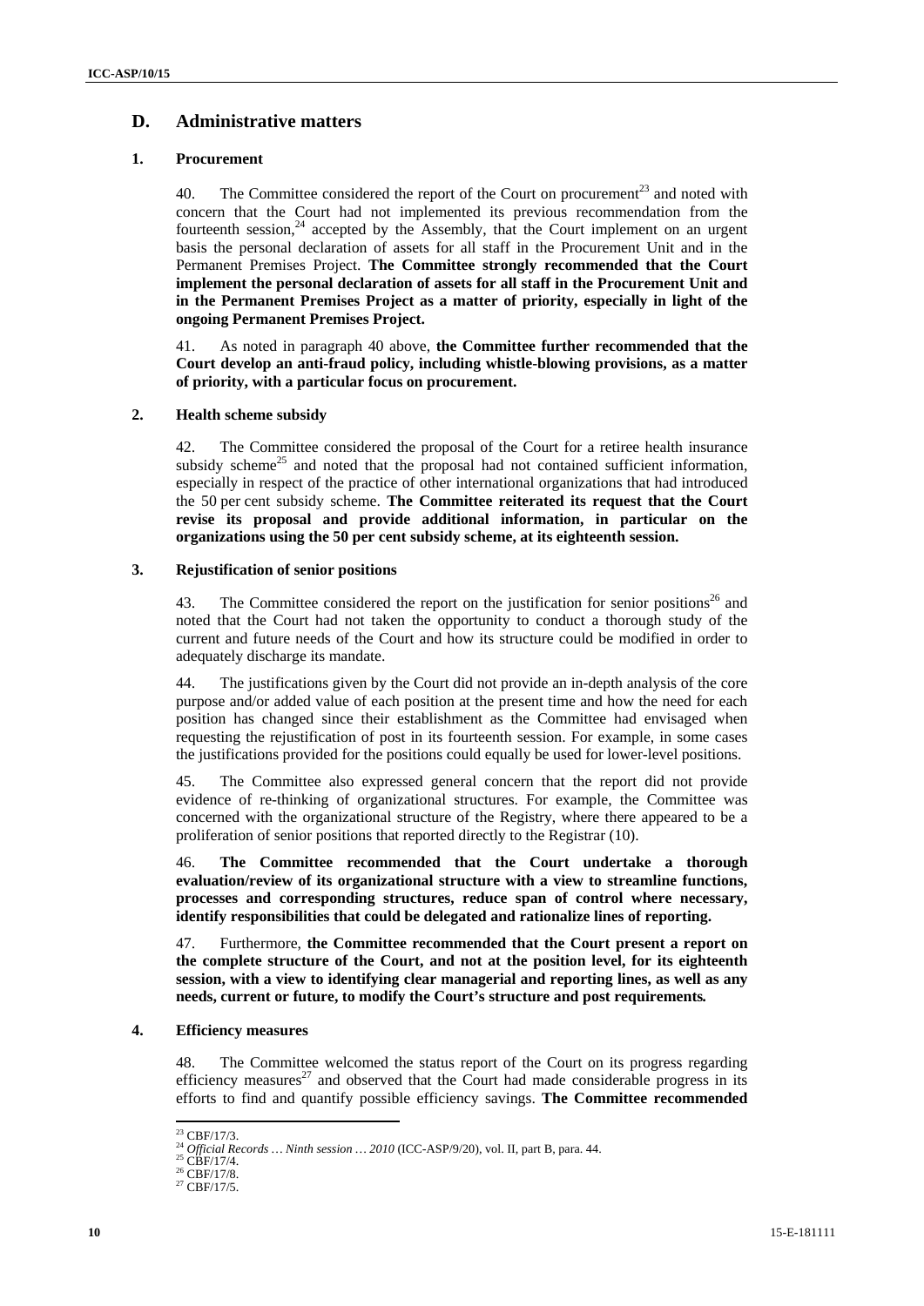## D. Administrative matters

### 1. Procurement

40. The Committee considered the report of the Court on procurement[23] and noted with concern that the Court had not implemented its previous recommendation from the fourteenth session,[24] accepted by the Assembly, that the Court implement on an urgent basis the personal declaration of assets for all staff in the Procurement Unit and in the Permanent Premises Project. **The Committee strongly recommended that the Court implement the personal declaration of assets for all staff in the Procurement Unit and in the Permanent Premises Project as a matter of priority, especially in light of the ongoing Permanent Premises Project.**

41. As noted in paragraph 40 above, **the Committee further recommended that the Court develop an anti-fraud policy, including whistle-blowing provisions, as a matter of priority, with a particular focus on procurement.**

### 2. Health scheme subsidy

42. The Committee considered the proposal of the Court for a retiree health insurance subsidy scheme[25] and noted that the proposal had not contained sufficient information, especially in respect of the practice of other international organizations that had introduced the 50 per cent subsidy scheme. **The Committee reiterated its request that the Court revise its proposal and provide additional information, in particular on the organizations using the 50 per cent subsidy scheme, at its eighteenth session.**

### 3. Rejustification of senior positions

43. The Committee considered the report on the justification for senior positions[26] and noted that the Court had not taken the opportunity to conduct a thorough study of the current and future needs of the Court and how its structure could be modified in order to adequately discharge its mandate.

44. The justifications given by the Court did not provide an in-depth analysis of the core purpose and/or added value of each position at the present time and how the need for each position has changed since their establishment as the Committee had envisaged when requesting the rejustification of post in its fourteenth session. For example, in some cases the justifications provided for the positions could equally be used for lower-level positions.

45. The Committee also expressed general concern that the report did not provide evidence of re-thinking of organizational structures. For example, the Committee was concerned with the organizational structure of the Registry, where there appeared to be a proliferation of senior positions that reported directly to the Registrar (10).

46. **The Committee recommended that the Court undertake a thorough evaluation/review of its organizational structure with a view to streamline functions, processes and corresponding structures, reduce span of control where necessary, identify responsibilities that could be delegated and rationalize lines of reporting.**

47. Furthermore, **the Committee recommended that the Court present a report on the complete structure of the Court, and not at the position level, for its eighteenth session, with a view to identifying clear managerial and reporting lines, as well as any needs, current or future, to modify the Court's structure and post requirements.**

### 4. Efficiency measures

48. The Committee welcomed the status report of the Court on its progress regarding efficiency measures[27] and observed that the Court had made considerable progress in its efforts to find and quantify possible efficiency savings. **The Committee recommended**

---

[23] CBF/17/3.

[24] *Official Records … Ninth session … 2010* (ICC-ASP/9/20), vol. II, part B, para. 44.

[25] CBF/17/4.

[26] CBF/17/8.

[27] CBF/17/5.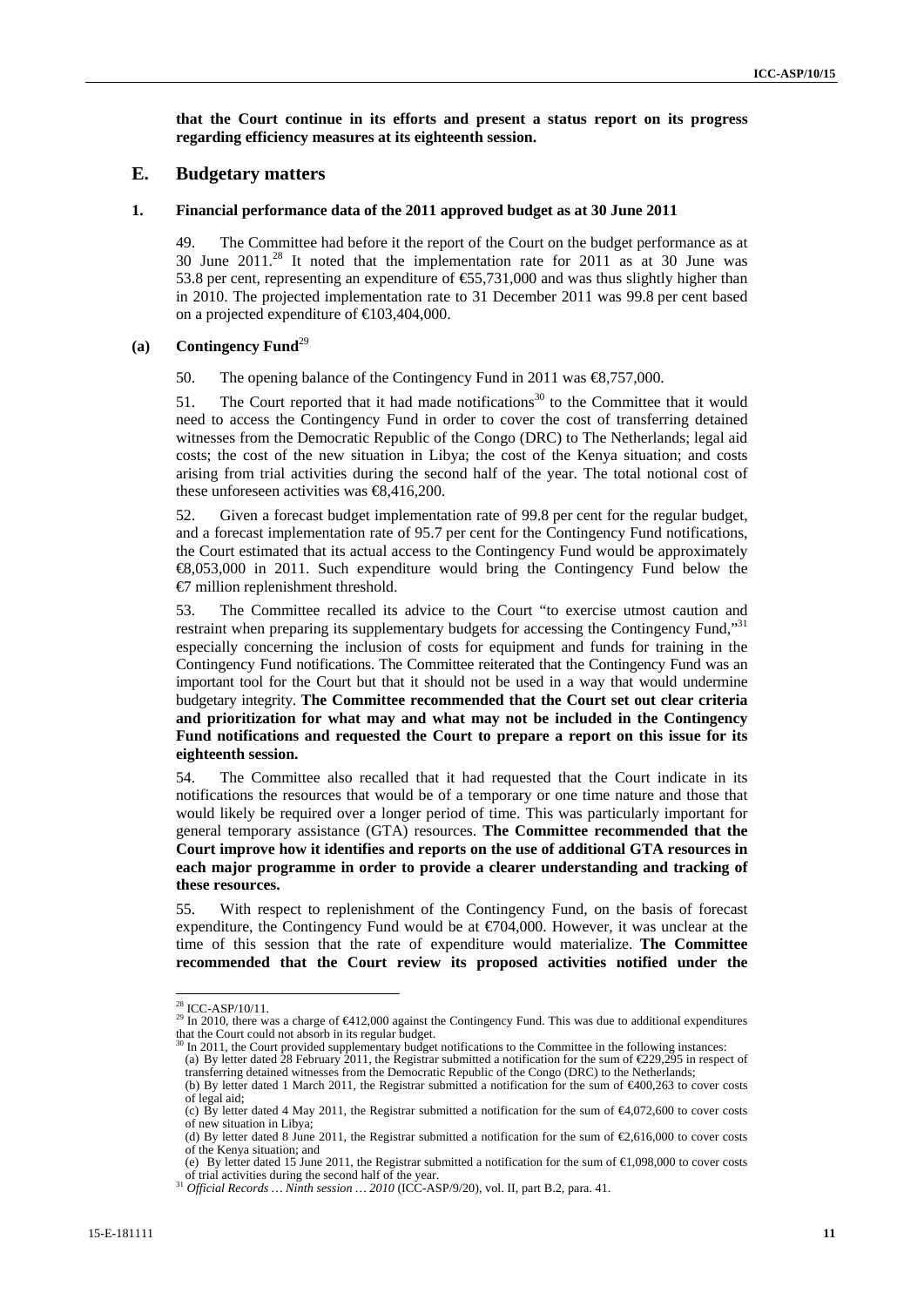**that the Court continue in its efforts and present a status report on its progress regarding efficiency measures at its eighteenth session.**

## E. Budgetary matters

### 1. Financial performance data of the 2011 approved budget as at 30 June 2011

49. The Committee had before it the report of the Court on the budget performance as at 30 June 2011.[28] It noted that the implementation rate for 2011 as at 30 June was 53.8 per cent, representing an expenditure of €55,731,000 and was thus slightly higher than in 2010. The projected implementation rate to 31 December 2011 was 99.8 per cent based on a projected expenditure of €103,404,000.

#### (a) Contingency Fund[29]

50. The opening balance of the Contingency Fund in 2011 was €8,757,000.

51. The Court reported that it had made notifications[30] to the Committee that it would need to access the Contingency Fund in order to cover the cost of transferring detained witnesses from the Democratic Republic of the Congo (DRC) to The Netherlands; legal aid costs; the cost of the new situation in Libya; the cost of the Kenya situation; and costs arising from trial activities during the second half of the year. The total notional cost of these unforeseen activities was €8,416,200.

52. Given a forecast budget implementation rate of 99.8 per cent for the regular budget, and a forecast implementation rate of 95.7 per cent for the Contingency Fund notifications, the Court estimated that its actual access to the Contingency Fund would be approximately €8,053,000 in 2011. Such expenditure would bring the Contingency Fund below the €7 million replenishment threshold.

53. The Committee recalled its advice to the Court "to exercise utmost caution and restraint when preparing its supplementary budgets for accessing the Contingency Fund,"[31] especially concerning the inclusion of costs for equipment and funds for training in the Contingency Fund notifications. The Committee reiterated that the Contingency Fund was an important tool for the Court but that it should not be used in a way that would undermine budgetary integrity. **The Committee recommended that the Court set out clear criteria and prioritization for what may and what may not be included in the Contingency Fund notifications and requested the Court to prepare a report on this issue for its eighteenth session.**

54. The Committee also recalled that it had requested that the Court indicate in its notifications the resources that would be of a temporary or one time nature and those that would likely be required over a longer period of time. This was particularly important for general temporary assistance (GTA) resources. **The Committee recommended that the Court improve how it identifies and reports on the use of additional GTA resources in each major programme in order to provide a clearer understanding and tracking of these resources.**

55. With respect to replenishment of the Contingency Fund, on the basis of forecast expenditure, the Contingency Fund would be at €704,000. However, it was unclear at the time of this session that the rate of expenditure would materialize. **The Committee recommended that the Court review its proposed activities notified under the**

---

[28] ICC-ASP/10/11.

[29] In 2010, there was a charge of €412,000 against the Contingency Fund. This was due to additional expenditures that the Court could not absorb in its regular budget.

[30] In 2011, the Court provided supplementary budget notifications to the Committee in the following instances:
(a) By letter dated 28 February 2011, the Registrar submitted a notification for the sum of €229,295 in respect of transferring detained witnesses from the Democratic Republic of the Congo (DRC) to the Netherlands;
(b) By letter dated 1 March 2011, the Registrar submitted a notification for the sum of €400,263 to cover costs of legal aid;
(c) By letter dated 4 May 2011, the Registrar submitted a notification for the sum of €4,072,600 to cover costs of new situation in Libya;
(d) By letter dated 8 June 2011, the Registrar submitted a notification for the sum of €2,616,000 to cover costs of the Kenya situation; and
(e) By letter dated 15 June 2011, the Registrar submitted a notification for the sum of €1,098,000 to cover costs of trial activities during the second half of the year.

[31] *Official Records … Ninth session … 2010* (ICC-ASP/9/20), vol. II, part B.2, para. 41.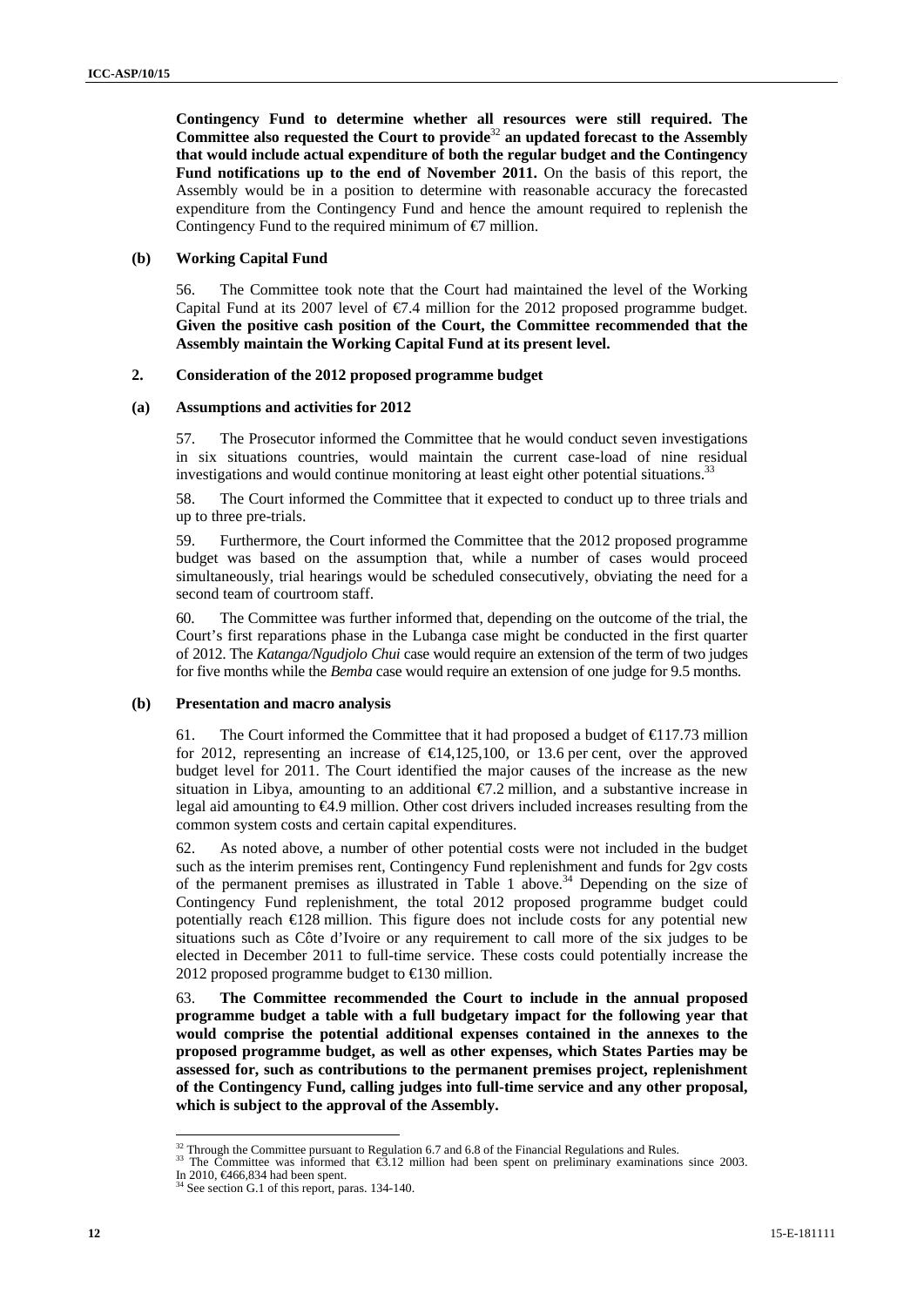**Contingency Fund to determine whether all resources were still required. The Committee also requested the Court to provide**[32] **an updated forecast to the Assembly that would include actual expenditure of both the regular budget and the Contingency Fund notifications up to the end of November 2011.** On the basis of this report, the Assembly would be in a position to determine with reasonable accuracy the forecasted expenditure from the Contingency Fund and hence the amount required to replenish the Contingency Fund to the required minimum of €7 million.

#### (b) Working Capital Fund

56. The Committee took note that the Court had maintained the level of the Working Capital Fund at its 2007 level of €7.4 million for the 2012 proposed programme budget. **Given the positive cash position of the Court, the Committee recommended that the Assembly maintain the Working Capital Fund at its present level.**

### 2. Consideration of the 2012 proposed programme budget

#### (a) Assumptions and activities for 2012

57. The Prosecutor informed the Committee that he would conduct seven investigations in six situations countries, would maintain the current case-load of nine residual investigations and would continue monitoring at least eight other potential situations.[33]

58. The Court informed the Committee that it expected to conduct up to three trials and up to three pre-trials.

59. Furthermore, the Court informed the Committee that the 2012 proposed programme budget was based on the assumption that, while a number of cases would proceed simultaneously, trial hearings would be scheduled consecutively, obviating the need for a second team of courtroom staff.

60. The Committee was further informed that, depending on the outcome of the trial, the Court's first reparations phase in the Lubanga case might be conducted in the first quarter of 2012. The *Katanga/Ngudjolo Chui* case would require an extension of the term of two judges for five months while the *Bemba* case would require an extension of one judge for 9.5 months.

#### (b) Presentation and macro analysis

61. The Court informed the Committee that it had proposed a budget of €117.73 million for 2012, representing an increase of €14,125,100, or 13.6 per cent, over the approved budget level for 2011. The Court identified the major causes of the increase as the new situation in Libya, amounting to an additional €7.2 million, and a substantive increase in legal aid amounting to €4.9 million. Other cost drivers included increases resulting from the common system costs and certain capital expenditures.

62. As noted above, a number of other potential costs were not included in the budget such as the interim premises rent, Contingency Fund replenishment and funds for 2gv costs of the permanent premises as illustrated in Table 1 above.[34] Depending on the size of Contingency Fund replenishment, the total 2012 proposed programme budget could potentially reach €128 million. This figure does not include costs for any potential new situations such as Côte d'Ivoire or any requirement to call more of the six judges to be elected in December 2011 to full-time service. These costs could potentially increase the 2012 proposed programme budget to €130 million.

63. **The Committee recommended the Court to include in the annual proposed programme budget a table with a full budgetary impact for the following year that would comprise the potential additional expenses contained in the annexes to the proposed programme budget, as well as other expenses, which States Parties may be assessed for, such as contributions to the permanent premises project, replenishment of the Contingency Fund, calling judges into full-time service and any other proposal, which is subject to the approval of the Assembly.**

---

[32] Through the Committee pursuant to Regulation 6.7 and 6.8 of the Financial Regulations and Rules.

[33] The Committee was informed that €3.12 million had been spent on preliminary examinations since 2003. In 2010, €466,834 had been spent.

[34] See section G.1 of this report, paras. 134-140.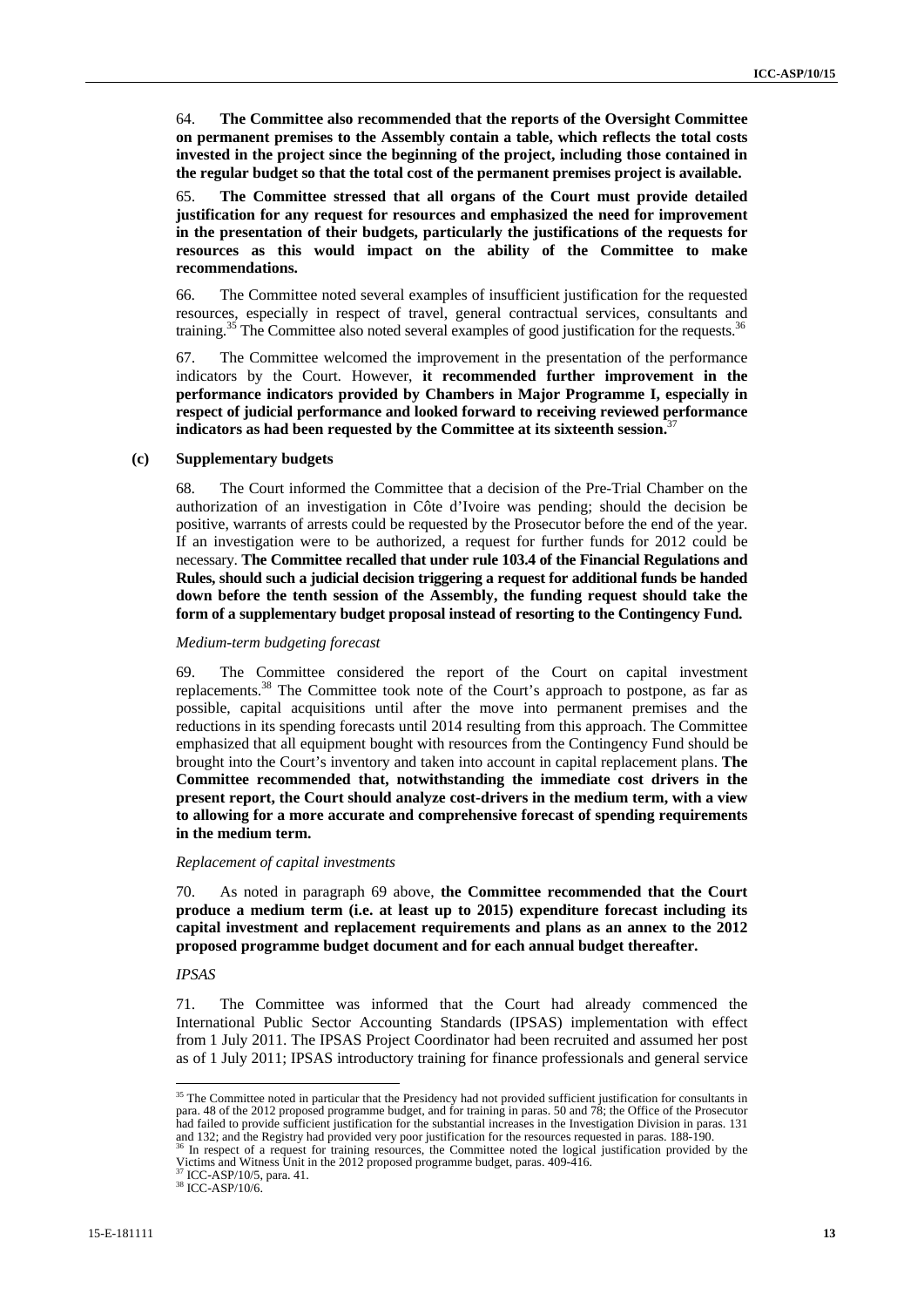64. **The Committee also recommended that the reports of the Oversight Committee on permanent premises to the Assembly contain a table, which reflects the total costs invested in the project since the beginning of the project, including those contained in the regular budget so that the total cost of the permanent premises project is available.**

65. **The Committee stressed that all organs of the Court must provide detailed justification for any request for resources and emphasized the need for improvement in the presentation of their budgets, particularly the justifications of the requests for resources as this would impact on the ability of the Committee to make recommendations.**

66. The Committee noted several examples of insufficient justification for the requested resources, especially in respect of travel, general contractual services, consultants and training.[35] The Committee also noted several examples of good justification for the requests.[36]

67. The Committee welcomed the improvement in the presentation of the performance indicators by the Court. However, **it recommended further improvement in the performance indicators provided by Chambers in Major Programme I, especially in respect of judicial performance and looked forward to receiving reviewed performance indicators as had been requested by the Committee at its sixteenth session.**[37]

### (c) Supplementary budgets

68. The Court informed the Committee that a decision of the Pre-Trial Chamber on the authorization of an investigation in Côte d'Ivoire was pending; should the decision be positive, warrants of arrests could be requested by the Prosecutor before the end of the year. If an investigation were to be authorized, a request for further funds for 2012 could be necessary. **The Committee recalled that under rule 103.4 of the Financial Regulations and Rules, should such a judicial decision triggering a request for additional funds be handed down before the tenth session of the Assembly, the funding request should take the form of a supplementary budget proposal instead of resorting to the Contingency Fund.**

*Medium-term budgeting forecast*

69. The Committee considered the report of the Court on capital investment replacements.[38] The Committee took note of the Court's approach to postpone, as far as possible, capital acquisitions until after the move into permanent premises and the reductions in its spending forecasts until 2014 resulting from this approach. The Committee emphasized that all equipment bought with resources from the Contingency Fund should be brought into the Court's inventory and taken into account in capital replacement plans. **The Committee recommended that, notwithstanding the immediate cost drivers in the present report, the Court should analyze cost-drivers in the medium term, with a view to allowing for a more accurate and comprehensive forecast of spending requirements in the medium term.**

*Replacement of capital investments*

70. As noted in paragraph 69 above, **the Committee recommended that the Court produce a medium term (i.e. at least up to 2015) expenditure forecast including its capital investment and replacement requirements and plans as an annex to the 2012 proposed programme budget document and for each annual budget thereafter.**

*IPSAS*

71. The Committee was informed that the Court had already commenced the International Public Sector Accounting Standards (IPSAS) implementation with effect from 1 July 2011. The IPSAS Project Coordinator had been recruited and assumed her post as of 1 July 2011; IPSAS introductory training for finance professionals and general service

---

[35] The Committee noted in particular that the Presidency had not provided sufficient justification for consultants in para. 48 of the 2012 proposed programme budget, and for training in paras. 50 and 78; the Office of the Prosecutor had failed to provide sufficient justification for the substantial increases in the Investigation Division in paras. 131 and 132; and the Registry had provided very poor justification for the resources requested in paras. 188-190.

[36] In respect of a request for training resources, the Committee noted the logical justification provided by the Victims and Witness Unit in the 2012 proposed programme budget, paras. 409-416.

[37] ICC-ASP/10/5, para. 41.

[38] ICC-ASP/10/6.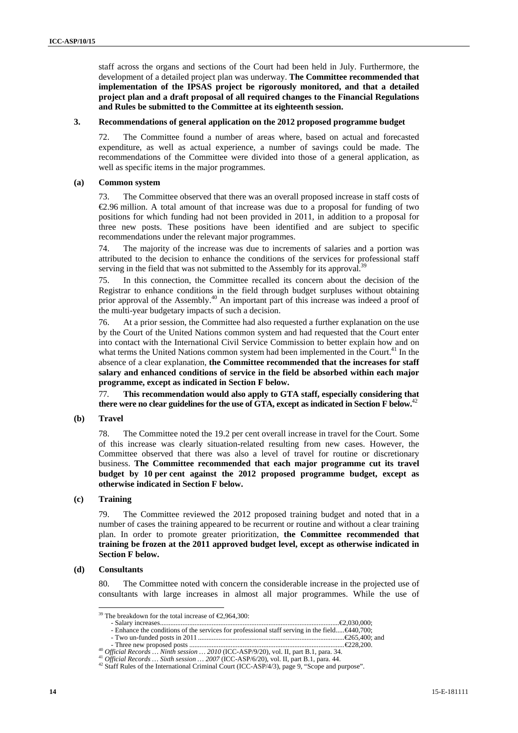staff across the organs and sections of the Court had been held in July. Furthermore, the development of a detailed project plan was underway. **The Committee recommended that implementation of the IPSAS project be rigorously monitored, and that a detailed project plan and a draft proposal of all required changes to the Financial Regulations and Rules be submitted to the Committee at its eighteenth session.**

### 3. Recommendations of general application on the 2012 proposed programme budget

72. The Committee found a number of areas where, based on actual and forecasted expenditure, as well as actual experience, a number of savings could be made. The recommendations of the Committee were divided into those of a general application, as well as specific items in the major programmes.

#### (a) Common system

73. The Committee observed that there was an overall proposed increase in staff costs of €2.96 million. A total amount of that increase was due to a proposal for funding of two positions for which funding had not been provided in 2011, in addition to a proposal for three new posts. These positions have been identified and are subject to specific recommendations under the relevant major programmes.

74. The majority of the increase was due to increments of salaries and a portion was attributed to the decision to enhance the conditions of the services for professional staff serving in the field that was not submitted to the Assembly for its approval.[39]

75. In this connection, the Committee recalled its concern about the decision of the Registrar to enhance conditions in the field through budget surpluses without obtaining prior approval of the Assembly.[40] An important part of this increase was indeed a proof of the multi-year budgetary impacts of such a decision.

76. At a prior session, the Committee had also requested a further explanation on the use by the Court of the United Nations common system and had requested that the Court enter into contact with the International Civil Service Commission to better explain how and on what terms the United Nations common system had been implemented in the Court.[41] In the absence of a clear explanation, **the Committee recommended that the increases for staff salary and enhanced conditions of service in the field be absorbed within each major programme, except as indicated in Section F below.**

77. **This recommendation would also apply to GTA staff, especially considering that there were no clear guidelines for the use of GTA, except as indicated in Section F below.**[42]

#### (b) Travel

78. The Committee noted the 19.2 per cent overall increase in travel for the Court. Some of this increase was clearly situation-related resulting from new cases. However, the Committee observed that there was also a level of travel for routine or discretionary business. **The Committee recommended that each major programme cut its travel budget by 10 per cent against the 2012 proposed programme budget, except as otherwise indicated in Section F below.**

#### (c) Training

79. The Committee reviewed the 2012 proposed training budget and noted that in a number of cases the training appeared to be recurrent or routine and without a clear training plan. In order to promote greater prioritization, **the Committee recommended that training be frozen at the 2011 approved budget level, except as otherwise indicated in Section F below.**

#### (d) Consultants

80. The Committee noted with concern the considerable increase in the projected use of consultants with large increases in almost all major programmes. While the use of

---

[39] The breakdown for the total increase of €2,964,300:
- Salary increases....................................................€2,030,000;
- Enhance the conditions of the services for professional staff serving in the field.....€440,700;
- Two un-funded posts in 2011....................................................€265,400; and
- Three new proposed posts....................................................€228,200.

[40] *Official Records … Ninth session … 2010* (ICC-ASP/9/20), vol. II, part B.1, para. 34.

[41] *Official Records … Sixth session … 2007* (ICC-ASP/6/20), vol. II, part B.1, para. 44.

[42] Staff Rules of the International Criminal Court (ICC-ASP/4/3), page 9, "Scope and purpose".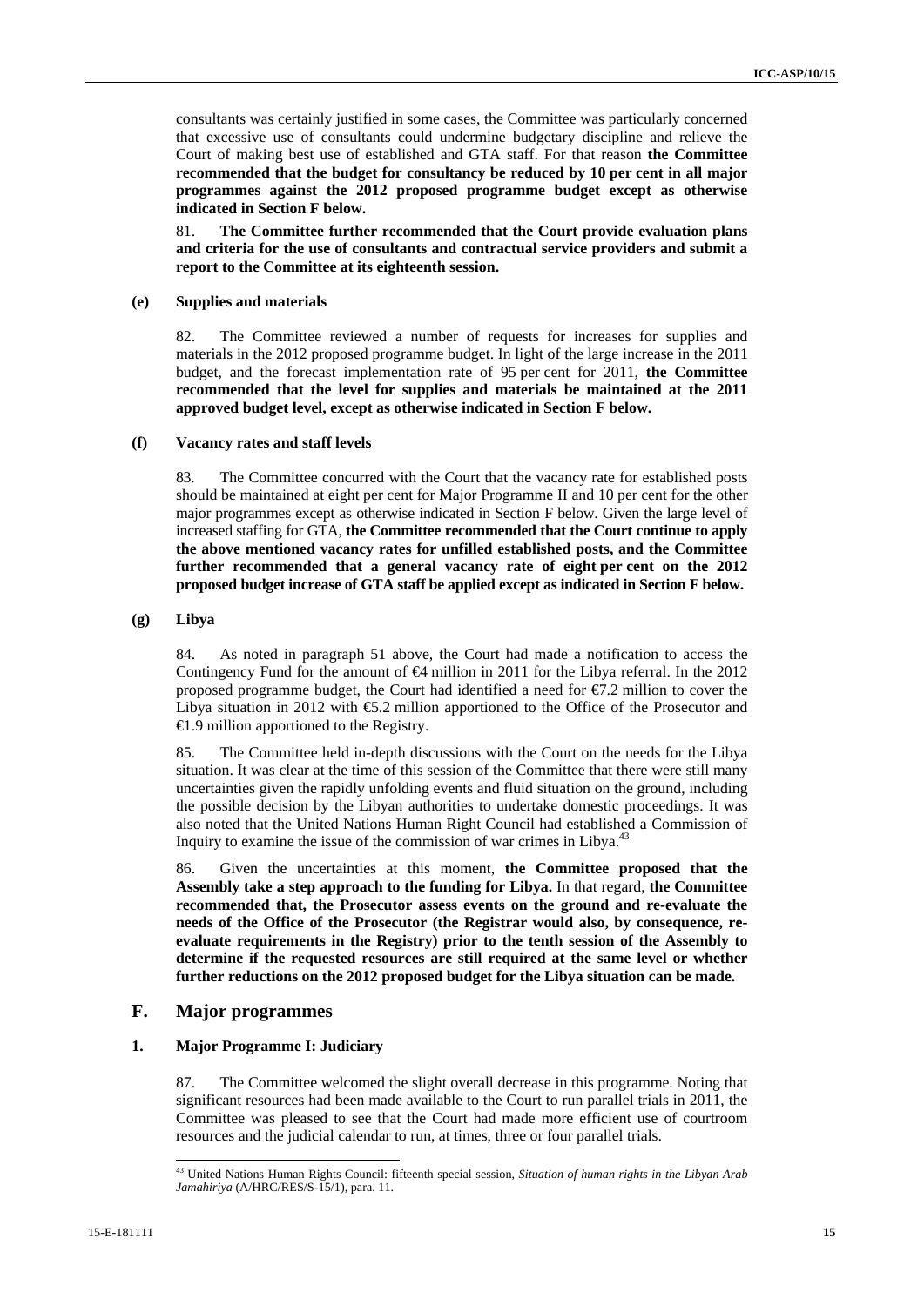consultants was certainly justified in some cases, the Committee was particularly concerned that excessive use of consultants could undermine budgetary discipline and relieve the Court of making best use of established and GTA staff. For that reason **the Committee recommended that the budget for consultancy be reduced by 10 per cent in all major programmes against the 2012 proposed programme budget except as otherwise indicated in Section F below.**

81. **The Committee further recommended that the Court provide evaluation plans and criteria for the use of consultants and contractual service providers and submit a report to the Committee at its eighteenth session.**

#### (e) Supplies and materials

82. The Committee reviewed a number of requests for increases for supplies and materials in the 2012 proposed programme budget. In light of the large increase in the 2011 budget, and the forecast implementation rate of 95 per cent for 2011, **the Committee recommended that the level for supplies and materials be maintained at the 2011 approved budget level, except as otherwise indicated in Section F below.**

#### (f) Vacancy rates and staff levels

83. The Committee concurred with the Court that the vacancy rate for established posts should be maintained at eight per cent for Major Programme II and 10 per cent for the other major programmes except as otherwise indicated in Section F below. Given the large level of increased staffing for GTA, **the Committee recommended that the Court continue to apply the above mentioned vacancy rates for unfilled established posts, and the Committee further recommended that a general vacancy rate of eight per cent on the 2012 proposed budget increase of GTA staff be applied except as indicated in Section F below.**

#### (g) Libya

84. As noted in paragraph 51 above, the Court had made a notification to access the Contingency Fund for the amount of €4 million in 2011 for the Libya referral. In the 2012 proposed programme budget, the Court had identified a need for €7.2 million to cover the Libya situation in 2012 with €5.2 million apportioned to the Office of the Prosecutor and €1.9 million apportioned to the Registry.

85. The Committee held in-depth discussions with the Court on the needs for the Libya situation. It was clear at the time of this session of the Committee that there were still many uncertainties given the rapidly unfolding events and fluid situation on the ground, including the possible decision by the Libyan authorities to undertake domestic proceedings. It was also noted that the United Nations Human Right Council had established a Commission of Inquiry to examine the issue of the commission of war crimes in Libya.[43]

86. Given the uncertainties at this moment, **the Committee proposed that the Assembly take a step approach to the funding for Libya.** In that regard, **the Committee recommended that, the Prosecutor assess events on the ground and re-evaluate the needs of the Office of the Prosecutor (the Registrar would also, by consequence, re-evaluate requirements in the Registry) prior to the tenth session of the Assembly to determine if the requested resources are still required at the same level or whether further reductions on the 2012 proposed budget for the Libya situation can be made.**

## F. Major programmes

### 1. Major Programme I: Judiciary

87. The Committee welcomed the slight overall decrease in this programme. Noting that significant resources had been made available to the Court to run parallel trials in 2011, the Committee was pleased to see that the Court had made more efficient use of courtroom resources and the judicial calendar to run, at times, three or four parallel trials.

---

[43] United Nations Human Rights Council: fifteenth special session, *Situation of human rights in the Libyan Arab Jamahiriya* (A/HRC/RES/S-15/1), para. 11.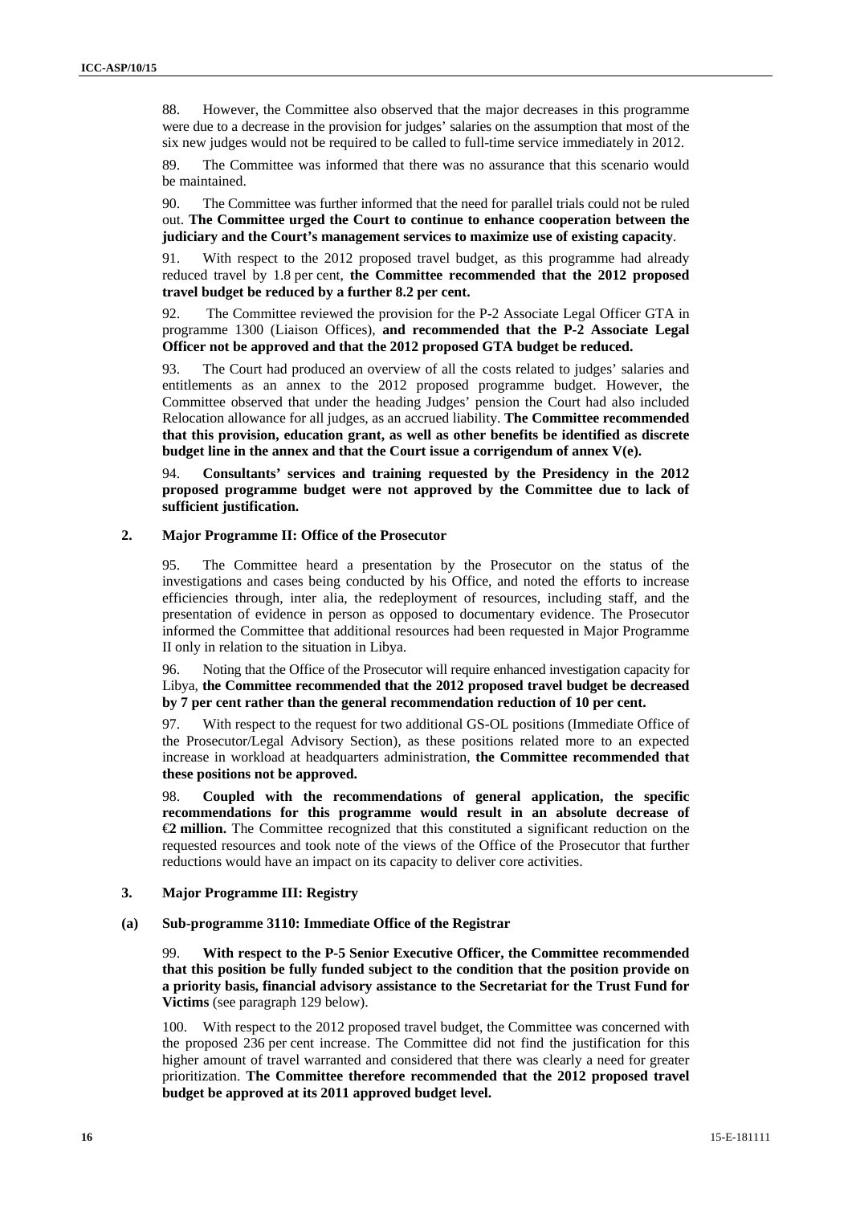88. However, the Committee also observed that the major decreases in this programme were due to a decrease in the provision for judges' salaries on the assumption that most of the six new judges would not be required to be called to full-time service immediately in 2012.

89. The Committee was informed that there was no assurance that this scenario would be maintained.

90. The Committee was further informed that the need for parallel trials could not be ruled out. **The Committee urged the Court to continue to enhance cooperation between the judiciary and the Court's management services to maximize use of existing capacity**.

91. With respect to the 2012 proposed travel budget, as this programme had already reduced travel by 1.8 per cent, **the Committee recommended that the 2012 proposed travel budget be reduced by a further 8.2 per cent.**

92. The Committee reviewed the provision for the P-2 Associate Legal Officer GTA in programme 1300 (Liaison Offices), **and recommended that the P-2 Associate Legal Officer not be approved and that the 2012 proposed GTA budget be reduced.**

93. The Court had produced an overview of all the costs related to judges' salaries and entitlements as an annex to the 2012 proposed programme budget. However, the Committee observed that under the heading Judges' pension the Court had also included Relocation allowance for all judges, as an accrued liability. **The Committee recommended that this provision, education grant, as well as other benefits be identified as discrete budget line in the annex and that the Court issue a corrigendum of annex V(e).**

94. **Consultants' services and training requested by the Presidency in the 2012 proposed programme budget were not approved by the Committee due to lack of sufficient justification.**

## 2. Major Programme II: Office of the Prosecutor

95. The Committee heard a presentation by the Prosecutor on the status of the investigations and cases being conducted by his Office, and noted the efforts to increase efficiencies through, inter alia, the redeployment of resources, including staff, and the presentation of evidence in person as opposed to documentary evidence. The Prosecutor informed the Committee that additional resources had been requested in Major Programme II only in relation to the situation in Libya.

96. Noting that the Office of the Prosecutor will require enhanced investigation capacity for Libya, **the Committee recommended that the 2012 proposed travel budget be decreased by 7 per cent rather than the general recommendation reduction of 10 per cent.**

97. With respect to the request for two additional GS-OL positions (Immediate Office of the Prosecutor/Legal Advisory Section), as these positions related more to an expected increase in workload at headquarters administration, **the Committee recommended that these positions not be approved.**

98. **Coupled with the recommendations of general application, the specific recommendations for this programme would result in an absolute decrease of €2 million.** The Committee recognized that this constituted a significant reduction on the requested resources and took note of the views of the Office of the Prosecutor that further reductions would have an impact on its capacity to deliver core activities.

## 3. Major Programme III: Registry

### (a) Sub-programme 3110: Immediate Office of the Registrar

99. **With respect to the P-5 Senior Executive Officer, the Committee recommended that this position be fully funded subject to the condition that the position provide on a priority basis, financial advisory assistance to the Secretariat for the Trust Fund for Victims** (see paragraph 129 below).

100. With respect to the 2012 proposed travel budget, the Committee was concerned with the proposed 236 per cent increase. The Committee did not find the justification for this higher amount of travel warranted and considered that there was clearly a need for greater prioritization. **The Committee therefore recommended that the 2012 proposed travel budget be approved at its 2011 approved budget level.**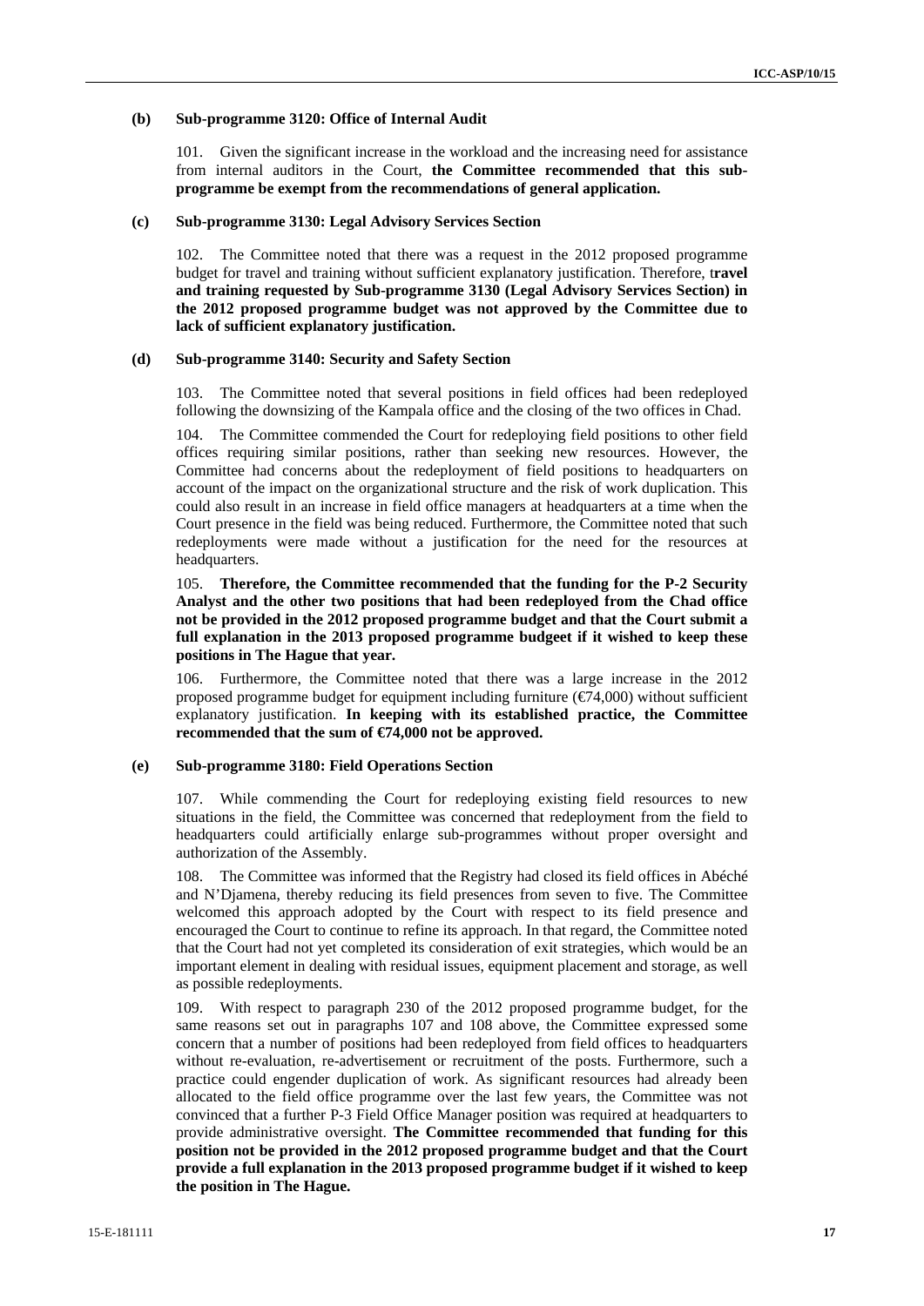### (b) Sub-programme 3120: Office of Internal Audit

101. Given the significant increase in the workload and the increasing need for assistance from internal auditors in the Court, **the Committee recommended that this sub-programme be exempt from the recommendations of general application.**

### (c) Sub-programme 3130: Legal Advisory Services Section

102. The Committee noted that there was a request in the 2012 proposed programme budget for travel and training without sufficient explanatory justification. Therefore, t**ravel and training requested by Sub-programme 3130 (Legal Advisory Services Section) in the 2012 proposed programme budget was not approved by the Committee due to lack of sufficient explanatory justification.**

### (d) Sub-programme 3140: Security and Safety Section

103. The Committee noted that several positions in field offices had been redeployed following the downsizing of the Kampala office and the closing of the two offices in Chad.

104. The Committee commended the Court for redeploying field positions to other field offices requiring similar positions, rather than seeking new resources. However, the Committee had concerns about the redeployment of field positions to headquarters on account of the impact on the organizational structure and the risk of work duplication. This could also result in an increase in field office managers at headquarters at a time when the Court presence in the field was being reduced. Furthermore, the Committee noted that such redeployments were made without a justification for the need for the resources at headquarters.

105. **Therefore, the Committee recommended that the funding for the P-2 Security Analyst and the other two positions that had been redeployed from the Chad office not be provided in the 2012 proposed programme budget and that the Court submit a full explanation in the 2013 proposed programme budgeet if it wished to keep these positions in The Hague that year.**

106. Furthermore, the Committee noted that there was a large increase in the 2012 proposed programme budget for equipment including furniture (€74,000) without sufficient explanatory justification. **In keeping with its established practice, the Committee recommended that the sum of €74,000 not be approved.**

### (e) Sub-programme 3180: Field Operations Section

107. While commending the Court for redeploying existing field resources to new situations in the field, the Committee was concerned that redeployment from the field to headquarters could artificially enlarge sub-programmes without proper oversight and authorization of the Assembly.

108. The Committee was informed that the Registry had closed its field offices in Abéché and N'Djamena, thereby reducing its field presences from seven to five. The Committee welcomed this approach adopted by the Court with respect to its field presence and encouraged the Court to continue to refine its approach. In that regard, the Committee noted that the Court had not yet completed its consideration of exit strategies, which would be an important element in dealing with residual issues, equipment placement and storage, as well as possible redeployments.

109. With respect to paragraph 230 of the 2012 proposed programme budget, for the same reasons set out in paragraphs 107 and 108 above, the Committee expressed some concern that a number of positions had been redeployed from field offices to headquarters without re-evaluation, re-advertisement or recruitment of the posts. Furthermore, such a practice could engender duplication of work. As significant resources had already been allocated to the field office programme over the last few years, the Committee was not convinced that a further P-3 Field Office Manager position was required at headquarters to provide administrative oversight. **The Committee recommended that funding for this position not be provided in the 2012 proposed programme budget and that the Court provide a full explanation in the 2013 proposed programme budget if it wished to keep the position in The Hague.**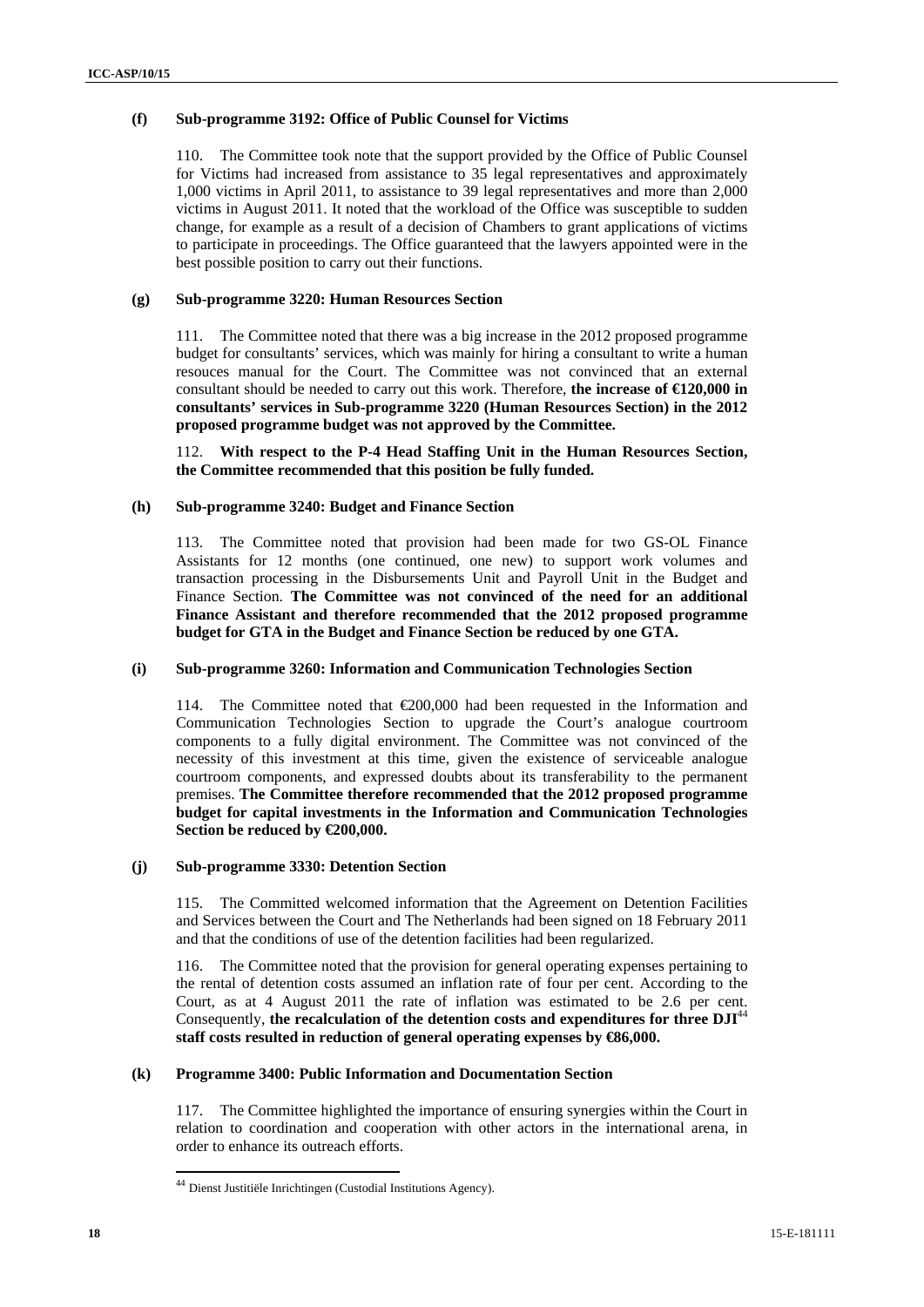#### (f) Sub-programme 3192: Office of Public Counsel for Victims

110. The Committee took note that the support provided by the Office of Public Counsel for Victims had increased from assistance to 35 legal representatives and approximately 1,000 victims in April 2011, to assistance to 39 legal representatives and more than 2,000 victims in August 2011. It noted that the workload of the Office was susceptible to sudden change, for example as a result of a decision of Chambers to grant applications of victims to participate in proceedings. The Office guaranteed that the lawyers appointed were in the best possible position to carry out their functions.

#### (g) Sub-programme 3220: Human Resources Section

111. The Committee noted that there was a big increase in the 2012 proposed programme budget for consultants' services, which was mainly for hiring a consultant to write a human resouces manual for the Court. The Committee was not convinced that an external consultant should be needed to carry out this work. Therefore, **the increase of €120,000 in consultants' services in Sub-programme 3220 (Human Resources Section) in the 2012 proposed programme budget was not approved by the Committee.**

112. **With respect to the P-4 Head Staffing Unit in the Human Resources Section, the Committee recommended that this position be fully funded.**

#### (h) Sub-programme 3240: Budget and Finance Section

113. The Committee noted that provision had been made for two GS-OL Finance Assistants for 12 months (one continued, one new) to support work volumes and transaction processing in the Disbursements Unit and Payroll Unit in the Budget and Finance Section. **The Committee was not convinced of the need for an additional Finance Assistant and therefore recommended that the 2012 proposed programme budget for GTA in the Budget and Finance Section be reduced by one GTA.**

#### (i) Sub-programme 3260: Information and Communication Technologies Section

114. The Committee noted that €200,000 had been requested in the Information and Communication Technologies Section to upgrade the Court's analogue courtroom components to a fully digital environment. The Committee was not convinced of the necessity of this investment at this time, given the existence of serviceable analogue courtroom components, and expressed doubts about its transferability to the permanent premises. **The Committee therefore recommended that the 2012 proposed programme budget for capital investments in the Information and Communication Technologies Section be reduced by €200,000.**

#### (j) Sub-programme 3330: Detention Section

115. The Committed welcomed information that the Agreement on Detention Facilities and Services between the Court and The Netherlands had been signed on 18 February 2011 and that the conditions of use of the detention facilities had been regularized.

116. The Committee noted that the provision for general operating expenses pertaining to the rental of detention costs assumed an inflation rate of four per cent. According to the Court, as at 4 August 2011 the rate of inflation was estimated to be 2.6 per cent. Consequently, **the recalculation of the detention costs and expenditures for three DJI**[44] **staff costs resulted in reduction of general operating expenses by €86,000.**

#### (k) Programme 3400: Public Information and Documentation Section

117. The Committee highlighted the importance of ensuring synergies within the Court in relation to coordination and cooperation with other actors in the international arena, in order to enhance its outreach efforts.

---

[44] Dienst Justitiële Inrichtingen (Custodial Institutions Agency).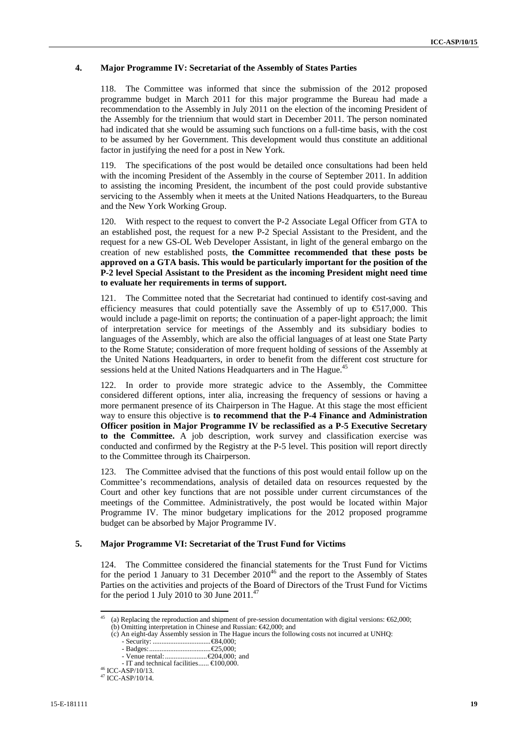#### 4. Major Programme IV: Secretariat of the Assembly of States Parties

118. The Committee was informed that since the submission of the 2012 proposed programme budget in March 2011 for this major programme the Bureau had made a recommendation to the Assembly in July 2011 on the election of the incoming President of the Assembly for the triennium that would start in December 2011. The person nominated had indicated that she would be assuming such functions on a full-time basis, with the cost to be assumed by her Government. This development would thus constitute an additional factor in justifying the need for a post in New York.

119. The specifications of the post would be detailed once consultations had been held with the incoming President of the Assembly in the course of September 2011. In addition to assisting the incoming President, the incumbent of the post could provide substantive servicing to the Assembly when it meets at the United Nations Headquarters, to the Bureau and the New York Working Group.

120. With respect to the request to convert the P-2 Associate Legal Officer from GTA to an established post, the request for a new P-2 Special Assistant to the President, and the request for a new GS-OL Web Developer Assistant, in light of the general embargo on the creation of new established posts, **the Committee recommended that these posts be approved on a GTA basis. This would be particularly important for the position of the P-2 level Special Assistant to the President as the incoming President might need time to evaluate her requirements in terms of support.**

121. The Committee noted that the Secretariat had continued to identify cost-saving and efficiency measures that could potentially save the Assembly of up to €517,000. This would include a page-limit on reports; the continuation of a paper-light approach; the limit of interpretation service for meetings of the Assembly and its subsidiary bodies to languages of the Assembly, which are also the official languages of at least one State Party to the Rome Statute; consideration of more frequent holding of sessions of the Assembly at the United Nations Headquarters, in order to benefit from the different cost structure for sessions held at the United Nations Headquarters and in The Hague.[45]

122. In order to provide more strategic advice to the Assembly, the Committee considered different options, inter alia, increasing the frequency of sessions or having a more permanent presence of its Chairperson in The Hague. At this stage the most efficient way to ensure this objective is **to recommend that the P-4 Finance and Administration Officer position in Major Programme IV be reclassified as a P-5 Executive Secretary to the Committee.** A job description, work survey and classification exercise was conducted and confirmed by the Registry at the P-5 level. This position will report directly to the Committee through its Chairperson.

123. The Committee advised that the functions of this post would entail follow up on the Committee's recommendations, analysis of detailed data on resources requested by the Court and other key functions that are not possible under current circumstances of the meetings of the Committee. Administratively, the post would be located within Major Programme IV. The minor budgetary implications for the 2012 proposed programme budget can be absorbed by Major Programme IV.

#### 5. Major Programme VI: Secretariat of the Trust Fund for Victims

124. The Committee considered the financial statements for the Trust Fund for Victims for the period 1 January to 31 December 2010[46] and the report to the Assembly of States Parties on the activities and projects of the Board of Directors of the Trust Fund for Victims for the period 1 July 2010 to 30 June 2011.[47]

---

[45] (a) Replacing the reproduction and shipment of pre-session documentation with digital versions: €62,000;
(b) Omitting interpretation in Chinese and Russian: €42,000; and
(c) An eight-day Assembly session in The Hague incurs the following costs not incurred at UNHQ:
- Security: .................................€84,000;
- Badges:...................................€25,000;
- Venue rental:........................€204,000; and
- IT and technical facilities...... €100,000.

[46] ICC-ASP/10/13.

[47] ICC-ASP/10/14.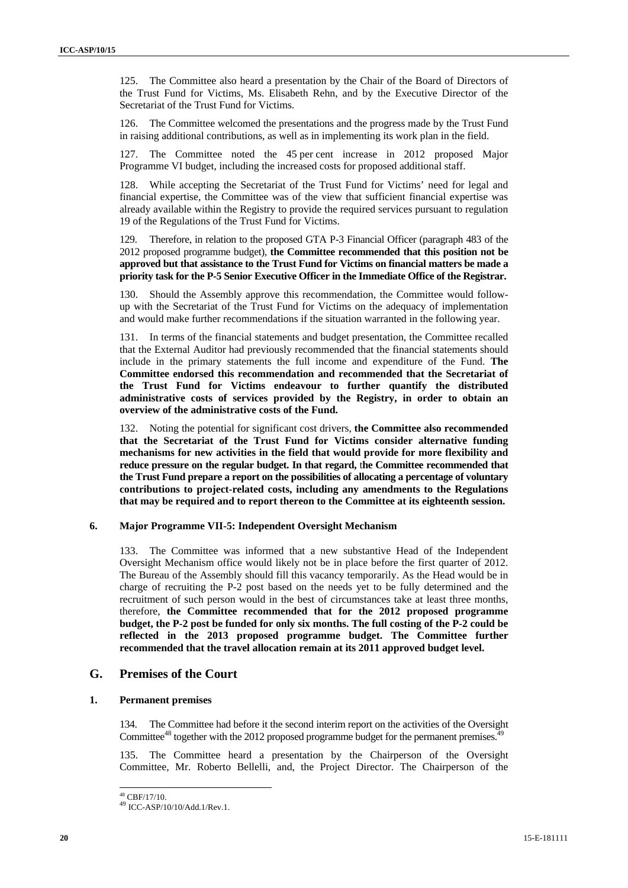125. The Committee also heard a presentation by the Chair of the Board of Directors of the Trust Fund for Victims, Ms. Elisabeth Rehn, and by the Executive Director of the Secretariat of the Trust Fund for Victims.

126. The Committee welcomed the presentations and the progress made by the Trust Fund in raising additional contributions, as well as in implementing its work plan in the field.

127. The Committee noted the 45 per cent increase in 2012 proposed Major Programme VI budget, including the increased costs for proposed additional staff.

128. While accepting the Secretariat of the Trust Fund for Victims' need for legal and financial expertise, the Committee was of the view that sufficient financial expertise was already available within the Registry to provide the required services pursuant to regulation 19 of the Regulations of the Trust Fund for Victims.

129. Therefore, in relation to the proposed GTA P-3 Financial Officer (paragraph 483 of the 2012 proposed programme budget), **the Committee recommended that this position not be approved but that assistance to the Trust Fund for Victims on financial matters be made a priority task for the P-5 Senior Executive Officer in the Immediate Office of the Registrar.**

130. Should the Assembly approve this recommendation, the Committee would follow-up with the Secretariat of the Trust Fund for Victims on the adequacy of implementation and would make further recommendations if the situation warranted in the following year.

131. In terms of the financial statements and budget presentation, the Committee recalled that the External Auditor had previously recommended that the financial statements should include in the primary statements the full income and expenditure of the Fund. **The Committee endorsed this recommendation and recommended that the Secretariat of the Trust Fund for Victims endeavour to further quantify the distributed administrative costs of services provided by the Registry, in order to obtain an overview of the administrative costs of the Fund.**

132. Noting the potential for significant cost drivers, **the Committee also recommended that the Secretariat of the Trust Fund for Victims consider alternative funding mechanisms for new activities in the field that would provide for more flexibility and reduce pressure on the regular budget. In that regard, the Committee recommended that the Trust Fund prepare a report on the possibilities of allocating a percentage of voluntary contributions to project-related costs, including any amendments to the Regulations that may be required and to report thereon to the Committee at its eighteenth session.**

### 6. Major Programme VII-5: Independent Oversight Mechanism

133. The Committee was informed that a new substantive Head of the Independent Oversight Mechanism office would likely not be in place before the first quarter of 2012. The Bureau of the Assembly should fill this vacancy temporarily. As the Head would be in charge of recruiting the P-2 post based on the needs yet to be fully determined and the recruitment of such person would in the best of circumstances take at least three months, therefore, **the Committee recommended that for the 2012 proposed programme budget, the P-2 post be funded for only six months. The full costing of the P-2 could be reflected in the 2013 proposed programme budget. The Committee further recommended that the travel allocation remain at its 2011 approved budget level.**

## G. Premises of the Court

### 1. Permanent premises

134. The Committee had before it the second interim report on the activities of the Oversight Committee[48] together with the 2012 proposed programme budget for the permanent premises.[49]

135. The Committee heard a presentation by the Chairperson of the Oversight Committee, Mr. Roberto Bellelli, and, the Project Director. The Chairperson of the

[48] CBF/17/10.

[49] ICC-ASP/10/10/Add.1/Rev.1.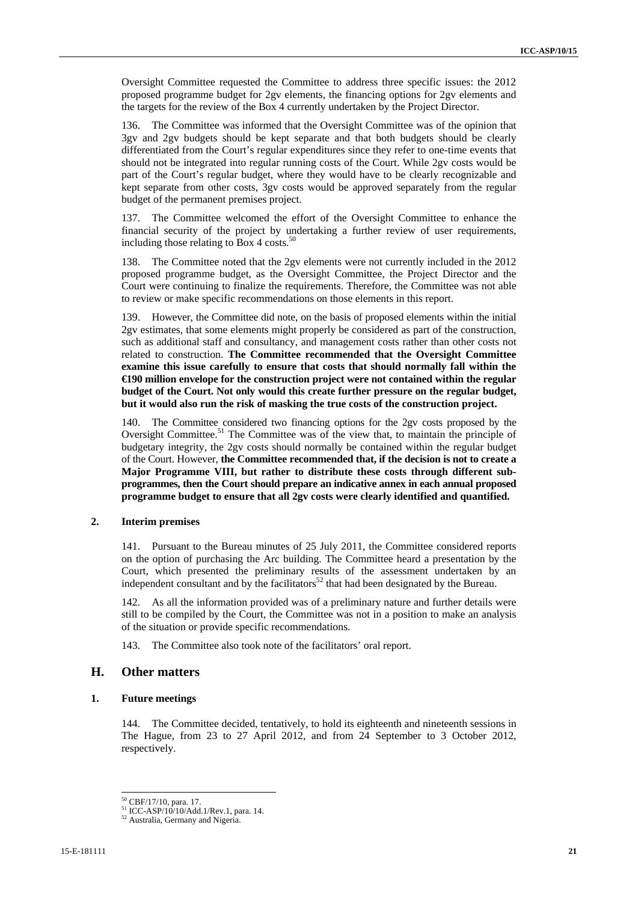Oversight Committee requested the Committee to address three specific issues: the 2012 proposed programme budget for 2gv elements, the financing options for 2gv elements and the targets for the review of the Box 4 currently undertaken by the Project Director.

136. The Committee was informed that the Oversight Committee was of the opinion that 3gv and 2gv budgets should be kept separate and that both budgets should be clearly differentiated from the Court's regular expenditures since they refer to one-time events that should not be integrated into regular running costs of the Court. While 2gv costs would be part of the Court's regular budget, where they would have to be clearly recognizable and kept separate from other costs, 3gv costs would be approved separately from the regular budget of the permanent premises project.

137. The Committee welcomed the effort of the Oversight Committee to enhance the financial security of the project by undertaking a further review of user requirements, including those relating to Box 4 costs.[50]

138. The Committee noted that the 2gv elements were not currently included in the 2012 proposed programme budget, as the Oversight Committee, the Project Director and the Court were continuing to finalize the requirements. Therefore, the Committee was not able to review or make specific recommendations on those elements in this report.

139. However, the Committee did note, on the basis of proposed elements within the initial 2gv estimates, that some elements might properly be considered as part of the construction, such as additional staff and consultancy, and management costs rather than other costs not related to construction. **The Committee recommended that the Oversight Committee examine this issue carefully to ensure that costs that should normally fall within the €190 million envelope for the construction project were not contained within the regular budget of the Court. Not only would this create further pressure on the regular budget, but it would also run the risk of masking the true costs of the construction project.**

140. The Committee considered two financing options for the 2gv costs proposed by the Oversight Committee.[51] The Committee was of the view that, to maintain the principle of budgetary integrity, the 2gv costs should normally be contained within the regular budget of the Court. However, **the Committee recommended that, if the decision is not to create a Major Programme VIII, but rather to distribute these costs through different sub-programmes, then the Court should prepare an indicative annex in each annual proposed programme budget to ensure that all 2gv costs were clearly identified and quantified.**

### 2. Interim premises

141. Pursuant to the Bureau minutes of 25 July 2011, the Committee considered reports on the option of purchasing the Arc building. The Committee heard a presentation by the Court, which presented the preliminary results of the assessment undertaken by an independent consultant and by the facilitators[52] that had been designated by the Bureau.

142. As all the information provided was of a preliminary nature and further details were still to be compiled by the Court, the Committee was not in a position to make an analysis of the situation or provide specific recommendations.

143. The Committee also took note of the facilitators' oral report.

## H. Other matters

### 1. Future meetings

144. The Committee decided, tentatively, to hold its eighteenth and nineteenth sessions in The Hague, from 23 to 27 April 2012, and from 24 September to 3 October 2012, respectively.

---

[50] CBF/17/10, para. 17.

[51] ICC-ASP/10/10/Add.1/Rev.1, para. 14.

[52] Australia, Germany and Nigeria.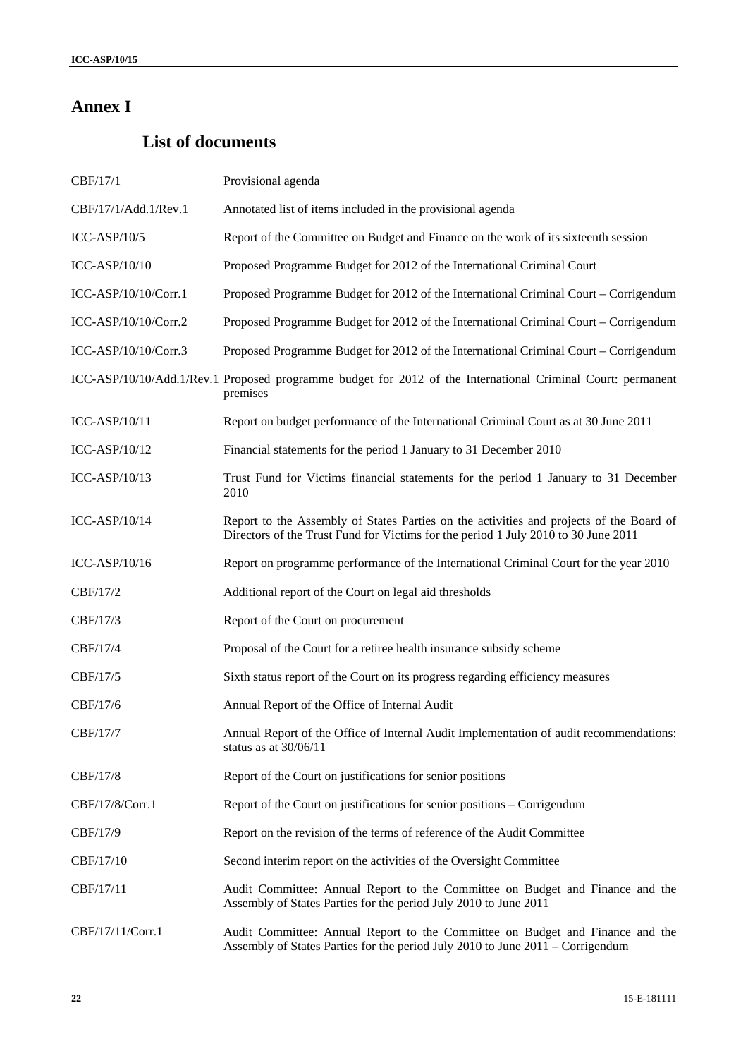# Annex I

## List of documents

| | |
|---|---|
| CBF/17/1 | Provisional agenda |
| CBF/17/1/Add.1/Rev.1 | Annotated list of items included in the provisional agenda |
| ICC-ASP/10/5 | Report of the Committee on Budget and Finance on the work of its sixteenth session |
| ICC-ASP/10/10 | Proposed Programme Budget for 2012 of the International Criminal Court |
| ICC-ASP/10/10/Corr.1 | Proposed Programme Budget for 2012 of the International Criminal Court – Corrigendum |
| ICC-ASP/10/10/Corr.2 | Proposed Programme Budget for 2012 of the International Criminal Court – Corrigendum |
| ICC-ASP/10/10/Corr.3 | Proposed Programme Budget for 2012 of the International Criminal Court – Corrigendum |
| ICC-ASP/10/10/Add.1/Rev.1 | Proposed programme budget for 2012 of the International Criminal Court: permanent premises |
| ICC-ASP/10/11 | Report on budget performance of the International Criminal Court as at 30 June 2011 |
| ICC-ASP/10/12 | Financial statements for the period 1 January to 31 December 2010 |
| ICC-ASP/10/13 | Trust Fund for Victims financial statements for the period 1 January to 31 December 2010 |
| ICC-ASP/10/14 | Report to the Assembly of States Parties on the activities and projects of the Board of Directors of the Trust Fund for Victims for the period 1 July 2010 to 30 June 2011 |
| ICC-ASP/10/16 | Report on programme performance of the International Criminal Court for the year 2010 |
| CBF/17/2 | Additional report of the Court on legal aid thresholds |
| CBF/17/3 | Report of the Court on procurement |
| CBF/17/4 | Proposal of the Court for a retiree health insurance subsidy scheme |
| CBF/17/5 | Sixth status report of the Court on its progress regarding efficiency measures |
| CBF/17/6 | Annual Report of the Office of Internal Audit |
| CBF/17/7 | Annual Report of the Office of Internal Audit Implementation of audit recommendations: status as at 30/06/11 |
| CBF/17/8 | Report of the Court on justifications for senior positions |
| CBF/17/8/Corr.1 | Report of the Court on justifications for senior positions – Corrigendum |
| CBF/17/9 | Report on the revision of the terms of reference of the Audit Committee |
| CBF/17/10 | Second interim report on the activities of the Oversight Committee |
| CBF/17/11 | Audit Committee: Annual Report to the Committee on Budget and Finance and the Assembly of States Parties for the period July 2010 to June 2011 |
| CBF/17/11/Corr.1 | Audit Committee: Annual Report to the Committee on Budget and Finance and the Assembly of States Parties for the period July 2010 to June 2011 – Corrigendum |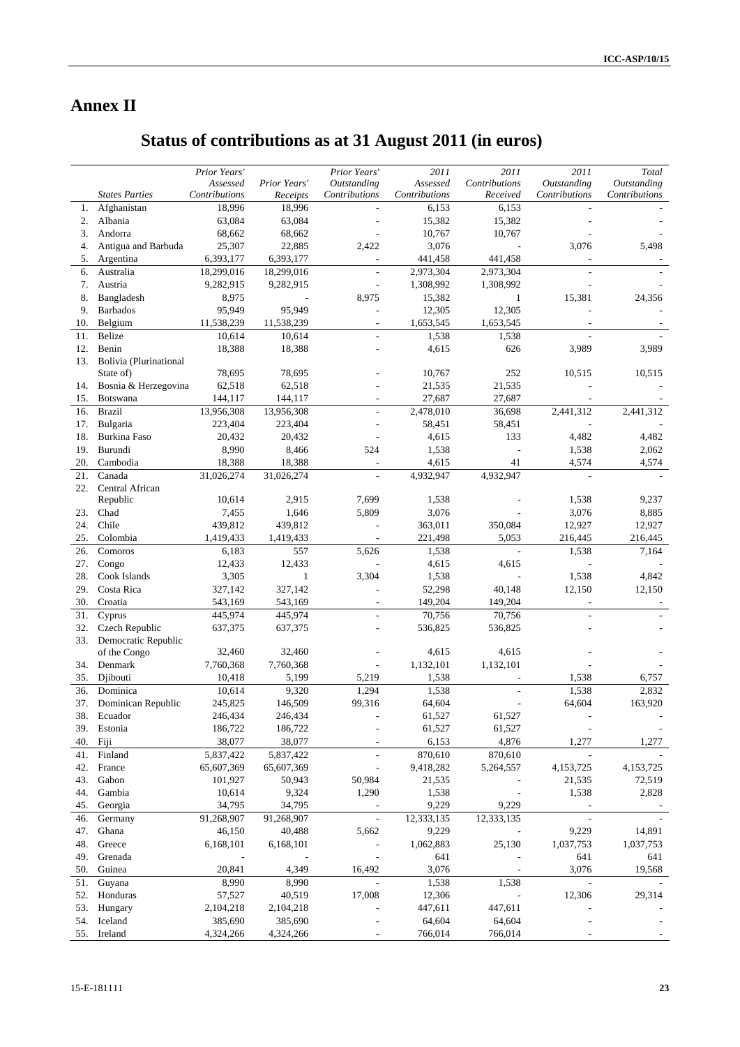# Annex II

## Status of contributions as at 31 August 2011 (in euros)

| | *States Parties* | *Prior Years' Assessed Contributions* | *Prior Years' Receipts* | *Prior Years' Outstanding Contributions* | *2011 Assessed Contributions* | *2011 Contributions Received* | *2011 Outstanding Contributions* | *Total Outstanding Contributions* |
|---|---|---|---|---|---|---|---|---|
| 1. | Afghanistan | 18,996 | 18,996 | - | 6,153 | 6,153 | - | - |
| 2. | Albania | 63,084 | 63,084 | - | 15,382 | 15,382 | - | - |
| 3. | Andorra | 68,662 | 68,662 | - | 10,767 | 10,767 | - | - |
| 4. | Antigua and Barbuda | 25,307 | 22,885 | 2,422 | 3,076 | - | 3,076 | 5,498 |
| 5. | Argentina | 6,393,177 | 6,393,177 | - | 441,458 | 441,458 | - | - |
| 6. | Australia | 18,299,016 | 18,299,016 | - | 2,973,304 | 2,973,304 | - | - |
| 7. | Austria | 9,282,915 | 9,282,915 | - | 1,308,992 | 1,308,992 | - | - |
| 8. | Bangladesh | 8,975 | - | 8,975 | 15,382 | 1 | 15,381 | 24,356 |
| 9. | Barbados | 95,949 | 95,949 | - | 12,305 | 12,305 | - | - |
| 10. | Belgium | 11,538,239 | 11,538,239 | - | 1,653,545 | 1,653,545 | - | - |
| 11. | Belize | 10,614 | 10,614 | - | 1,538 | 1,538 | - | - |
| 12. | Benin | 18,388 | 18,388 | - | 4,615 | 626 | 3,989 | 3,989 |
| 13. | Bolivia (Plurinational State of) | 78,695 | 78,695 | - | 10,767 | 252 | 10,515 | 10,515 |
| 14. | Bosnia & Herzegovina | 62,518 | 62,518 | - | 21,535 | 21,535 | - | - |
| 15. | Botswana | 144,117 | 144,117 | - | 27,687 | 27,687 | - | - |
| 16. | Brazil | 13,956,308 | 13,956,308 | - | 2,478,010 | 36,698 | 2,441,312 | 2,441,312 |
| 17. | Bulgaria | 223,404 | 223,404 | - | 58,451 | 58,451 | - | - |
| 18. | Burkina Faso | 20,432 | 20,432 | - | 4,615 | 133 | 4,482 | 4,482 |
| 19. | Burundi | 8,990 | 8,466 | 524 | 1,538 | - | 1,538 | 2,062 |
| 20. | Cambodia | 18,388 | 18,388 | - | 4,615 | 41 | 4,574 | 4,574 |
| 21. | Canada | 31,026,274 | 31,026,274 | - | 4,932,947 | 4,932,947 | - | - |
| 22. | Central African Republic | 10,614 | 2,915 | 7,699 | 1,538 | - | 1,538 | 9,237 |
| 23. | Chad | 7,455 | 1,646 | 5,809 | 3,076 | - | 3,076 | 8,885 |
| 24. | Chile | 439,812 | 439,812 | - | 363,011 | 350,084 | 12,927 | 12,927 |
| 25. | Colombia | 1,419,433 | 1,419,433 | - | 221,498 | 5,053 | 216,445 | 216,445 |
| 26. | Comoros | 6,183 | 557 | 5,626 | 1,538 | - | 1,538 | 7,164 |
| 27. | Congo | 12,433 | 12,433 | - | 4,615 | 4,615 | - | - |
| 28. | Cook Islands | 3,305 | 1 | 3,304 | 1,538 | - | 1,538 | 4,842 |
| 29. | Costa Rica | 327,142 | 327,142 | - | 52,298 | 40,148 | 12,150 | 12,150 |
| 30. | Croatia | 543,169 | 543,169 | - | 149,204 | 149,204 | - | - |
| 31. | Cyprus | 445,974 | 445,974 | - | 70,756 | 70,756 | - | - |
| 32. | Czech Republic | 637,375 | 637,375 | - | 536,825 | 536,825 | - | - |
| 33. | Democratic Republic of the Congo | 32,460 | 32,460 | - | 4,615 | 4,615 | - | - |
| 34. | Denmark | 7,760,368 | 7,760,368 | - | 1,132,101 | 1,132,101 | - | - |
| 35. | Djibouti | 10,418 | 5,199 | 5,219 | 1,538 | - | 1,538 | 6,757 |
| 36. | Dominica | 10,614 | 9,320 | 1,294 | 1,538 | - | 1,538 | 2,832 |
| 37. | Dominican Republic | 245,825 | 146,509 | 99,316 | 64,604 | - | 64,604 | 163,920 |
| 38. | Ecuador | 246,434 | 246,434 | - | 61,527 | 61,527 | - | - |
| 39. | Estonia | 186,722 | 186,722 | - | 61,527 | 61,527 | - | - |
| 40. | Fiji | 38,077 | 38,077 | - | 6,153 | 4,876 | 1,277 | 1,277 |
| 41. | Finland | 5,837,422 | 5,837,422 | - | 870,610 | 870,610 | - | - |
| 42. | France | 65,607,369 | 65,607,369 | - | 9,418,282 | 5,264,557 | 4,153,725 | 4,153,725 |
| 43. | Gabon | 101,927 | 50,943 | 50,984 | 21,535 | - | 21,535 | 72,519 |
| 44. | Gambia | 10,614 | 9,324 | 1,290 | 1,538 | - | 1,538 | 2,828 |
| 45. | Georgia | 34,795 | 34,795 | - | 9,229 | 9,229 | - | - |
| 46. | Germany | 91,268,907 | 91,268,907 | - | 12,333,135 | 12,333,135 | - | - |
| 47. | Ghana | 46,150 | 40,488 | 5,662 | 9,229 | - | 9,229 | 14,891 |
| 48. | Greece | 6,168,101 | 6,168,101 | - | 1,062,883 | 25,130 | 1,037,753 | 1,037,753 |
| 49. | Grenada | - | - | - | 641 | - | 641 | 641 |
| 50. | Guinea | 20,841 | 4,349 | 16,492 | 3,076 | - | 3,076 | 19,568 |
| 51. | Guyana | 8,990 | 8,990 | - | 1,538 | 1,538 | - | - |
| 52. | Honduras | 57,527 | 40,519 | 17,008 | 12,306 | - | 12,306 | 29,314 |
| 53. | Hungary | 2,104,218 | 2,104,218 | - | 447,611 | 447,611 | - | - |
| 54. | Iceland | 385,690 | 385,690 | - | 64,604 | 64,604 | - | - |
| 55. | Ireland | 4,324,266 | 4,324,266 | - | 766,014 | 766,014 | - | - |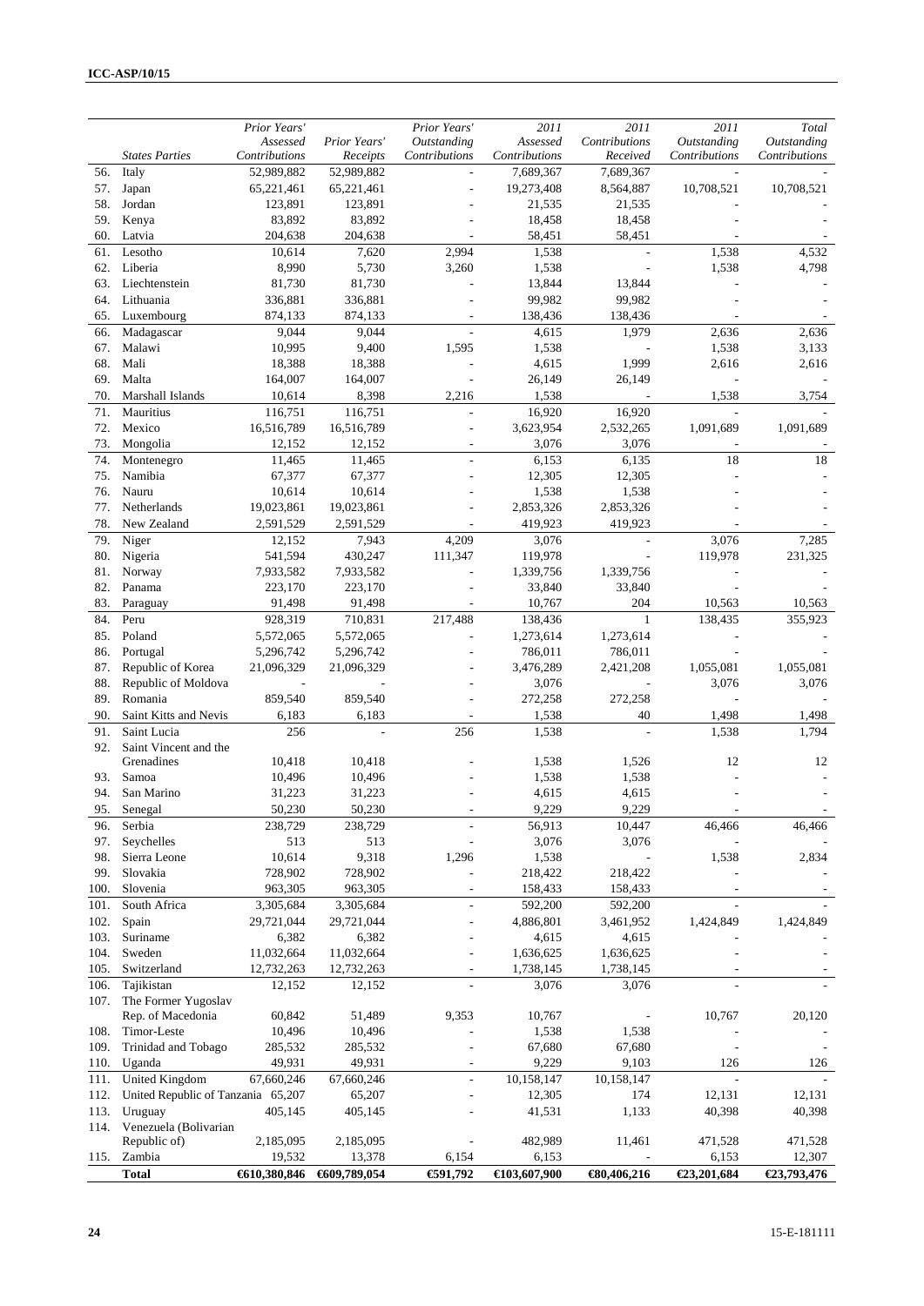| | States Parties | Prior Years' Assessed Contributions | Prior Years' Receipts | Prior Years' Outstanding Contributions | 2011 Assessed Contributions | 2011 Contributions Received | 2011 Outstanding Contributions | Total Outstanding Contributions |
|---|---|---|---|---|---|---|---|---|
| 56. | Italy | 52,989,882 | 52,989,882 | - | 7,689,367 | 7,689,367 | - | - |
| 57. | Japan | 65,221,461 | 65,221,461 | - | 19,273,408 | 8,564,887 | 10,708,521 | 10,708,521 |
| 58. | Jordan | 123,891 | 123,891 | - | 21,535 | 21,535 | - | - |
| 59. | Kenya | 83,892 | 83,892 | - | 18,458 | 18,458 | - | - |
| 60. | Latvia | 204,638 | 204,638 | - | 58,451 | 58,451 | - | - |
| 61. | Lesotho | 10,614 | 7,620 | 2,994 | 1,538 | - | 1,538 | 4,532 |
| 62. | Liberia | 8,990 | 5,730 | 3,260 | 1,538 | - | 1,538 | 4,798 |
| 63. | Liechtenstein | 81,730 | 81,730 | - | 13,844 | 13,844 | - | - |
| 64. | Lithuania | 336,881 | 336,881 | - | 99,982 | 99,982 | - | - |
| 65. | Luxembourg | 874,133 | 874,133 | - | 138,436 | 138,436 | - | - |
| 66. | Madagascar | 9,044 | 9,044 | - | 4,615 | 1,979 | 2,636 | 2,636 |
| 67. | Malawi | 10,995 | 9,400 | 1,595 | 1,538 | - | 1,538 | 3,133 |
| 68. | Mali | 18,388 | 18,388 | - | 4,615 | 1,999 | 2,616 | 2,616 |
| 69. | Malta | 164,007 | 164,007 | - | 26,149 | 26,149 | - | - |
| 70. | Marshall Islands | 10,614 | 8,398 | 2,216 | 1,538 | - | 1,538 | 3,754 |
| 71. | Mauritius | 116,751 | 116,751 | - | 16,920 | 16,920 | - | - |
| 72. | Mexico | 16,516,789 | 16,516,789 | - | 3,623,954 | 2,532,265 | 1,091,689 | 1,091,689 |
| 73. | Mongolia | 12,152 | 12,152 | - | 3,076 | 3,076 | - | - |
| 74. | Montenegro | 11,465 | 11,465 | - | 6,153 | 6,135 | 18 | 18 |
| 75. | Namibia | 67,377 | 67,377 | - | 12,305 | 12,305 | - | - |
| 76. | Nauru | 10,614 | 10,614 | - | 1,538 | 1,538 | - | - |
| 77. | Netherlands | 19,023,861 | 19,023,861 | - | 2,853,326 | 2,853,326 | - | - |
| 78. | New Zealand | 2,591,529 | 2,591,529 | - | 419,923 | 419,923 | - | - |
| 79. | Niger | 12,152 | 7,943 | 4,209 | 3,076 | - | 3,076 | 7,285 |
| 80. | Nigeria | 541,594 | 430,247 | 111,347 | 119,978 | - | 119,978 | 231,325 |
| 81. | Norway | 7,933,582 | 7,933,582 | - | 1,339,756 | 1,339,756 | - | - |
| 82. | Panama | 223,170 | 223,170 | - | 33,840 | 33,840 | - | - |
| 83. | Paraguay | 91,498 | 91,498 | - | 10,767 | 204 | 10,563 | 10,563 |
| 84. | Peru | 928,319 | 710,831 | 217,488 | 138,436 | 1 | 138,435 | 355,923 |
| 85. | Poland | 5,572,065 | 5,572,065 | - | 1,273,614 | 1,273,614 | - | - |
| 86. | Portugal | 5,296,742 | 5,296,742 | - | 786,011 | 786,011 | - | - |
| 87. | Republic of Korea | 21,096,329 | 21,096,329 | - | 3,476,289 | 2,421,208 | 1,055,081 | 1,055,081 |
| 88. | Republic of Moldova | - | - | - | 3,076 | - | 3,076 | 3,076 |
| 89. | Romania | 859,540 | 859,540 | - | 272,258 | 272,258 | - | - |
| 90. | Saint Kitts and Nevis | 6,183 | 6,183 | - | 1,538 | 40 | 1,498 | 1,498 |
| 91. | Saint Lucia | 256 | - | 256 | 1,538 | - | 1,538 | 1,794 |
| 92. | Saint Vincent and the Grenadines | 10,418 | 10,418 | - | 1,538 | 1,526 | 12 | 12 |
| 93. | Samoa | 10,496 | 10,496 | - | 1,538 | 1,538 | - | - |
| 94. | San Marino | 31,223 | 31,223 | - | 4,615 | 4,615 | - | - |
| 95. | Senegal | 50,230 | 50,230 | - | 9,229 | 9,229 | - | - |
| 96. | Serbia | 238,729 | 238,729 | - | 56,913 | 10,447 | 46,466 | 46,466 |
| 97. | Seychelles | 513 | 513 | - | 3,076 | 3,076 | - | - |
| 98. | Sierra Leone | 10,614 | 9,318 | 1,296 | 1,538 | - | 1,538 | 2,834 |
| 99. | Slovakia | 728,902 | 728,902 | - | 218,422 | 218,422 | - | - |
| 100. | Slovenia | 963,305 | 963,305 | - | 158,433 | 158,433 | - | - |
| 101. | South Africa | 3,305,684 | 3,305,684 | - | 592,200 | 592,200 | - | - |
| 102. | Spain | 29,721,044 | 29,721,044 | - | 4,886,801 | 3,461,952 | 1,424,849 | 1,424,849 |
| 103. | Suriname | 6,382 | 6,382 | - | 4,615 | 4,615 | - | - |
| 104. | Sweden | 11,032,664 | 11,032,664 | - | 1,636,625 | 1,636,625 | - | - |
| 105. | Switzerland | 12,732,263 | 12,732,263 | - | 1,738,145 | 1,738,145 | - | - |
| 106. | Tajikistan | 12,152 | 12,152 | - | 3,076 | 3,076 | - | - |
| 107. | The Former Yugoslav Rep. of Macedonia | 60,842 | 51,489 | 9,353 | 10,767 | - | 10,767 | 20,120 |
| 108. | Timor-Leste | 10,496 | 10,496 | - | 1,538 | 1,538 | - | - |
| 109. | Trinidad and Tobago | 285,532 | 285,532 | - | 67,680 | 67,680 | - | - |
| 110. | Uganda | 49,931 | 49,931 | - | 9,229 | 9,103 | 126 | 126 |
| 111. | United Kingdom | 67,660,246 | 67,660,246 | - | 10,158,147 | 10,158,147 | - | - |
| 112. | United Republic of Tanzania | 65,207 | 65,207 | - | 12,305 | 174 | 12,131 | 12,131 |
| 113. | Uruguay | 405,145 | 405,145 | - | 41,531 | 1,133 | 40,398 | 40,398 |
| 114. | Venezuela (Bolivarian Republic of) | 2,185,095 | 2,185,095 | - | 482,989 | 11,461 | 471,528 | 471,528 |
| 115. | Zambia | 19,532 | 13,378 | 6,154 | 6,153 | - | 6,153 | 12,307 |
| | **Total** | **€610,380,846** | **€609,789,054** | **€591,792** | **€103,607,900** | **€80,406,216** | **€23,201,684** | **€23,793,476** |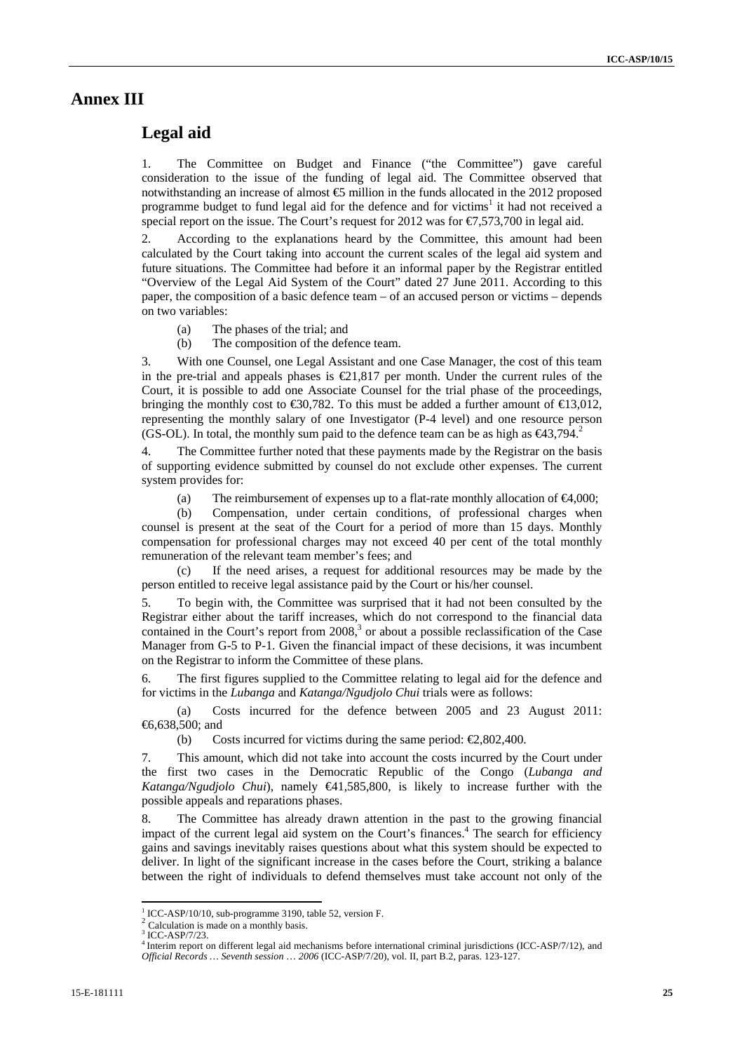# Annex III

## Legal aid

1. The Committee on Budget and Finance ("the Committee") gave careful consideration to the issue of the funding of legal aid. The Committee observed that notwithstanding an increase of almost €5 million in the funds allocated in the 2012 proposed programme budget to fund legal aid for the defence and for victims[1] it had not received a special report on the issue. The Court's request for 2012 was for €7,573,700 in legal aid.

2. According to the explanations heard by the Committee, this amount had been calculated by the Court taking into account the current scales of the legal aid system and future situations. The Committee had before it an informal paper by the Registrar entitled "Overview of the Legal Aid System of the Court" dated 27 June 2011. According to this paper, the composition of a basic defence team – of an accused person or victims – depends on two variables:

(a) The phases of the trial; and

(b) The composition of the defence team.

3. With one Counsel, one Legal Assistant and one Case Manager, the cost of this team in the pre-trial and appeals phases is €21,817 per month. Under the current rules of the Court, it is possible to add one Associate Counsel for the trial phase of the proceedings, bringing the monthly cost to €30,782. To this must be added a further amount of €13,012, representing the monthly salary of one Investigator (P-4 level) and one resource person (GS-OL). In total, the monthly sum paid to the defence team can be as high as €43,794.[2]

4. The Committee further noted that these payments made by the Registrar on the basis of supporting evidence submitted by counsel do not exclude other expenses. The current system provides for:

(a) The reimbursement of expenses up to a flat-rate monthly allocation of €4,000;

(b) Compensation, under certain conditions, of professional charges when counsel is present at the seat of the Court for a period of more than 15 days. Monthly compensation for professional charges may not exceed 40 per cent of the total monthly remuneration of the relevant team member's fees; and

(c) If the need arises, a request for additional resources may be made by the person entitled to receive legal assistance paid by the Court or his/her counsel.

5. To begin with, the Committee was surprised that it had not been consulted by the Registrar either about the tariff increases, which do not correspond to the financial data contained in the Court's report from 2008,[3] or about a possible reclassification of the Case Manager from G-5 to P-1. Given the financial impact of these decisions, it was incumbent on the Registrar to inform the Committee of these plans.

6. The first figures supplied to the Committee relating to legal aid for the defence and for victims in the *Lubanga* and *Katanga/Ngudjolo Chui* trials were as follows:

(a) Costs incurred for the defence between 2005 and 23 August 2011: €6,638,500; and

(b) Costs incurred for victims during the same period: €2,802,400.

7. This amount, which did not take into account the costs incurred by the Court under the first two cases in the Democratic Republic of the Congo (*Lubanga and Katanga/Ngudjolo Chui*), namely €41,585,800, is likely to increase further with the possible appeals and reparations phases.

8. The Committee has already drawn attention in the past to the growing financial impact of the current legal aid system on the Court's finances.[4] The search for efficiency gains and savings inevitably raises questions about what this system should be expected to deliver. In light of the significant increase in the cases before the Court, striking a balance between the right of individuals to defend themselves must take account not only of the

---

[1] ICC-ASP/10/10, sub-programme 3190, table 52, version F.

[2] Calculation is made on a monthly basis.

[3] ICC-ASP/7/23.

[4] Interim report on different legal aid mechanisms before international criminal jurisdictions (ICC-ASP/7/12), and *Official Records … Seventh session … 2006* (ICC-ASP/7/20), vol. II, part B.2, paras. 123-127.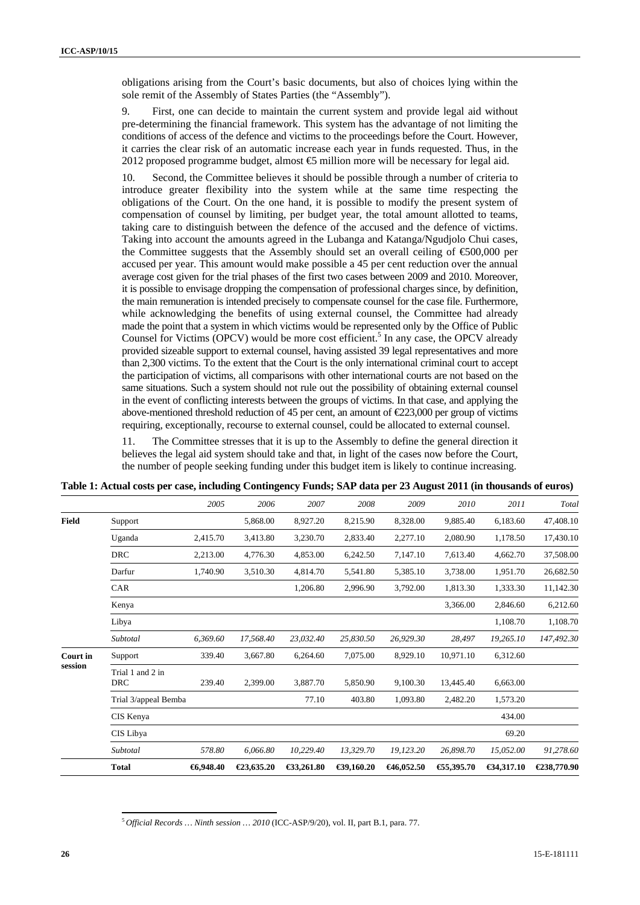obligations arising from the Court's basic documents, but also of choices lying within the sole remit of the Assembly of States Parties (the "Assembly").

9. First, one can decide to maintain the current system and provide legal aid without pre-determining the financial framework. This system has the advantage of not limiting the conditions of access of the defence and victims to the proceedings before the Court. However, it carries the clear risk of an automatic increase each year in funds requested. Thus, in the 2012 proposed programme budget, almost €5 million more will be necessary for legal aid.

10. Second, the Committee believes it should be possible through a number of criteria to introduce greater flexibility into the system while at the same time respecting the obligations of the Court. On the one hand, it is possible to modify the present system of compensation of counsel by limiting, per budget year, the total amount allotted to teams, taking care to distinguish between the defence of the accused and the defence of victims. Taking into account the amounts agreed in the Lubanga and Katanga/Ngudjolo Chui cases, the Committee suggests that the Assembly should set an overall ceiling of €500,000 per accused per year. This amount would make possible a 45 per cent reduction over the annual average cost given for the trial phases of the first two cases between 2009 and 2010. Moreover, it is possible to envisage dropping the compensation of professional charges since, by definition, the main remuneration is intended precisely to compensate counsel for the case file. Furthermore, while acknowledging the benefits of using external counsel, the Committee had already made the point that a system in which victims would be represented only by the Office of Public Counsel for Victims (OPCV) would be more cost efficient.[5] In any case, the OPCV already provided sizeable support to external counsel, having assisted 39 legal representatives and more than 2,300 victims. To the extent that the Court is the only international criminal court to accept the participation of victims, all comparisons with other international courts are not based on the same situations. Such a system should not rule out the possibility of obtaining external counsel in the event of conflicting interests between the groups of victims. In that case, and applying the above-mentioned threshold reduction of 45 per cent, an amount of €223,000 per group of victims requiring, exceptionally, recourse to external counsel, could be allocated to external counsel.

11. The Committee stresses that it is up to the Assembly to define the general direction it believes the legal aid system should take and that, in light of the cases now before the Court, the number of people seeking funding under this budget item is likely to continue increasing.

**Table 1: Actual costs per case, including Contingency Funds; SAP data per 23 August 2011 (in thousands of euros)**

| | | *2005* | *2006* | *2007* | *2008* | *2009* | *2010* | *2011* | *Total* |
|---|---|---|---|---|---|---|---|---|---|
| **Field** | Support | | 5,868.00 | 8,927.20 | 8,215.90 | 8,328.00 | 9,885.40 | 6,183.60 | 47,408.10 |
| | Uganda | 2,415.70 | 3,413.80 | 3,230.70 | 2,833.40 | 2,277.10 | 2,080.90 | 1,178.50 | 17,430.10 |
| | DRC | 2,213.00 | 4,776.30 | 4,853.00 | 6,242.50 | 7,147.10 | 7,613.40 | 4,662.70 | 37,508.00 |
| | Darfur | 1,740.90 | 3,510.30 | 4,814.70 | 5,541.80 | 5,385.10 | 3,738.00 | 1,951.70 | 26,682.50 |
| | CAR | | | 1,206.80 | 2,996.90 | 3,792.00 | 1,813.30 | 1,333.30 | 11,142.30 |
| | Kenya | | | | | | 3,366.00 | 2,846.60 | 6,212.60 |
| | Libya | | | | | | | 1,108.70 | 1,108.70 |
| | *Subtotal* | *6,369.60* | *17,568.40* | *23,032.40* | *25,830.50* | *26,929.30* | *28,497* | *19,265.10* | *147,492.30* |
| **Court in session** | Support | 339.40 | 3,667.80 | 6,264.60 | 7,075.00 | 8,929.10 | 10,971.10 | 6,312.60 | |
| | Trial 1 and 2 in DRC | 239.40 | 2,399.00 | 3,887.70 | 5,850.90 | 9,100.30 | 13,445.40 | 6,663.00 | |
| | Trial 3/appeal Bemba | | | 77.10 | 403.80 | 1,093.80 | 2,482.20 | 1,573.20 | |
| | CIS Kenya | | | | | | | 434.00 | |
| | CIS Libya | | | | | | | 69.20 | |
| | *Subtotal* | *578.80* | *6,066.80* | *10,229.40* | *13,329.70* | *19,123.20* | *26,898.70* | *15,052.00* | *91,278.60* |
| | **Total** | **€6,948.40** | **€23,635.20** | **€33,261.80** | **€39,160.20** | **€46,052.50** | **€55,395.70** | **€34,317.10** | **€238,770.90** |

[5] *Official Records … Ninth session … 2010* (ICC-ASP/9/20), vol. II, part B.1, para. 77.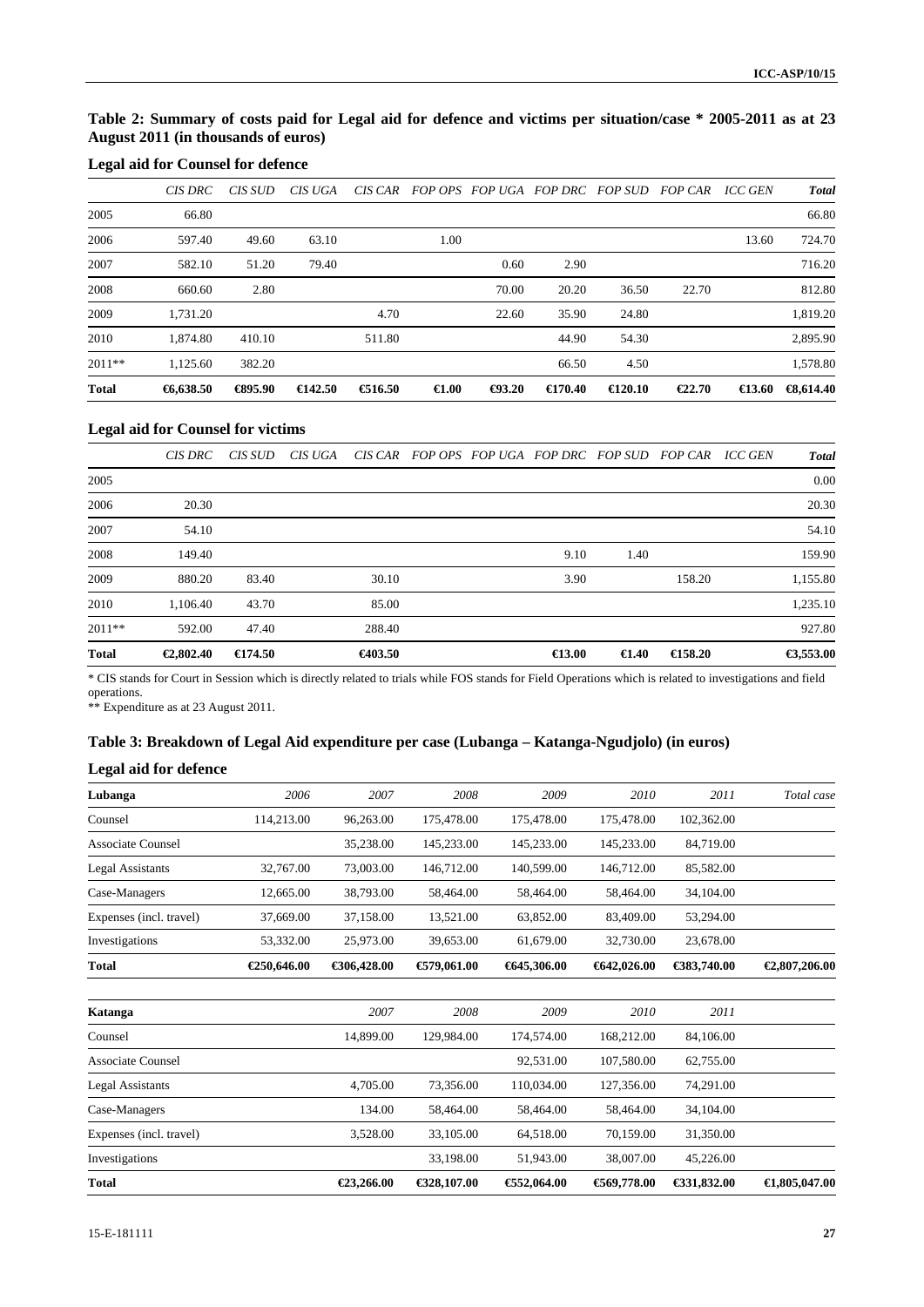**Table 2: Summary of costs paid for Legal aid for defence and victims per situation/case * 2005-2011 as at 23 August 2011 (in thousands of euros)**

**Legal aid for Counsel for defence**

| | *CIS DRC* | *CIS SUD* | *CIS UGA* | *CIS CAR* | *FOP OPS* | *FOP UGA* | *FOP DRC* | *FOP SUD* | *FOP CAR* | *ICC GEN* | ***Total*** |
|---|---|---|---|---|---|---|---|---|---|---|---|
| 2005 | 66.80 | | | | | | | | | | 66.80 |
| 2006 | 597.40 | 49.60 | 63.10 | | 1.00 | | | | | 13.60 | 724.70 |
| 2007 | 582.10 | 51.20 | 79.40 | | | 0.60 | 2.90 | | | | 716.20 |
| 2008 | 660.60 | 2.80 | | | | 70.00 | 20.20 | 36.50 | 22.70 | | 812.80 |
| 2009 | 1,731.20 | | | 4.70 | | 22.60 | 35.90 | 24.80 | | | 1,819.20 |
| 2010 | 1,874.80 | 410.10 | | 511.80 | | | 44.90 | 54.30 | | | 2,895.90 |
| 2011** | 1,125.60 | 382.20 | | | | | 66.50 | 4.50 | | | 1,578.80 |
| **Total** | **€6,638.50** | **€895.90** | **€142.50** | **€516.50** | **€1.00** | **€93.20** | **€170.40** | **€120.10** | **€22.70** | **€13.60** | **€8,614.40** |

**Legal aid for Counsel for victims**

| | *CIS DRC* | *CIS SUD* | *CIS UGA* | *CIS CAR* | *FOP OPS* | *FOP UGA* | *FOP DRC* | *FOP SUD* | *FOP CAR* | *ICC GEN* | ***Total*** |
|---|---|---|---|---|---|---|---|---|---|---|---|
| 2005 | | | | | | | | | | | 0.00 |
| 2006 | 20.30 | | | | | | | | | | 20.30 |
| 2007 | 54.10 | | | | | | | | | | 54.10 |
| 2008 | 149.40 | | | | | | 9.10 | 1.40 | | | 159.90 |
| 2009 | 880.20 | 83.40 | | 30.10 | | | 3.90 | | 158.20 | | 1,155.80 |
| 2010 | 1,106.40 | 43.70 | | 85.00 | | | | | | | 1,235.10 |
| 2011** | 592.00 | 47.40 | | 288.40 | | | | | | | 927.80 |
| **Total** | **€2,802.40** | **€174.50** | | **€403.50** | | | **€13.00** | **€1.40** | **€158.20** | | **€3,553.00** |

\* CIS stands for Court in Session which is directly related to trials while FOS stands for Field Operations which is related to investigations and field operations.

\*\* Expenditure as at 23 August 2011.

**Table 3: Breakdown of Legal Aid expenditure per case (Lubanga – Katanga-Ngudjolo) (in euros)**

**Legal aid for defence**

| **Lubanga** | *2006* | *2007* | *2008* | *2009* | *2010* | *2011* | *Total case* |
|---|---|---|---|---|---|---|---|
| Counsel | 114,213.00 | 96,263.00 | 175,478.00 | 175,478.00 | 175,478.00 | 102,362.00 | |
| Associate Counsel | | 35,238.00 | 145,233.00 | 145,233.00 | 145,233.00 | 84,719.00 | |
| Legal Assistants | 32,767.00 | 73,003.00 | 146,712.00 | 140,599.00 | 146,712.00 | 85,582.00 | |
| Case-Managers | 12,665.00 | 38,793.00 | 58,464.00 | 58,464.00 | 58,464.00 | 34,104.00 | |
| Expenses (incl. travel) | 37,669.00 | 37,158.00 | 13,521.00 | 63,852.00 | 83,409.00 | 53,294.00 | |
| Investigations | 53,332.00 | 25,973.00 | 39,653.00 | 61,679.00 | 32,730.00 | 23,678.00 | |
| **Total** | **€250,646.00** | **€306,428.00** | **€579,061.00** | **€645,306.00** | **€642,026.00** | **€383,740.00** | **€2,807,206.00** |

| **Katanga** | *2007* | *2008* | *2009* | *2010* | *2011* | |
|---|---|---|---|---|---|---|
| Counsel | 14,899.00 | 129,984.00 | 174,574.00 | 168,212.00 | 84,106.00 | |
| Associate Counsel | | | 92,531.00 | 107,580.00 | 62,755.00 | |
| Legal Assistants | 4,705.00 | 73,356.00 | 110,034.00 | 127,356.00 | 74,291.00 | |
| Case-Managers | 134.00 | 58,464.00 | 58,464.00 | 58,464.00 | 34,104.00 | |
| Expenses (incl. travel) | 3,528.00 | 33,105.00 | 64,518.00 | 70,159.00 | 31,350.00 | |
| Investigations | | 33,198.00 | 51,943.00 | 38,007.00 | 45,226.00 | |
| **Total** | **€23,266.00** | **€328,107.00** | **€552,064.00** | **€569,778.00** | **€331,832.00** | **€1,805,047.00** |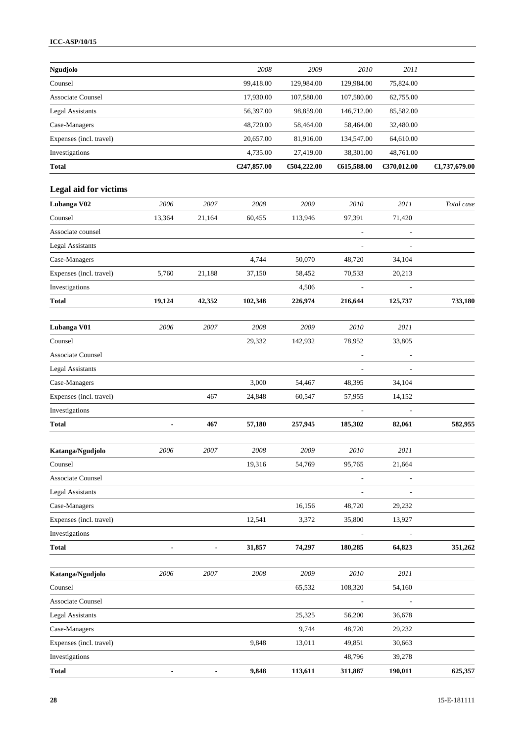| Ngudjolo | | | 2008 | 2009 | 2010 | 2011 | |
|---|---|---|---|---|---|---|---|
| Counsel | | | 99,418.00 | 129,984.00 | 129,984.00 | 75,824.00 | |
| Associate Counsel | | | 17,930.00 | 107,580.00 | 107,580.00 | 62,755.00 | |
| Legal Assistants | | | 56,397.00 | 98,859.00 | 146,712.00 | 85,582.00 | |
| Case-Managers | | | 48,720.00 | 58,464.00 | 58,464.00 | 32,480.00 | |
| Expenses (incl. travel) | | | 20,657.00 | 81,916.00 | 134,547.00 | 64,610.00 | |
| Investigations | | | 4,735.00 | 27,419.00 | 38,301.00 | 48,761.00 | |
| **Total** | | | **€247,857.00** | **€504,222.00** | **€615,588.00** | **€370,012.00** | **€1,737,679.00** |

## Legal aid for victims

| Lubanga V02 | *2006* | *2007* | *2008* | *2009* | *2010* | *2011* | *Total case* |
|---|---|---|---|---|---|---|---|
| Counsel | 13,364 | 21,164 | 60,455 | 113,946 | 97,391 | 71,420 | |
| Associate counsel | | | | | - | - | |
| Legal Assistants | | | | | - | - | |
| Case-Managers | | | 4,744 | 50,070 | 48,720 | 34,104 | |
| Expenses (incl. travel) | 5,760 | 21,188 | 37,150 | 58,452 | 70,533 | 20,213 | |
| Investigations | | | | 4,506 | - | - | |
| **Total** | **19,124** | **42,352** | **102,348** | **226,974** | **216,644** | **125,737** | **733,180** |

| Lubanga V01 | *2006* | *2007* | *2008* | *2009* | *2010* | *2011* | |
|---|---|---|---|---|---|---|---|
| Counsel | | | 29,332 | 142,932 | 78,952 | 33,805 | |
| Associate Counsel | | | | | - | - | |
| Legal Assistants | | | | | - | - | |
| Case-Managers | | | 3,000 | 54,467 | 48,395 | 34,104 | |
| Expenses (incl. travel) | | 467 | 24,848 | 60,547 | 57,955 | 14,152 | |
| Investigations | | | | | - | - | |
| **Total** | **-** | **467** | **57,180** | **257,945** | **185,302** | **82,061** | **582,955** |

| Katanga/Ngudjolo | *2006* | *2007* | *2008* | *2009* | *2010* | *2011* | |
|---|---|---|---|---|---|---|---|
| Counsel | | | 19,316 | 54,769 | 95,765 | 21,664 | |
| Associate Counsel | | | | | - | - | |
| Legal Assistants | | | | | - | - | |
| Case-Managers | | | | 16,156 | 48,720 | 29,232 | |
| Expenses (incl. travel) | | | 12,541 | 3,372 | 35,800 | 13,927 | |
| Investigations | | | | | - | - | |
| **Total** | **-** | **-** | **31,857** | **74,297** | **180,285** | **64,823** | **351,262** |

| Katanga/Ngudjolo | *2006* | *2007* | *2008* | *2009* | *2010* | *2011* | |
|---|---|---|---|---|---|---|---|
| Counsel | | | | 65,532 | 108,320 | 54,160 | |
| Associate Counsel | | | | | - | - | |
| Legal Assistants | | | | 25,325 | 56,200 | 36,678 | |
| Case-Managers | | | | 9,744 | 48,720 | 29,232 | |
| Expenses (incl. travel) | | | 9,848 | 13,011 | 49,851 | 30,663 | |
| Investigations | | | | | 48,796 | 39,278 | |
| **Total** | **-** | **-** | **9,848** | **113,611** | **311,887** | **190,011** | **625,357** |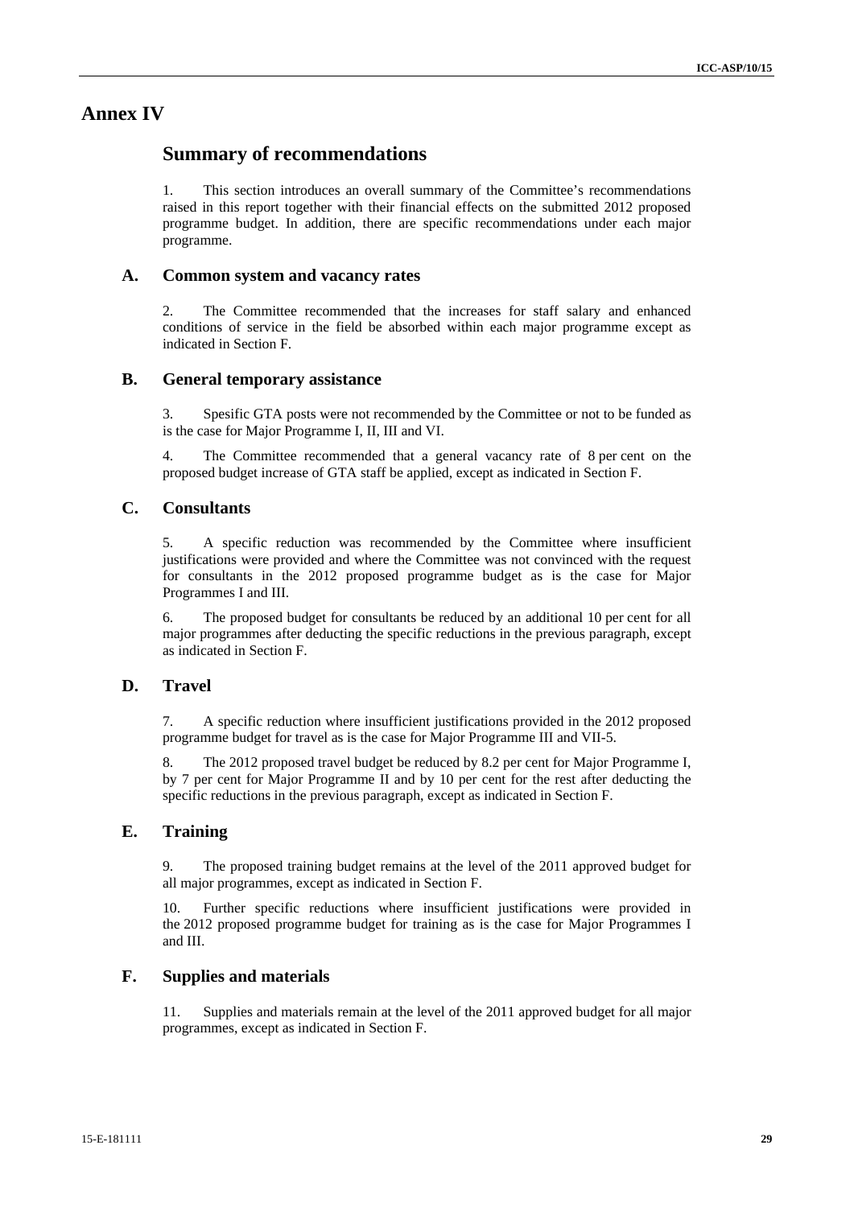# Annex IV

## Summary of recommendations

1. This section introduces an overall summary of the Committee's recommendations raised in this report together with their financial effects on the submitted 2012 proposed programme budget. In addition, there are specific recommendations under each major programme.

### A. Common system and vacancy rates

2. The Committee recommended that the increases for staff salary and enhanced conditions of service in the field be absorbed within each major programme except as indicated in Section F.

### B. General temporary assistance

3. Spesific GTA posts were not recommended by the Committee or not to be funded as is the case for Major Programme I, II, III and VI.

4. The Committee recommended that a general vacancy rate of 8 per cent on the proposed budget increase of GTA staff be applied, except as indicated in Section F.

### C. Consultants

5. A specific reduction was recommended by the Committee where insufficient justifications were provided and where the Committee was not convinced with the request for consultants in the 2012 proposed programme budget as is the case for Major Programmes I and III.

6. The proposed budget for consultants be reduced by an additional 10 per cent for all major programmes after deducting the specific reductions in the previous paragraph, except as indicated in Section F.

### D. Travel

7. A specific reduction where insufficient justifications provided in the 2012 proposed programme budget for travel as is the case for Major Programme III and VII-5.

8. The 2012 proposed travel budget be reduced by 8.2 per cent for Major Programme I, by 7 per cent for Major Programme II and by 10 per cent for the rest after deducting the specific reductions in the previous paragraph, except as indicated in Section F.

### E. Training

9. The proposed training budget remains at the level of the 2011 approved budget for all major programmes, except as indicated in Section F.

10. Further specific reductions where insufficient justifications were provided in the 2012 proposed programme budget for training as is the case for Major Programmes I and III.

### F. Supplies and materials

11. Supplies and materials remain at the level of the 2011 approved budget for all major programmes, except as indicated in Section F.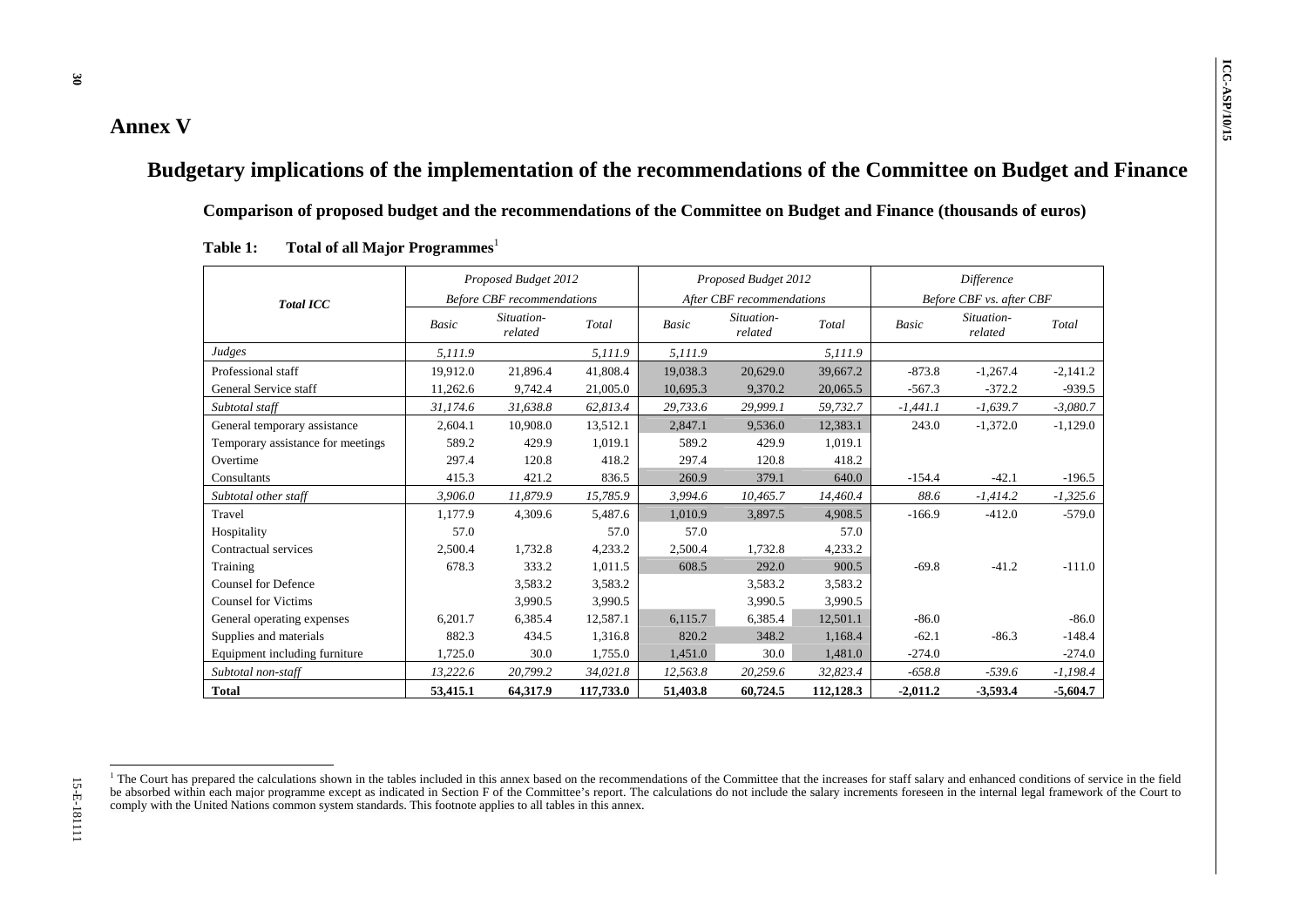# Annex V

## Budgetary implications of the implementation of the recommendations of the Committee on Budget and Finance

### Comparison of proposed budget and the recommendations of the Committee on Budget and Finance (thousands of euros)

**Table 1: Total of all Major Programmes**[1]

| *Total ICC* | *Proposed Budget 2012 Before CBF recommendations* | | | *Proposed Budget 2012 After CBF recommendations* | | | *Difference Before CBF vs. after CBF* | | |
|---|---|---|---|---|---|---|---|---|---|
| | *Basic* | *Situation-related* | *Total* | *Basic* | *Situation-related* | *Total* | *Basic* | *Situation-related* | *Total* |
| *Judges* | *5,111.9* | | *5,111.9* | *5,111.9* | | *5,111.9* | | | |
| Professional staff | 19,912.0 | 21,896.4 | 41,808.4 | 19,038.3 | 20,629.0 | 39,667.2 | -873.8 | -1,267.4 | -2,141.2 |
| General Service staff | 11,262.6 | 9,742.4 | 21,005.0 | 10,695.3 | 9,370.2 | 20,065.5 | -567.3 | -372.2 | -939.5 |
| *Subtotal staff* | *31,174.6* | *31,638.8* | *62,813.4* | *29,733.6* | *29,999.1* | *59,732.7* | *-1,441.1* | *-1,639.7* | *-3,080.7* |
| General temporary assistance | 2,604.1 | 10,908.0 | 13,512.1 | 2,847.1 | 9,536.0 | 12,383.1 | 243.0 | -1,372.0 | -1,129.0 |
| Temporary assistance for meetings | 589.2 | 429.9 | 1,019.1 | 589.2 | 429.9 | 1,019.1 | | | |
| Overtime | 297.4 | 120.8 | 418.2 | 297.4 | 120.8 | 418.2 | | | |
| Consultants | 415.3 | 421.2 | 836.5 | 260.9 | 379.1 | 640.0 | -154.4 | -42.1 | -196.5 |
| *Subtotal other staff* | *3,906.0* | *11,879.9* | *15,785.9* | *3,994.6* | *10,465.7* | *14,460.4* | *88.6* | *-1,414.2* | *-1,325.6* |
| Travel | 1,177.9 | 4,309.6 | 5,487.6 | 1,010.9 | 3,897.5 | 4,908.5 | -166.9 | -412.0 | -579.0 |
| Hospitality | 57.0 | | 57.0 | 57.0 | | 57.0 | | | |
| Contractual services | 2,500.4 | 1,732.8 | 4,233.2 | 2,500.4 | 1,732.8 | 4,233.2 | | | |
| Training | 678.3 | 333.2 | 1,011.5 | 608.5 | 292.0 | 900.5 | -69.8 | -41.2 | -111.0 |
| Counsel for Defence | | 3,583.2 | 3,583.2 | | 3,583.2 | 3,583.2 | | | |
| Counsel for Victims | | 3,990.5 | 3,990.5 | | 3,990.5 | 3,990.5 | | | |
| General operating expenses | 6,201.7 | 6,385.4 | 12,587.1 | 6,115.7 | 6,385.4 | 12,501.1 | -86.0 | | -86.0 |
| Supplies and materials | 882.3 | 434.5 | 1,316.8 | 820.2 | 348.2 | 1,168.4 | -62.1 | -86.3 | -148.4 |
| Equipment including furniture | 1,725.0 | 30.0 | 1,755.0 | 1,451.0 | 30.0 | 1,481.0 | -274.0 | | -274.0 |
| *Subtotal non-staff* | *13,222.6* | *20,799.2* | *34,021.8* | *12,563.8* | *20,259.6* | *32,823.4* | *-658.8* | *-539.6* | *-1,198.4* |
| **Total** | **53,415.1** | **64,317.9** | **117,733.0** | **51,403.8** | **60,724.5** | **112,128.3** | **-2,011.2** | **-3,593.4** | **-5,604.7** |

[1] The Court has prepared the calculations shown in the tables included in this annex based on the recommendations of the Committee that the increases for staff salary and enhanced conditions of service in the field be absorbed within each major programme except as indicated in Section F of the Committee's report. The calculations do not include the salary increments foreseen in the internal legal framework of the Court to comply with the United Nations common system standards. This footnote applies to all tables in this annex.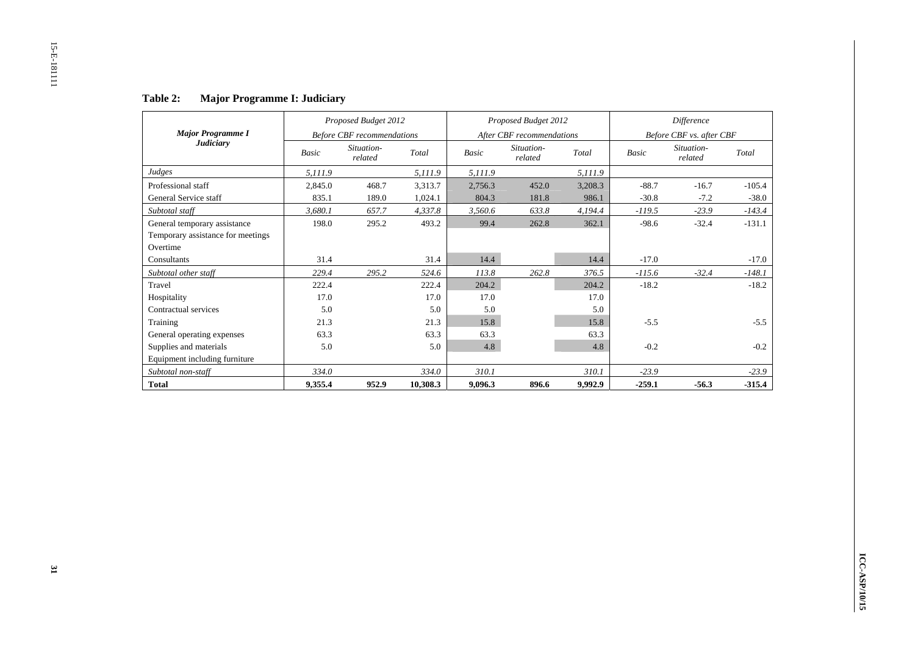**Table 2: Major Programme I: Judiciary**

| *Major Programme I* *Judiciary* | *Proposed Budget 2012* *Before CBF recommendations* | | | *Proposed Budget 2012* *After CBF recommendations* | | | *Difference* *Before CBF vs. after CBF* | | |
|---|---|---|---|---|---|---|---|---|---|
| | *Basic* | *Situation-related* | *Total* | *Basic* | *Situation-related* | *Total* | *Basic* | *Situation-related* | *Total* |
| *Judges* | *5,111.9* | | *5,111.9* | *5,111.9* | | *5,111.9* | | | |
| Professional staff | 2,845.0 | 468.7 | 3,313.7 | 2,756.3 | 452.0 | 3,208.3 | -88.7 | -16.7 | -105.4 |
| General Service staff | 835.1 | 189.0 | 1,024.1 | 804.3 | 181.8 | 986.1 | -30.8 | -7.2 | -38.0 |
| *Subtotal staff* | *3,680.1* | *657.7* | *4,337.8* | *3,560.6* | *633.8* | *4,194.4* | *-119.5* | *-23.9* | *-143.4* |
| General temporary assistance | 198.0 | 295.2 | 493.2 | 99.4 | 262.8 | 362.1 | -98.6 | -32.4 | -131.1 |
| Temporary assistance for meetings | | | | | | | | | |
| Overtime | | | | | | | | | |
| Consultants | 31.4 | | 31.4 | 14.4 | | 14.4 | -17.0 | | -17.0 |
| *Subtotal other staff* | *229.4* | *295.2* | *524.6* | *113.8* | *262.8* | *376.5* | *-115.6* | *-32.4* | *-148.1* |
| Travel | 222.4 | | 222.4 | 204.2 | | 204.2 | -18.2 | | -18.2 |
| Hospitality | 17.0 | | 17.0 | 17.0 | | 17.0 | | | |
| Contractual services | 5.0 | | 5.0 | 5.0 | | 5.0 | | | |
| Training | 21.3 | | 21.3 | 15.8 | | 15.8 | -5.5 | | -5.5 |
| General operating expenses | 63.3 | | 63.3 | 63.3 | | 63.3 | | | |
| Supplies and materials | 5.0 | | 5.0 | 4.8 | | 4.8 | -0.2 | | -0.2 |
| Equipment including furniture | | | | | | | | | |
| *Subtotal non-staff* | *334.0* | | *334.0* | *310.1* | | *310.1* | *-23.9* | | *-23.9* |
| **Total** | **9,355.4** | **952.9** | **10,308.3** | **9,096.3** | **896.6** | **9,992.9** | **-259.1** | **-56.3** | **-315.4** |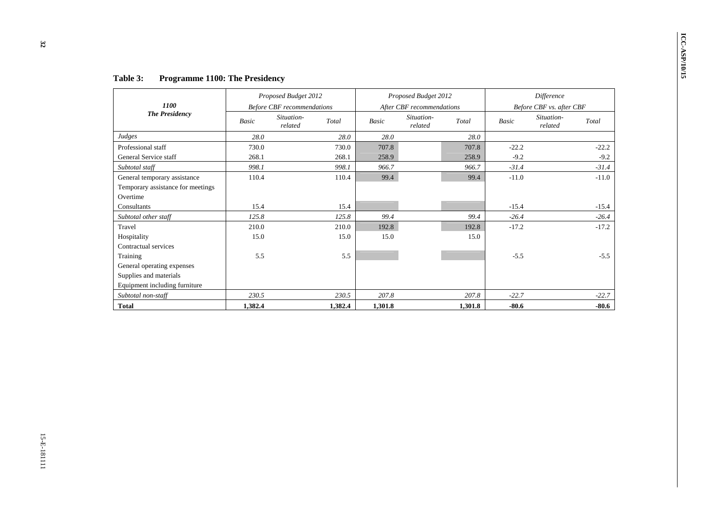**Table 3: Programme 1100: The Presidency**

| 1100 The Presidency | Proposed Budget 2012 Before CBF recommendations | | | Proposed Budget 2012 After CBF recommendations | | | Difference Before CBF vs. after CBF | | |
|---|---|---|---|---|---|---|---|---|---|
| | *Basic* | *Situation-related* | *Total* | *Basic* | *Situation-related* | *Total* | *Basic* | *Situation-related* | *Total* |
| *Judges* | *28.0* | | *28.0* | *28.0* | | *28.0* | | | |
| Professional staff | 730.0 | | 730.0 | 707.8 | | 707.8 | -22.2 | | -22.2 |
| General Service staff | 268.1 | | 268.1 | 258.9 | | 258.9 | -9.2 | | -9.2 |
| *Subtotal staff* | *998.1* | | *998.1* | *966.7* | | *966.7* | *-31.4* | | *-31.4* |
| General temporary assistance | 110.4 | | 110.4 | 99.4 | | 99.4 | -11.0 | | -11.0 |
| Temporary assistance for meetings | | | | | | | | | |
| Overtime | | | | | | | | | |
| Consultants | 15.4 | | 15.4 | | | | -15.4 | | -15.4 |
| *Subtotal other staff* | *125.8* | | *125.8* | *99.4* | | *99.4* | *-26.4* | | *-26.4* |
| Travel | 210.0 | | 210.0 | 192.8 | | 192.8 | -17.2 | | -17.2 |
| Hospitality | 15.0 | | 15.0 | 15.0 | | 15.0 | | | |
| Contractual services | | | | | | | | | |
| Training | 5.5 | | 5.5 | | | | -5.5 | | -5.5 |
| General operating expenses | | | | | | | | | |
| Supplies and materials | | | | | | | | | |
| Equipment including furniture | | | | | | | | | |
| *Subtotal non-staff* | *230.5* | | *230.5* | *207.8* | | *207.8* | *-22.7* | | *-22.7* |
| **Total** | **1,382.4** | | **1,382.4** | **1,301.8** | | **1,301.8** | **-80.6** | | **-80.6** |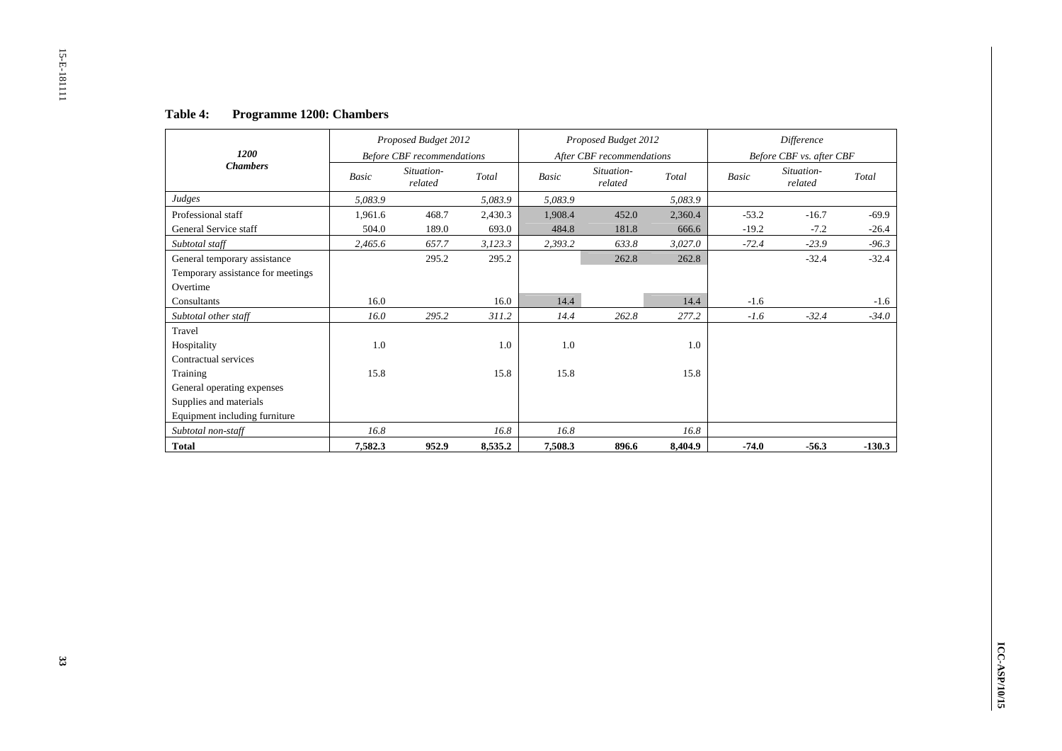**Table 4: Programme 1200: Chambers**

| 1200 Chambers | Proposed Budget 2012 Before CBF recommendations | | | Proposed Budget 2012 After CBF recommendations | | | Difference Before CBF vs. after CBF | | |
|---|---|---|---|---|---|---|---|---|---|
| | *Basic* | *Situation-related* | *Total* | *Basic* | *Situation-related* | *Total* | *Basic* | *Situation-related* | *Total* |
| *Judges* | *5,083.9* | | *5,083.9* | *5,083.9* | | *5,083.9* | | | |
| Professional staff | 1,961.6 | 468.7 | 2,430.3 | 1,908.4 | 452.0 | 2,360.4 | -53.2 | -16.7 | -69.9 |
| General Service staff | 504.0 | 189.0 | 693.0 | 484.8 | 181.8 | 666.6 | -19.2 | -7.2 | -26.4 |
| *Subtotal staff* | *2,465.6* | *657.7* | *3,123.3* | *2,393.2* | *633.8* | *3,027.0* | *-72.4* | *-23.9* | *-96.3* |
| General temporary assistance | | 295.2 | 295.2 | | 262.8 | 262.8 | | -32.4 | -32.4 |
| Temporary assistance for meetings | | | | | | | | | |
| Overtime | | | | | | | | | |
| Consultants | 16.0 | | 16.0 | 14.4 | | 14.4 | -1.6 | | -1.6 |
| *Subtotal other staff* | *16.0* | *295.2* | *311.2* | *14.4* | *262.8* | *277.2* | *-1.6* | *-32.4* | *-34.0* |
| Travel | | | | | | | | | |
| Hospitality | 1.0 | | 1.0 | 1.0 | | 1.0 | | | |
| Contractual services | | | | | | | | | |
| Training | 15.8 | | 15.8 | 15.8 | | 15.8 | | | |
| General operating expenses | | | | | | | | | |
| Supplies and materials | | | | | | | | | |
| Equipment including furniture | | | | | | | | | |
| *Subtotal non-staff* | *16.8* | | *16.8* | *16.8* | | *16.8* | | | |
| **Total** | **7,582.3** | **952.9** | **8,535.2** | **7,508.3** | **896.6** | **8,404.9** | **-74.0** | **-56.3** | **-130.3** |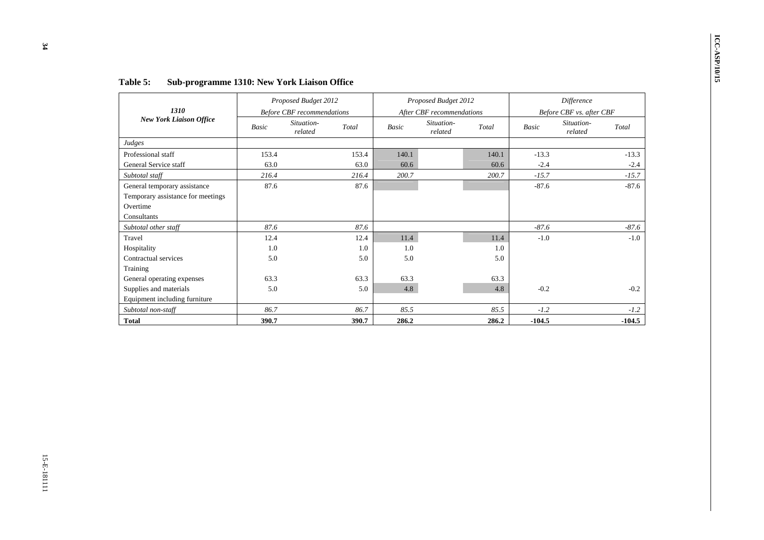**Table 5: Sub-programme 1310: New York Liaison Office**

| 1310 New York Liaison Office | Proposed Budget 2012 Before CBF recommendations | | | Proposed Budget 2012 After CBF recommendations | | | Difference Before CBF vs. after CBF | | |
|---|---|---|---|---|---|---|---|---|---|
| | Basic | Situation-related | Total | Basic | Situation-related | Total | Basic | Situation-related | Total |
| *Judges* | | | | | | | | | |
| Professional staff | 153.4 | | 153.4 | 140.1 | | 140.1 | -13.3 | | -13.3 |
| General Service staff | 63.0 | | 63.0 | 60.6 | | 60.6 | -2.4 | | -2.4 |
| *Subtotal staff* | *216.4* | | *216.4* | *200.7* | | *200.7* | *-15.7* | | *-15.7* |
| General temporary assistance | 87.6 | | 87.6 | | | | -87.6 | | -87.6 |
| Temporary assistance for meetings | | | | | | | | | |
| Overtime | | | | | | | | | |
| Consultants | | | | | | | | | |
| *Subtotal other staff* | *87.6* | | *87.6* | | | | *-87.6* | | *-87.6* |
| Travel | 12.4 | | 12.4 | 11.4 | | 11.4 | -1.0 | | -1.0 |
| Hospitality | 1.0 | | 1.0 | 1.0 | | 1.0 | | | |
| Contractual services | 5.0 | | 5.0 | 5.0 | | 5.0 | | | |
| Training | | | | | | | | | |
| General operating expenses | 63.3 | | 63.3 | 63.3 | | 63.3 | | | |
| Supplies and materials | 5.0 | | 5.0 | 4.8 | | 4.8 | -0.2 | | -0.2 |
| Equipment including furniture | | | | | | | | | |
| *Subtotal non-staff* | *86.7* | | *86.7* | *85.5* | | *85.5* | *-1.2* | | *-1.2* |
| **Total** | **390.7** | | **390.7** | **286.2** | | **286.2** | **-104.5** | | **-104.5** |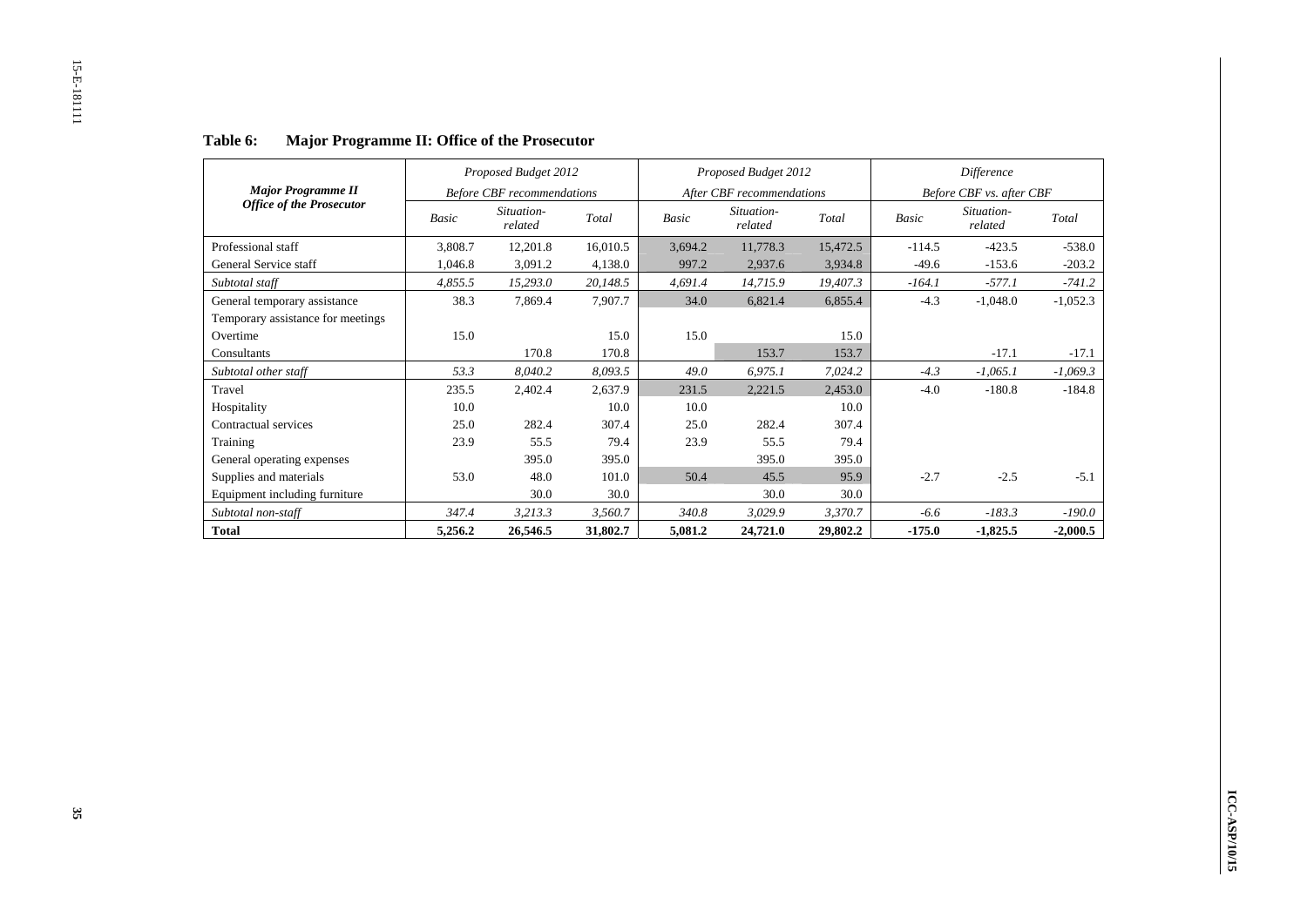**Table 6: Major Programme II: Office of the Prosecutor**

| *Major Programme II* *Office of the Prosecutor* | *Proposed Budget 2012* *Before CBF recommendations* | | | *Proposed Budget 2012* *After CBF recommendations* | | | *Difference* *Before CBF vs. after CBF* | | |
|---|---|---|---|---|---|---|---|---|---|
| | *Basic* | *Situation-related* | *Total* | *Basic* | *Situation-related* | *Total* | *Basic* | *Situation-related* | *Total* |
| Professional staff | 3,808.7 | 12,201.8 | 16,010.5 | 3,694.2 | 11,778.3 | 15,472.5 | -114.5 | -423.5 | -538.0 |
| General Service staff | 1,046.8 | 3,091.2 | 4,138.0 | 997.2 | 2,937.6 | 3,934.8 | -49.6 | -153.6 | -203.2 |
| *Subtotal staff* | *4,855.5* | *15,293.0* | *20,148.5* | *4,691.4* | *14,715.9* | *19,407.3* | *-164.1* | *-577.1* | *-741.2* |
| General temporary assistance | 38.3 | 7,869.4 | 7,907.7 | 34.0 | 6,821.4 | 6,855.4 | -4.3 | -1,048.0 | -1,052.3 |
| Temporary assistance for meetings | | | | | | | | | |
| Overtime | 15.0 | | 15.0 | 15.0 | | 15.0 | | | |
| Consultants | | 170.8 | 170.8 | | 153.7 | 153.7 | | -17.1 | -17.1 |
| *Subtotal other staff* | *53.3* | *8,040.2* | *8,093.5* | *49.0* | *6,975.1* | *7,024.2* | *-4.3* | *-1,065.1* | *-1,069.3* |
| Travel | 235.5 | 2,402.4 | 2,637.9 | 231.5 | 2,221.5 | 2,453.0 | -4.0 | -180.8 | -184.8 |
| Hospitality | 10.0 | | 10.0 | 10.0 | | 10.0 | | | |
| Contractual services | 25.0 | 282.4 | 307.4 | 25.0 | 282.4 | 307.4 | | | |
| Training | 23.9 | 55.5 | 79.4 | 23.9 | 55.5 | 79.4 | | | |
| General operating expenses | | 395.0 | 395.0 | | 395.0 | 395.0 | | | |
| Supplies and materials | 53.0 | 48.0 | 101.0 | 50.4 | 45.5 | 95.9 | -2.7 | -2.5 | -5.1 |
| Equipment including furniture | | 30.0 | 30.0 | | 30.0 | 30.0 | | | |
| *Subtotal non-staff* | *347.4* | *3,213.3* | *3,560.7* | *340.8* | *3,029.9* | *3,370.7* | *-6.6* | *-183.3* | *-190.0* |
| **Total** | **5,256.2** | **26,546.5** | **31,802.7** | **5,081.2** | **24,721.0** | **29,802.2** | **-175.0** | **-1,825.5** | **-2,000.5** |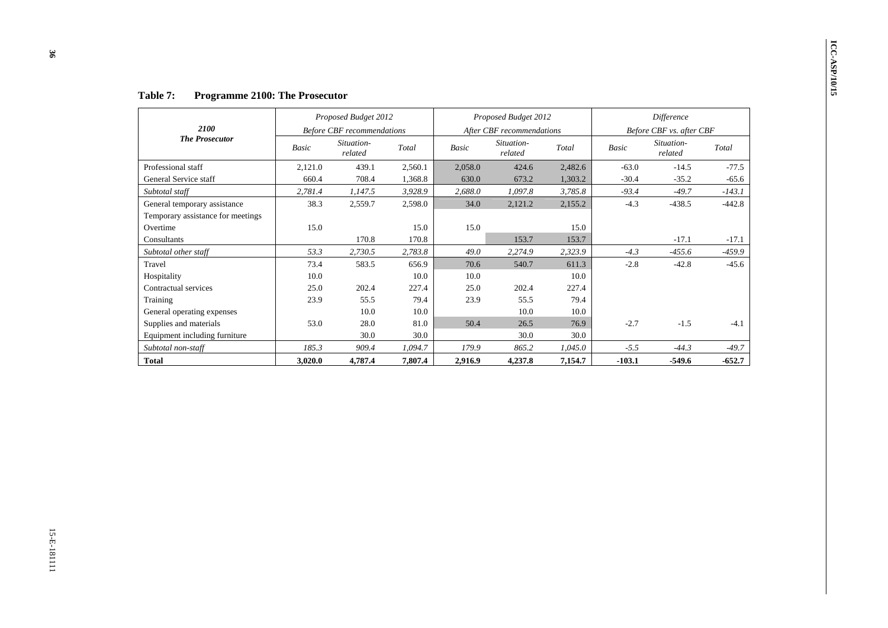**Table 7: Programme 2100: The Prosecutor**

| *2100* *The Prosecutor* | *Proposed Budget 2012* *Before CBF recommendations* | | | *Proposed Budget 2012* *After CBF recommendations* | | | *Difference* *Before CBF vs. after CBF* | | |
|---|---|---|---|---|---|---|---|---|---|
| | *Basic* | *Situation-related* | *Total* | *Basic* | *Situation-related* | *Total* | *Basic* | *Situation-related* | *Total* |
| Professional staff | 2,121.0 | 439.1 | 2,560.1 | 2,058.0 | 424.6 | 2,482.6 | -63.0 | -14.5 | -77.5 |
| General Service staff | 660.4 | 708.4 | 1,368.8 | 630.0 | 673.2 | 1,303.2 | -30.4 | -35.2 | -65.6 |
| *Subtotal staff* | *2,781.4* | *1,147.5* | *3,928.9* | *2,688.0* | *1,097.8* | *3,785.8* | *-93.4* | *-49.7* | *-143.1* |
| General temporary assistance | 38.3 | 2,559.7 | 2,598.0 | 34.0 | 2,121.2 | 2,155.2 | -4.3 | -438.5 | -442.8 |
| Temporary assistance for meetings | | | | | | | | | |
| Overtime | 15.0 | | 15.0 | 15.0 | | 15.0 | | | |
| Consultants | | 170.8 | 170.8 | | 153.7 | 153.7 | | -17.1 | -17.1 |
| *Subtotal other staff* | *53.3* | *2,730.5* | *2,783.8* | *49.0* | *2,274.9* | *2,323.9* | *-4.3* | *-455.6* | *-459.9* |
| Travel | 73.4 | 583.5 | 656.9 | 70.6 | 540.7 | 611.3 | -2.8 | -42.8 | -45.6 |
| Hospitality | 10.0 | | 10.0 | 10.0 | | 10.0 | | | |
| Contractual services | 25.0 | 202.4 | 227.4 | 25.0 | 202.4 | 227.4 | | | |
| Training | 23.9 | 55.5 | 79.4 | 23.9 | 55.5 | 79.4 | | | |
| General operating expenses | | 10.0 | 10.0 | | 10.0 | 10.0 | | | |
| Supplies and materials | 53.0 | 28.0 | 81.0 | 50.4 | 26.5 | 76.9 | -2.7 | -1.5 | -4.1 |
| Equipment including furniture | | 30.0 | 30.0 | | 30.0 | 30.0 | | | |
| *Subtotal non-staff* | *185.3* | *909.4* | *1,094.7* | *179.9* | *865.2* | *1,045.0* | *-5.5* | *-44.3* | *-49.7* |
| **Total** | **3,020.0** | **4,787.4** | **7,807.4** | **2,916.9** | **4,237.8** | **7,154.7** | **-103.1** | **-549.6** | **-652.7** |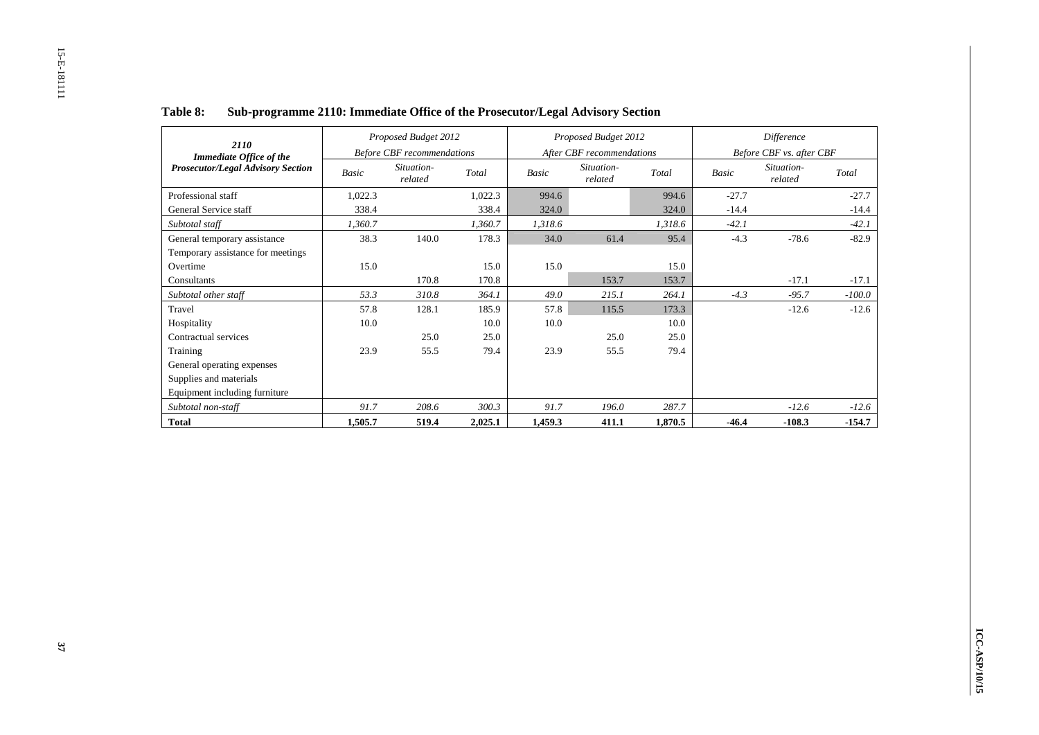**Table 8: Sub-programme 2110: Immediate Office of the Prosecutor/Legal Advisory Section**

| *2110* ***Immediate Office of the Prosecutor/Legal Advisory Section*** | *Proposed Budget 2012* *Before CBF recommendations* | | | *Proposed Budget 2012* *After CBF recommendations* | | | *Difference* *Before CBF vs. after CBF* | | |
|---|---|---|---|---|---|---|---|---|---|
| | *Basic* | *Situation-related* | *Total* | *Basic* | *Situation-related* | *Total* | *Basic* | *Situation-related* | *Total* |
| Professional staff | 1,022.3 | | 1,022.3 | 994.6 | | 994.6 | -27.7 | | -27.7 |
| General Service staff | 338.4 | | 338.4 | 324.0 | | 324.0 | -14.4 | | -14.4 |
| *Subtotal staff* | *1,360.7* | | *1,360.7* | *1,318.6* | | *1,318.6* | *-42.1* | | *-42.1* |
| General temporary assistance | 38.3 | 140.0 | 178.3 | 34.0 | 61.4 | 95.4 | -4.3 | -78.6 | -82.9 |
| Temporary assistance for meetings | | | | | | | | | |
| Overtime | 15.0 | | 15.0 | 15.0 | | 15.0 | | | |
| Consultants | | 170.8 | 170.8 | | 153.7 | 153.7 | | -17.1 | -17.1 |
| *Subtotal other staff* | *53.3* | *310.8* | *364.1* | *49.0* | *215.1* | *264.1* | *-4.3* | *-95.7* | *-100.0* |
| Travel | 57.8 | 128.1 | 185.9 | 57.8 | 115.5 | 173.3 | | -12.6 | -12.6 |
| Hospitality | 10.0 | | 10.0 | 10.0 | | 10.0 | | | |
| Contractual services | | 25.0 | 25.0 | | 25.0 | 25.0 | | | |
| Training | 23.9 | 55.5 | 79.4 | 23.9 | 55.5 | 79.4 | | | |
| General operating expenses | | | | | | | | | |
| Supplies and materials | | | | | | | | | |
| Equipment including furniture | | | | | | | | | |
| *Subtotal non-staff* | *91.7* | *208.6* | *300.3* | *91.7* | *196.0* | *287.7* | | *-12.6* | *-12.6* |
| **Total** | **1,505.7** | **519.4** | **2,025.1** | **1,459.3** | **411.1** | **1,870.5** | **-46.4** | **-108.3** | **-154.7** |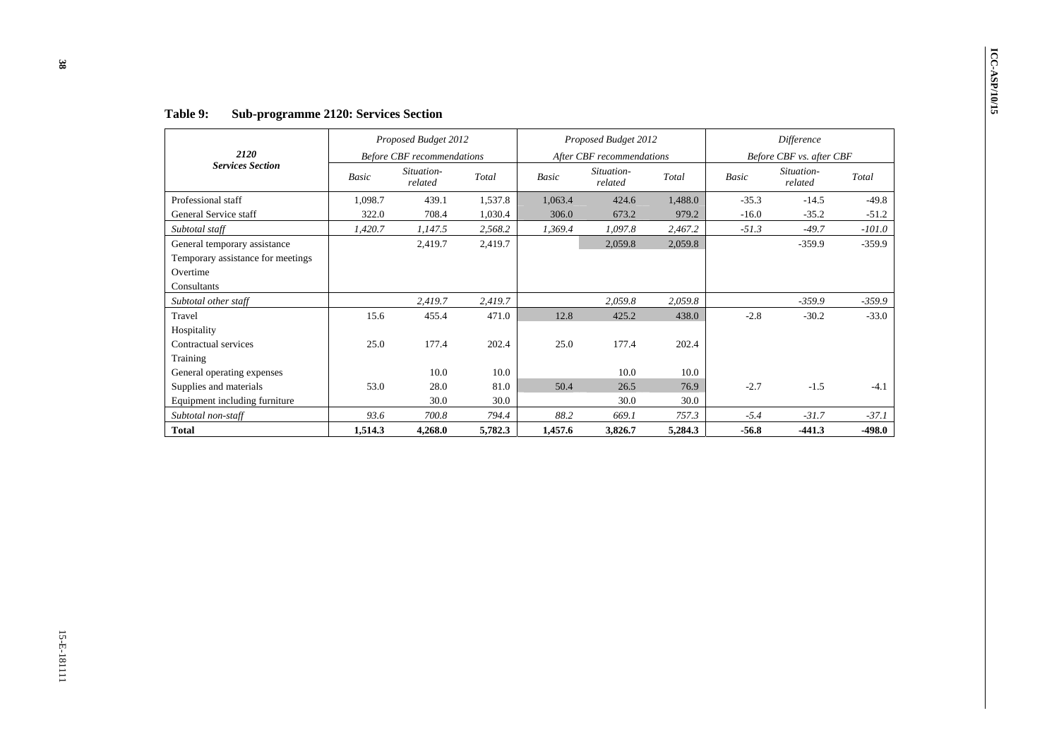**Table 9: Sub-programme 2120: Services Section**

| 2120 Services Section | Proposed Budget 2012 Before CBF recommendations | | | Proposed Budget 2012 After CBF recommendations | | | Difference Before CBF vs. after CBF | | |
|---|---|---|---|---|---|---|---|---|---|
| | *Basic* | *Situation-related* | *Total* | *Basic* | *Situation-related* | *Total* | *Basic* | *Situation-related* | *Total* |
| Professional staff | 1,098.7 | 439.1 | 1,537.8 | 1,063.4 | 424.6 | 1,488.0 | -35.3 | -14.5 | -49.8 |
| General Service staff | 322.0 | 708.4 | 1,030.4 | 306.0 | 673.2 | 979.2 | -16.0 | -35.2 | -51.2 |
| *Subtotal staff* | *1,420.7* | *1,147.5* | *2,568.2* | *1,369.4* | *1,097.8* | *2,467.2* | *-51.3* | *-49.7* | *-101.0* |
| General temporary assistance | | 2,419.7 | 2,419.7 | | 2,059.8 | 2,059.8 | | -359.9 | -359.9 |
| Temporary assistance for meetings | | | | | | | | | |
| Overtime | | | | | | | | | |
| Consultants | | | | | | | | | |
| *Subtotal other staff* | | *2,419.7* | *2,419.7* | | *2,059.8* | *2,059.8* | | *-359.9* | *-359.9* |
| Travel | 15.6 | 455.4 | 471.0 | 12.8 | 425.2 | 438.0 | -2.8 | -30.2 | -33.0 |
| Hospitality | | | | | | | | | |
| Contractual services | 25.0 | 177.4 | 202.4 | 25.0 | 177.4 | 202.4 | | | |
| Training | | | | | | | | | |
| General operating expenses | | 10.0 | 10.0 | | 10.0 | 10.0 | | | |
| Supplies and materials | 53.0 | 28.0 | 81.0 | 50.4 | 26.5 | 76.9 | -2.7 | -1.5 | -4.1 |
| Equipment including furniture | | 30.0 | 30.0 | | 30.0 | 30.0 | | | |
| *Subtotal non-staff* | *93.6* | *700.8* | *794.4* | *88.2* | *669.1* | *757.3* | *-5.4* | *-31.7* | *-37.1* |
| **Total** | **1,514.3** | **4,268.0** | **5,782.3** | **1,457.6** | **3,826.7** | **5,284.3** | **-56.8** | **-441.3** | **-498.0** |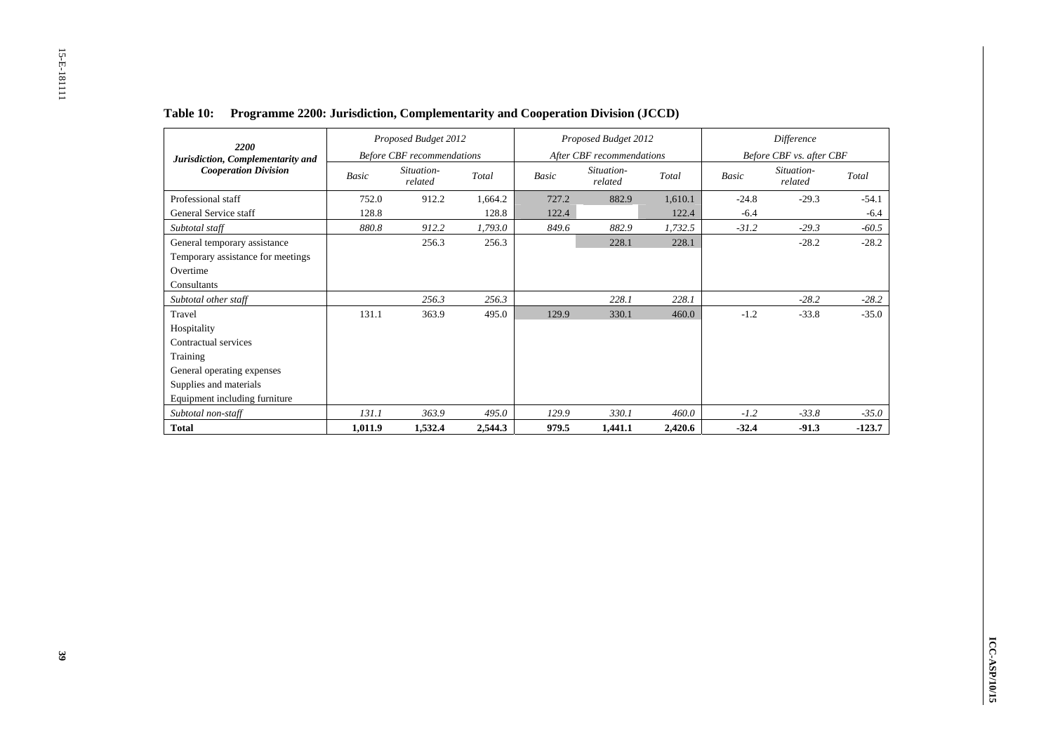**Table 10: Programme 2200: Jurisdiction, Complementarity and Cooperation Division (JCCD)**

| 2200 Jurisdiction, Complementarity and Cooperation Division | *Proposed Budget 2012 Before CBF recommendations* | | | *Proposed Budget 2012 After CBF recommendations* | | | *Difference Before CBF vs. after CBF* | | |
|---|---|---|---|---|---|---|---|---|---|
| | *Basic* | *Situation-related* | *Total* | *Basic* | *Situation-related* | *Total* | *Basic* | *Situation-related* | *Total* |
| Professional staff | 752.0 | 912.2 | 1,664.2 | 727.2 | 882.9 | 1,610.1 | -24.8 | -29.3 | -54.1 |
| General Service staff | 128.8 | | 128.8 | 122.4 | | 122.4 | -6.4 | | -6.4 |
| *Subtotal staff* | *880.8* | *912.2* | *1,793.0* | *849.6* | *882.9* | *1,732.5* | *-31.2* | *-29.3* | *-60.5* |
| General temporary assistance | | 256.3 | 256.3 | | 228.1 | 228.1 | | -28.2 | -28.2 |
| Temporary assistance for meetings | | | | | | | | | |
| Overtime | | | | | | | | | |
| Consultants | | | | | | | | | |
| *Subtotal other staff* | | *256.3* | *256.3* | | *228.1* | *228.1* | | *-28.2* | *-28.2* |
| Travel | 131.1 | 363.9 | 495.0 | 129.9 | 330.1 | 460.0 | -1.2 | -33.8 | -35.0 |
| Hospitality | | | | | | | | | |
| Contractual services | | | | | | | | | |
| Training | | | | | | | | | |
| General operating expenses | | | | | | | | | |
| Supplies and materials | | | | | | | | | |
| Equipment including furniture | | | | | | | | | |
| *Subtotal non-staff* | *131.1* | *363.9* | *495.0* | *129.9* | *330.1* | *460.0* | *-1.2* | *-33.8* | *-35.0* |
| **Total** | **1,011.9** | **1,532.4** | **2,544.3** | **979.5** | **1,441.1** | **2,420.6** | **-32.4** | **-91.3** | **-123.7** |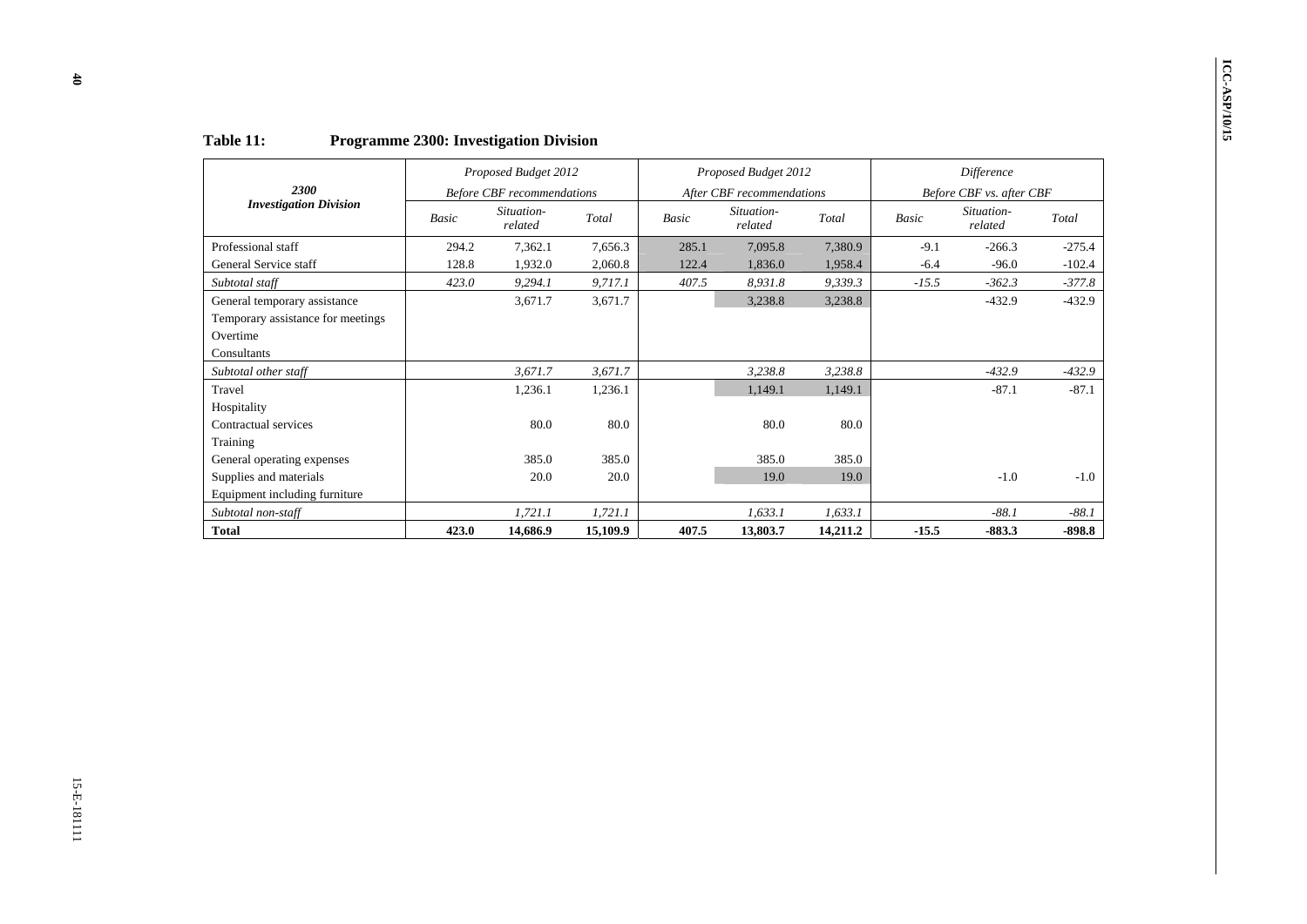**Table 11: Programme 2300: Investigation Division**

| 2300 Investigation Division | Proposed Budget 2012 Before CBF recommendations | | | Proposed Budget 2012 After CBF recommendations | | | Difference Before CBF vs. after CBF | | |
|---|---|---|---|---|---|---|---|---|---|
| | *Basic* | *Situation-related* | *Total* | *Basic* | *Situation-related* | *Total* | *Basic* | *Situation-related* | *Total* |
| Professional staff | 294.2 | 7,362.1 | 7,656.3 | 285.1 | 7,095.8 | 7,380.9 | -9.1 | -266.3 | -275.4 |
| General Service staff | 128.8 | 1,932.0 | 2,060.8 | 122.4 | 1,836.0 | 1,958.4 | -6.4 | -96.0 | -102.4 |
| *Subtotal staff* | *423.0* | *9,294.1* | *9,717.1* | *407.5* | *8,931.8* | *9,339.3* | *-15.5* | *-362.3* | *-377.8* |
| General temporary assistance | | 3,671.7 | 3,671.7 | | 3,238.8 | 3,238.8 | | -432.9 | -432.9 |
| Temporary assistance for meetings | | | | | | | | | |
| Overtime | | | | | | | | | |
| Consultants | | | | | | | | | |
| *Subtotal other staff* | | *3,671.7* | *3,671.7* | | *3,238.8* | *3,238.8* | | *-432.9* | *-432.9* |
| Travel | | 1,236.1 | 1,236.1 | | 1,149.1 | 1,149.1 | | -87.1 | -87.1 |
| Hospitality | | | | | | | | | |
| Contractual services | | 80.0 | 80.0 | | 80.0 | 80.0 | | | |
| Training | | | | | | | | | |
| General operating expenses | | 385.0 | 385.0 | | 385.0 | 385.0 | | | |
| Supplies and materials | | 20.0 | 20.0 | | 19.0 | 19.0 | | -1.0 | -1.0 |
| Equipment including furniture | | | | | | | | | |
| *Subtotal non-staff* | | *1,721.1* | *1,721.1* | | *1,633.1* | *1,633.1* | | *-88.1* | *-88.1* |
| **Total** | **423.0** | **14,686.9** | **15,109.9** | **407.5** | **13,803.7** | **14,211.2** | **-15.5** | **-883.3** | **-898.8** |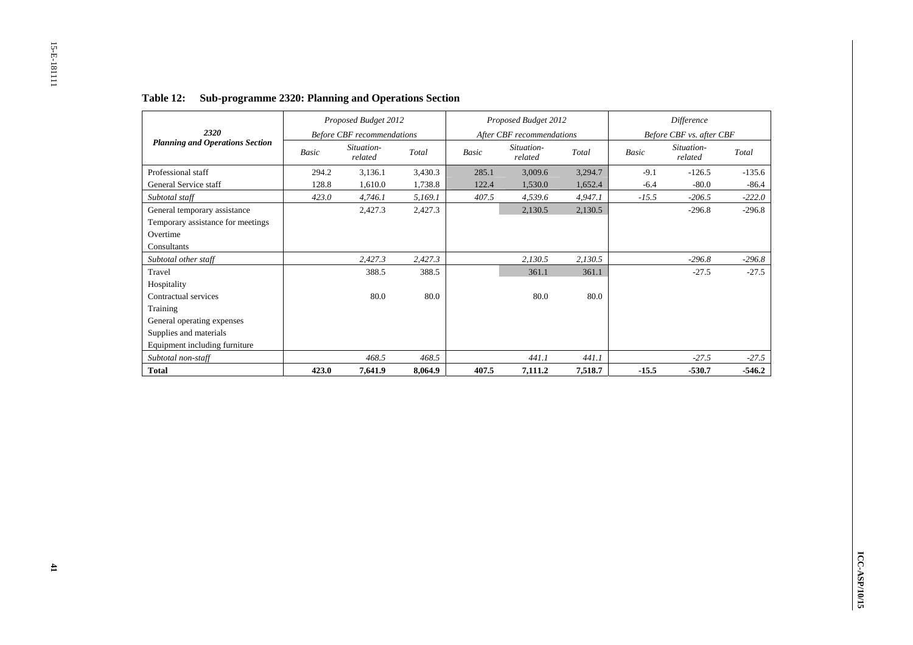**Table 12: Sub-programme 2320: Planning and Operations Section**

| *2320* **Planning and Operations Section** | *Proposed Budget 2012* *Before CBF recommendations* | | | *Proposed Budget 2012* *After CBF recommendations* | | | *Difference* *Before CBF vs. after CBF* | | |
|---|---|---|---|---|---|---|---|---|---|
| | *Basic* | *Situation-related* | *Total* | *Basic* | *Situation-related* | *Total* | *Basic* | *Situation-related* | *Total* |
| Professional staff | 294.2 | 3,136.1 | 3,430.3 | 285.1 | 3,009.6 | 3,294.7 | -9.1 | -126.5 | -135.6 |
| General Service staff | 128.8 | 1,610.0 | 1,738.8 | 122.4 | 1,530.0 | 1,652.4 | -6.4 | -80.0 | -86.4 |
| *Subtotal staff* | *423.0* | *4,746.1* | *5,169.1* | *407.5* | *4,539.6* | *4,947.1* | *-15.5* | *-206.5* | *-222.0* |
| General temporary assistance | | 2,427.3 | 2,427.3 | | 2,130.5 | 2,130.5 | | -296.8 | -296.8 |
| Temporary assistance for meetings | | | | | | | | | |
| Overtime | | | | | | | | | |
| Consultants | | | | | | | | | |
| *Subtotal other staff* | | *2,427.3* | *2,427.3* | | *2,130.5* | *2,130.5* | | *-296.8* | *-296.8* |
| Travel | | 388.5 | 388.5 | | 361.1 | 361.1 | | -27.5 | -27.5 |
| Hospitality | | | | | | | | | |
| Contractual services | | 80.0 | 80.0 | | 80.0 | 80.0 | | | |
| Training | | | | | | | | | |
| General operating expenses | | | | | | | | | |
| Supplies and materials | | | | | | | | | |
| Equipment including furniture | | | | | | | | | |
| *Subtotal non-staff* | | *468.5* | *468.5* | | *441.1* | *441.1* | | *-27.5* | *-27.5* |
| **Total** | **423.0** | **7,641.9** | **8,064.9** | **407.5** | **7,111.2** | **7,518.7** | **-15.5** | **-530.7** | **-546.2** |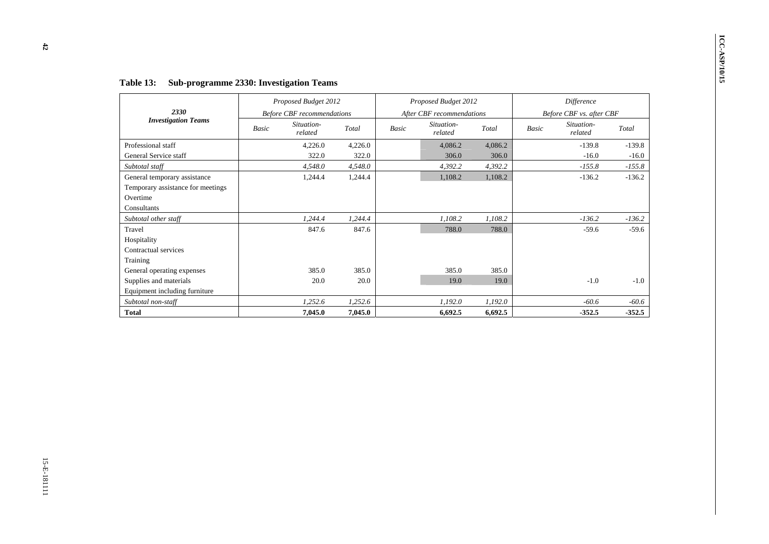**Table 13: Sub-programme 2330: Investigation Teams**

| 2330 Investigation Teams | Proposed Budget 2012 Before CBF recommendations | | | Proposed Budget 2012 After CBF recommendations | | | Difference Before CBF vs. after CBF | | |
|---|---|---|---|---|---|---|---|---|---|
| | *Basic* | *Situation-related* | *Total* | *Basic* | *Situation-related* | *Total* | *Basic* | *Situation-related* | *Total* |
| Professional staff | | 4,226.0 | 4,226.0 | | 4,086.2 | 4,086.2 | | -139.8 | -139.8 |
| General Service staff | | 322.0 | 322.0 | | 306.0 | 306.0 | | -16.0 | -16.0 |
| *Subtotal staff* | | *4,548.0* | *4,548.0* | | *4,392.2* | *4,392.2* | | *-155.8* | *-155.8* |
| General temporary assistance | | 1,244.4 | 1,244.4 | | 1,108.2 | 1,108.2 | | -136.2 | -136.2 |
| Temporary assistance for meetings | | | | | | | | | |
| Overtime | | | | | | | | | |
| Consultants | | | | | | | | | |
| *Subtotal other staff* | | *1,244.4* | *1,244.4* | | *1,108.2* | *1,108.2* | | *-136.2* | *-136.2* |
| Travel | | 847.6 | 847.6 | | 788.0 | 788.0 | | -59.6 | -59.6 |
| Hospitality | | | | | | | | | |
| Contractual services | | | | | | | | | |
| Training | | | | | | | | | |
| General operating expenses | | 385.0 | 385.0 | | 385.0 | 385.0 | | | |
| Supplies and materials | | 20.0 | 20.0 | | 19.0 | 19.0 | | -1.0 | -1.0 |
| Equipment including furniture | | | | | | | | | |
| *Subtotal non-staff* | | *1,252.6* | *1,252.6* | | *1,192.0* | *1,192.0* | | *-60.6* | *-60.6* |
| **Total** | | **7,045.0** | **7,045.0** | | **6,692.5** | **6,692.5** | | **-352.5** | **-352.5** |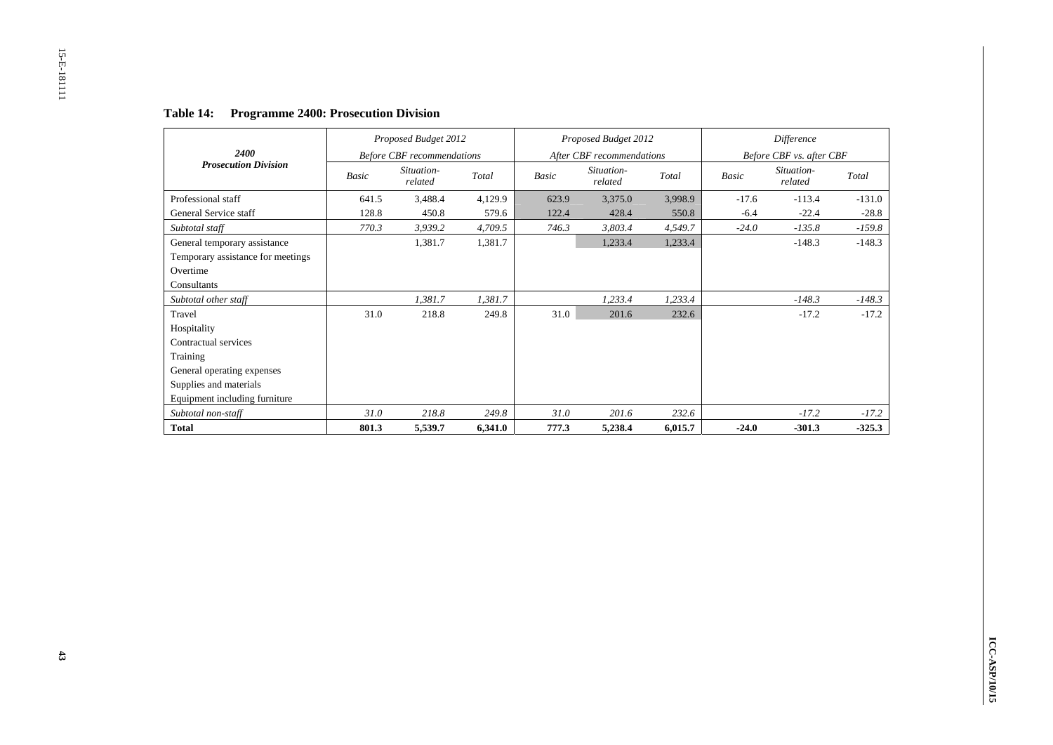**Table 14: Programme 2400: Prosecution Division**

| 2400 Prosecution Division | Proposed Budget 2012 Before CBF recommendations | | | Proposed Budget 2012 After CBF recommendations | | | Difference Before CBF vs. after CBF | | |
|---|---|---|---|---|---|---|---|---|---|
| | Basic | Situation-related | Total | Basic | Situation-related | Total | Basic | Situation-related | Total |
| Professional staff | 641.5 | 3,488.4 | 4,129.9 | 623.9 | 3,375.0 | 3,998.9 | -17.6 | -113.4 | -131.0 |
| General Service staff | 128.8 | 450.8 | 579.6 | 122.4 | 428.4 | 550.8 | -6.4 | -22.4 | -28.8 |
| *Subtotal staff* | *770.3* | *3,939.2* | *4,709.5* | *746.3* | *3,803.4* | *4,549.7* | *-24.0* | *-135.8* | *-159.8* |
| General temporary assistance | | 1,381.7 | 1,381.7 | | 1,233.4 | 1,233.4 | | -148.3 | -148.3 |
| Temporary assistance for meetings | | | | | | | | | |
| Overtime | | | | | | | | | |
| Consultants | | | | | | | | | |
| *Subtotal other staff* | | *1,381.7* | *1,381.7* | | *1,233.4* | *1,233.4* | | *-148.3* | *-148.3* |
| Travel | 31.0 | 218.8 | 249.8 | 31.0 | 201.6 | 232.6 | | -17.2 | -17.2 |
| Hospitality | | | | | | | | | |
| Contractual services | | | | | | | | | |
| Training | | | | | | | | | |
| General operating expenses | | | | | | | | | |
| Supplies and materials | | | | | | | | | |
| Equipment including furniture | | | | | | | | | |
| *Subtotal non-staff* | *31.0* | *218.8* | *249.8* | *31.0* | *201.6* | *232.6* | | *-17.2* | *-17.2* |
| **Total** | **801.3** | **5,539.7** | **6,341.0** | **777.3** | **5,238.4** | **6,015.7** | **-24.0** | **-301.3** | **-325.3** |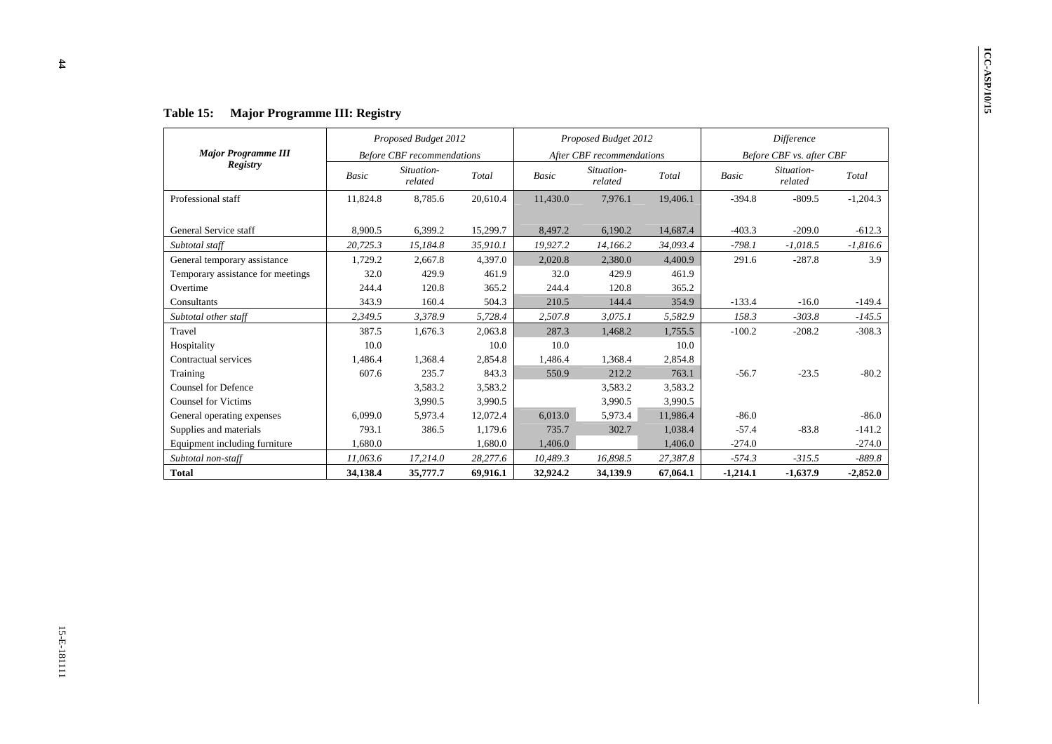**Table 15: Major Programme III: Registry**

| Major Programme III Registry | Proposed Budget 2012 Before CBF recommendations | | | Proposed Budget 2012 After CBF recommendations | | | Difference Before CBF vs. after CBF | | |
|---|---|---|---|---|---|---|---|---|---|
| | *Basic* | *Situation-related* | *Total* | *Basic* | *Situation-related* | *Total* | *Basic* | *Situation-related* | *Total* |
| Professional staff | 11,824.8 | 8,785.6 | 20,610.4 | 11,430.0 | 7,976.1 | 19,406.1 | -394.8 | -809.5 | -1,204.3 |
| General Service staff | 8,900.5 | 6,399.2 | 15,299.7 | 8,497.2 | 6,190.2 | 14,687.4 | -403.3 | -209.0 | -612.3 |
| *Subtotal staff* | *20,725.3* | *15,184.8* | *35,910.1* | *19,927.2* | *14,166.2* | *34,093.4* | *-798.1* | *-1,018.5* | *-1,816.6* |
| General temporary assistance | 1,729.2 | 2,667.8 | 4,397.0 | 2,020.8 | 2,380.0 | 4,400.9 | 291.6 | -287.8 | 3.9 |
| Temporary assistance for meetings | 32.0 | 429.9 | 461.9 | 32.0 | 429.9 | 461.9 | | | |
| Overtime | 244.4 | 120.8 | 365.2 | 244.4 | 120.8 | 365.2 | | | |
| Consultants | 343.9 | 160.4 | 504.3 | 210.5 | 144.4 | 354.9 | -133.4 | -16.0 | -149.4 |
| *Subtotal other staff* | *2,349.5* | *3,378.9* | *5,728.4* | *2,507.8* | *3,075.1* | *5,582.9* | *158.3* | *-303.8* | *-145.5* |
| Travel | 387.5 | 1,676.3 | 2,063.8 | 287.3 | 1,468.2 | 1,755.5 | -100.2 | -208.2 | -308.3 |
| Hospitality | 10.0 | | 10.0 | 10.0 | | 10.0 | | | |
| Contractual services | 1,486.4 | 1,368.4 | 2,854.8 | 1,486.4 | 1,368.4 | 2,854.8 | | | |
| Training | 607.6 | 235.7 | 843.3 | 550.9 | 212.2 | 763.1 | -56.7 | -23.5 | -80.2 |
| Counsel for Defence | | 3,583.2 | 3,583.2 | | 3,583.2 | 3,583.2 | | | |
| Counsel for Victims | | 3,990.5 | 3,990.5 | | 3,990.5 | 3,990.5 | | | |
| General operating expenses | 6,099.0 | 5,973.4 | 12,072.4 | 6,013.0 | 5,973.4 | 11,986.4 | -86.0 | | -86.0 |
| Supplies and materials | 793.1 | 386.5 | 1,179.6 | 735.7 | 302.7 | 1,038.4 | -57.4 | -83.8 | -141.2 |
| Equipment including furniture | 1,680.0 | | 1,680.0 | 1,406.0 | | 1,406.0 | -274.0 | | -274.0 |
| *Subtotal non-staff* | *11,063.6* | *17,214.0* | *28,277.6* | *10,489.3* | *16,898.5* | *27,387.8* | *-574.3* | *-315.5* | *-889.8* |
| **Total** | **34,138.4** | **35,777.7** | **69,916.1** | **32,924.2** | **34,139.9** | **67,064.1** | **-1,214.1** | **-1,637.9** | **-2,852.0** |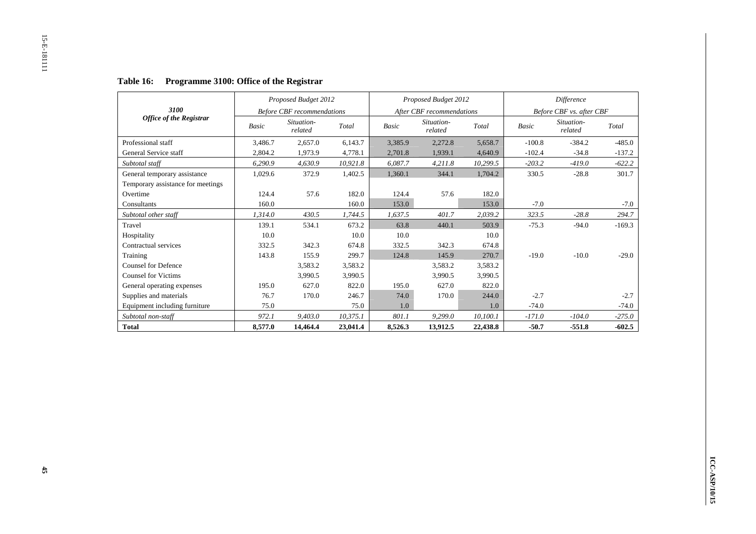**Table 16: Programme 3100: Office of the Registrar**

| *3100* *Office of the Registrar* | *Proposed Budget 2012* *Before CBF recommendations* | | | *Proposed Budget 2012* *After CBF recommendations* | | | *Difference* *Before CBF vs. after CBF* | | |
|---|---|---|---|---|---|---|---|---|---|
| | *Basic* | *Situation-related* | *Total* | *Basic* | *Situation-related* | *Total* | *Basic* | *Situation-related* | *Total* |
| Professional staff | 3,486.7 | 2,657.0 | 6,143.7 | 3,385.9 | 2,272.8 | 5,658.7 | -100.8 | -384.2 | -485.0 |
| General Service staff | 2,804.2 | 1,973.9 | 4,778.1 | 2,701.8 | 1,939.1 | 4,640.9 | -102.4 | -34.8 | -137.2 |
| *Subtotal staff* | *6,290.9* | *4,630.9* | *10,921.8* | *6,087.7* | *4,211.8* | *10,299.5* | *-203.2* | *-419.0* | *-622.2* |
| General temporary assistance | 1,029.6 | 372.9 | 1,402.5 | 1,360.1 | 344.1 | 1,704.2 | 330.5 | -28.8 | 301.7 |
| Temporary assistance for meetings | | | | | | | | | |
| Overtime | 124.4 | 57.6 | 182.0 | 124.4 | 57.6 | 182.0 | | | |
| Consultants | 160.0 | | 160.0 | 153.0 | | 153.0 | -7.0 | | -7.0 |
| *Subtotal other staff* | *1,314.0* | *430.5* | *1,744.5* | *1,637.5* | *401.7* | *2,039.2* | *323.5* | *-28.8* | *294.7* |
| Travel | 139.1 | 534.1 | 673.2 | 63.8 | 440.1 | 503.9 | -75.3 | -94.0 | -169.3 |
| Hospitality | 10.0 | | 10.0 | 10.0 | | 10.0 | | | |
| Contractual services | 332.5 | 342.3 | 674.8 | 332.5 | 342.3 | 674.8 | | | |
| Training | 143.8 | 155.9 | 299.7 | 124.8 | 145.9 | 270.7 | -19.0 | -10.0 | -29.0 |
| Counsel for Defence | | 3,583.2 | 3,583.2 | | 3,583.2 | 3,583.2 | | | |
| Counsel for Victims | | 3,990.5 | 3,990.5 | | 3,990.5 | 3,990.5 | | | |
| General operating expenses | 195.0 | 627.0 | 822.0 | 195.0 | 627.0 | 822.0 | | | |
| Supplies and materials | 76.7 | 170.0 | 246.7 | 74.0 | 170.0 | 244.0 | -2.7 | | -2.7 |
| Equipment including furniture | 75.0 | | 75.0 | 1.0 | | 1.0 | -74.0 | | -74.0 |
| *Subtotal non-staff* | *972.1* | *9,403.0* | *10,375.1* | *801.1* | *9,299.0* | *10,100.1* | *-171.0* | *-104.0* | *-275.0* |
| **Total** | **8,577.0** | **14,464.4** | **23,041.4** | **8,526.3** | **13,912.5** | **22,438.8** | **-50.7** | **-551.8** | **-602.5** |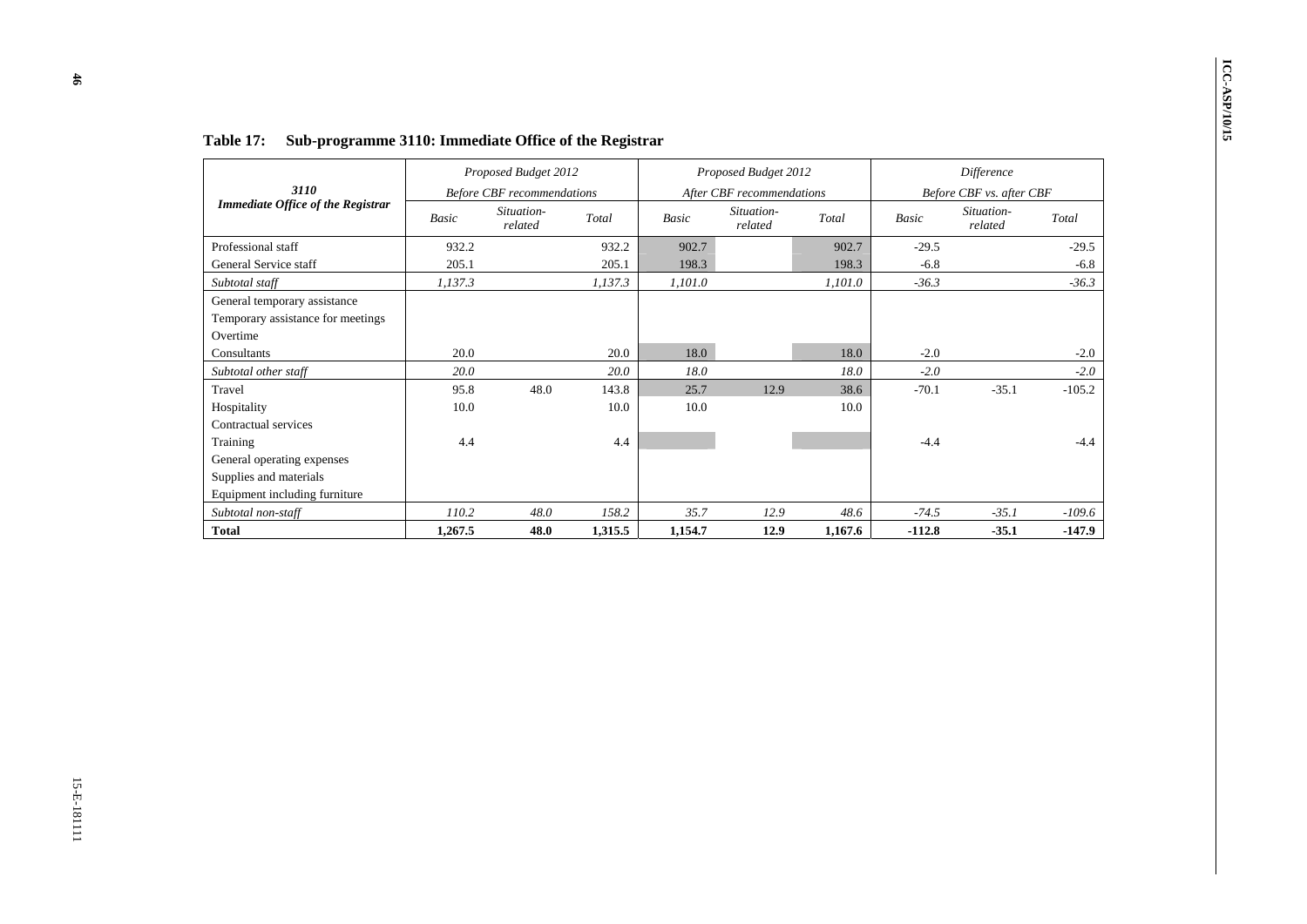**Table 17: Sub-programme 3110: Immediate Office of the Registrar**

| *3110* **Immediate Office of the Registrar** | *Proposed Budget 2012* *Before CBF recommendations* | | | *Proposed Budget 2012* *After CBF recommendations* | | | *Difference* *Before CBF vs. after CBF* | | |
|---|---|---|---|---|---|---|---|---|---|
| | *Basic* | *Situation-related* | *Total* | *Basic* | *Situation-related* | *Total* | *Basic* | *Situation-related* | *Total* |
| Professional staff | 932.2 | | 932.2 | 902.7 | | 902.7 | -29.5 | | -29.5 |
| General Service staff | 205.1 | | 205.1 | 198.3 | | 198.3 | -6.8 | | -6.8 |
| *Subtotal staff* | *1,137.3* | | *1,137.3* | *1,101.0* | | *1,101.0* | *-36.3* | | *-36.3* |
| General temporary assistance | | | | | | | | | |
| Temporary assistance for meetings | | | | | | | | | |
| Overtime | | | | | | | | | |
| Consultants | 20.0 | | 20.0 | 18.0 | | 18.0 | -2.0 | | -2.0 |
| *Subtotal other staff* | *20.0* | | *20.0* | *18.0* | | *18.0* | *-2.0* | | *-2.0* |
| Travel | 95.8 | 48.0 | 143.8 | 25.7 | 12.9 | 38.6 | -70.1 | -35.1 | -105.2 |
| Hospitality | 10.0 | | 10.0 | 10.0 | | 10.0 | | | |
| Contractual services | | | | | | | | | |
| Training | 4.4 | | 4.4 | | | | -4.4 | | -4.4 |
| General operating expenses | | | | | | | | | |
| Supplies and materials | | | | | | | | | |
| Equipment including furniture | | | | | | | | | |
| *Subtotal non-staff* | *110.2* | *48.0* | *158.2* | *35.7* | *12.9* | *48.6* | *-74.5* | *-35.1* | *-109.6* |
| **Total** | **1,267.5** | **48.0** | **1,315.5** | **1,154.7** | **12.9** | **1,167.6** | **-112.8** | **-35.1** | **-147.9** |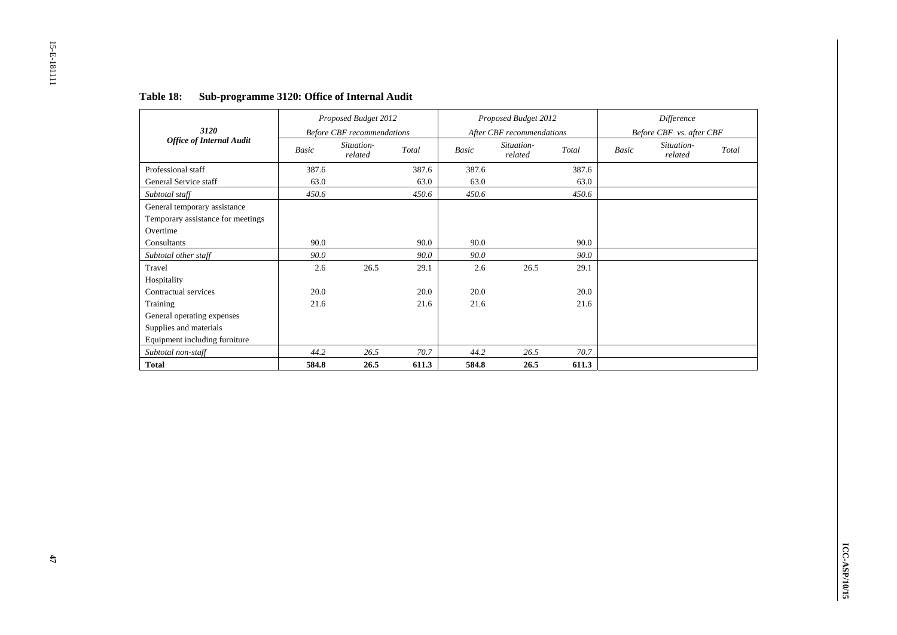**Table 18: Sub-programme 3120: Office of Internal Audit**

| *3120* *Office of Internal Audit* | *Proposed Budget 2012* *Before CBF recommendations* | | | *Proposed Budget 2012* *After CBF recommendations* | | | *Difference* *Before CBF vs. after CBF* | | |
|---|---|---|---|---|---|---|---|---|---|
| | *Basic* | *Situation-related* | *Total* | *Basic* | *Situation-related* | *Total* | *Basic* | *Situation-related* | *Total* |
| Professional staff | 387.6 | | 387.6 | 387.6 | | 387.6 | | | |
| General Service staff | 63.0 | | 63.0 | 63.0 | | 63.0 | | | |
| *Subtotal staff* | *450.6* | | *450.6* | *450.6* | | *450.6* | | | |
| General temporary assistance | | | | | | | | | |
| Temporary assistance for meetings | | | | | | | | | |
| Overtime | | | | | | | | | |
| Consultants | 90.0 | | 90.0 | 90.0 | | 90.0 | | | |
| *Subtotal other staff* | *90.0* | | *90.0* | *90.0* | | *90.0* | | | |
| Travel | 2.6 | 26.5 | 29.1 | 2.6 | 26.5 | 29.1 | | | |
| Hospitality | | | | | | | | | |
| Contractual services | 20.0 | | 20.0 | 20.0 | | 20.0 | | | |
| Training | 21.6 | | 21.6 | 21.6 | | 21.6 | | | |
| General operating expenses | | | | | | | | | |
| Supplies and materials | | | | | | | | | |
| Equipment including furniture | | | | | | | | | |
| *Subtotal non-staff* | *44.2* | *26.5* | *70.7* | *44.2* | *26.5* | *70.7* | | | |
| **Total** | **584.8** | **26.5** | **611.3** | **584.8** | **26.5** | **611.3** | | | |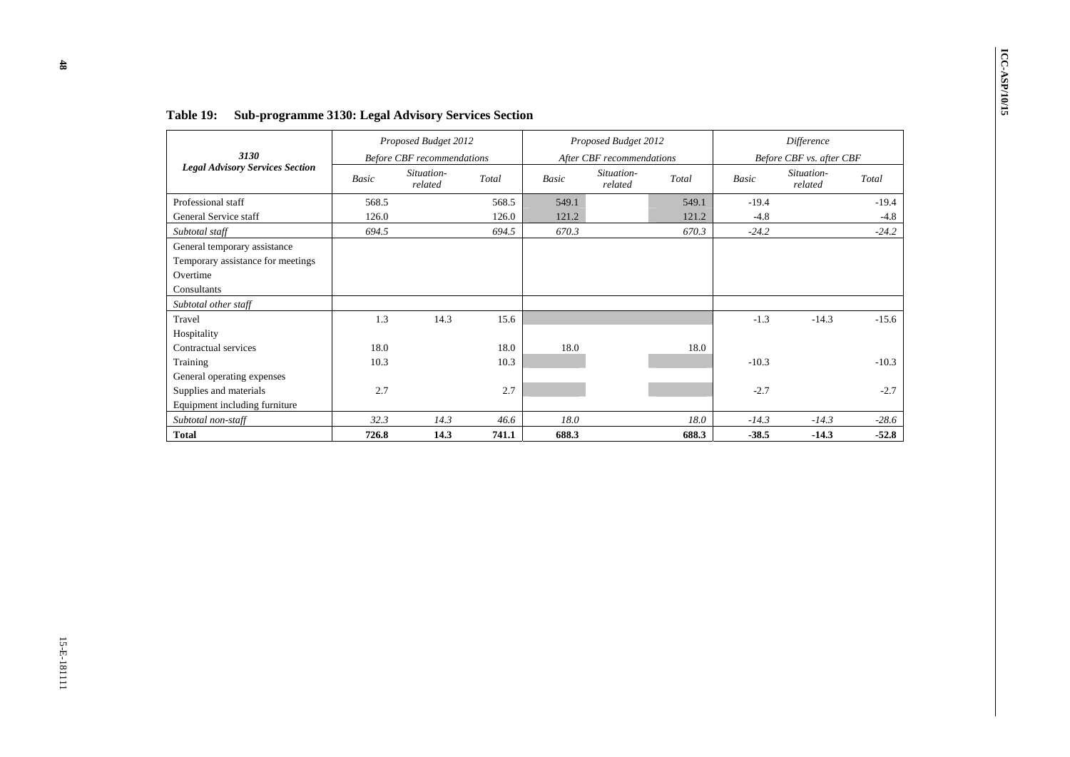**Table 19: Sub-programme 3130: Legal Advisory Services Section**

| 3130 Legal Advisory Services Section | Proposed Budget 2012 Before CBF recommendations | | | Proposed Budget 2012 After CBF recommendations | | | Difference Before CBF vs. after CBF | | |
|---|---|---|---|---|---|---|---|---|---|
| | *Basic* | *Situation-related* | *Total* | *Basic* | *Situation-related* | *Total* | *Basic* | *Situation-related* | *Total* |
| Professional staff | 568.5 | | 568.5 | 549.1 | | 549.1 | -19.4 | | -19.4 |
| General Service staff | 126.0 | | 126.0 | 121.2 | | 121.2 | -4.8 | | -4.8 |
| *Subtotal staff* | *694.5* | | *694.5* | *670.3* | | *670.3* | *-24.2* | | *-24.2* |
| General temporary assistance | | | | | | | | | |
| Temporary assistance for meetings | | | | | | | | | |
| Overtime | | | | | | | | | |
| Consultants | | | | | | | | | |
| *Subtotal other staff* | | | | | | | | | |
| Travel | 1.3 | 14.3 | 15.6 | | | | -1.3 | -14.3 | -15.6 |
| Hospitality | | | | | | | | | |
| Contractual services | 18.0 | | 18.0 | 18.0 | | 18.0 | | | |
| Training | 10.3 | | 10.3 | | | | -10.3 | | -10.3 |
| General operating expenses | | | | | | | | | |
| Supplies and materials | 2.7 | | 2.7 | | | | -2.7 | | -2.7 |
| Equipment including furniture | | | | | | | | | |
| *Subtotal non-staff* | *32.3* | *14.3* | *46.6* | *18.0* | | *18.0* | *-14.3* | *-14.3* | *-28.6* |
| **Total** | **726.8** | **14.3** | **741.1** | **688.3** | | **688.3** | **-38.5** | **-14.3** | **-52.8** |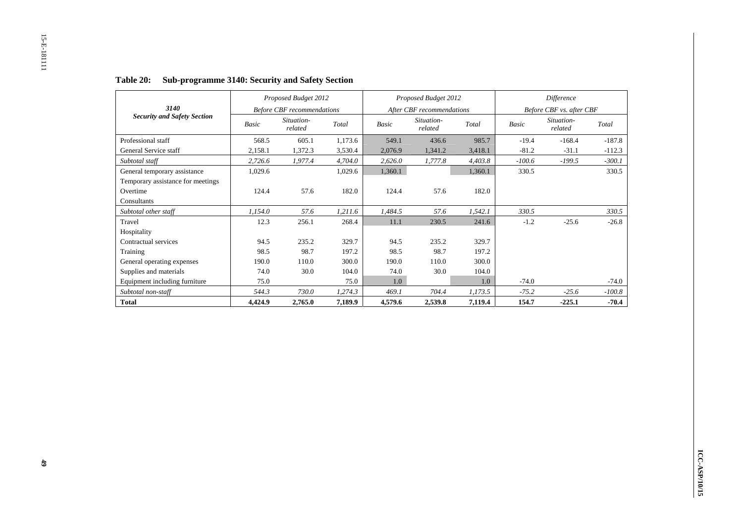**Table 20: Sub-programme 3140: Security and Safety Section**

| 3140 Security and Safety Section | Proposed Budget 2012 Before CBF recommendations | | | Proposed Budget 2012 After CBF recommendations | | | Difference Before CBF vs. after CBF | | |
|---|---|---|---|---|---|---|---|---|---|
| | Basic | Situation-related | Total | Basic | Situation-related | Total | Basic | Situation-related | Total |
| Professional staff | 568.5 | 605.1 | 1,173.6 | 549.1 | 436.6 | 985.7 | -19.4 | -168.4 | -187.8 |
| General Service staff | 2,158.1 | 1,372.3 | 3,530.4 | 2,076.9 | 1,341.2 | 3,418.1 | -81.2 | -31.1 | -112.3 |
| *Subtotal staff* | *2,726.6* | *1,977.4* | *4,704.0* | *2,626.0* | *1,777.8* | *4,403.8* | *-100.6* | *-199.5* | *-300.1* |
| General temporary assistance | 1,029.6 | | 1,029.6 | 1,360.1 | | 1,360.1 | 330.5 | | 330.5 |
| Temporary assistance for meetings | | | | | | | | | |
| Overtime | 124.4 | 57.6 | 182.0 | 124.4 | 57.6 | 182.0 | | | |
| Consultants | | | | | | | | | |
| *Subtotal other staff* | *1,154.0* | *57.6* | *1,211.6* | *1,484.5* | *57.6* | *1,542.1* | *330.5* | | *330.5* |
| Travel | 12.3 | 256.1 | 268.4 | 11.1 | 230.5 | 241.6 | -1.2 | -25.6 | -26.8 |
| Hospitality | | | | | | | | | |
| Contractual services | 94.5 | 235.2 | 329.7 | 94.5 | 235.2 | 329.7 | | | |
| Training | 98.5 | 98.7 | 197.2 | 98.5 | 98.7 | 197.2 | | | |
| General operating expenses | 190.0 | 110.0 | 300.0 | 190.0 | 110.0 | 300.0 | | | |
| Supplies and materials | 74.0 | 30.0 | 104.0 | 74.0 | 30.0 | 104.0 | | | |
| Equipment including furniture | 75.0 | | 75.0 | 1.0 | | 1.0 | -74.0 | | -74.0 |
| *Subtotal non-staff* | *544.3* | *730.0* | *1,274.3* | *469.1* | *704.4* | *1,173.5* | *-75.2* | *-25.6* | *-100.8* |
| **Total** | **4,424.9** | **2,765.0** | **7,189.9** | **4,579.6** | **2,539.8** | **7,119.4** | **154.7** | **-225.1** | **-70.4** |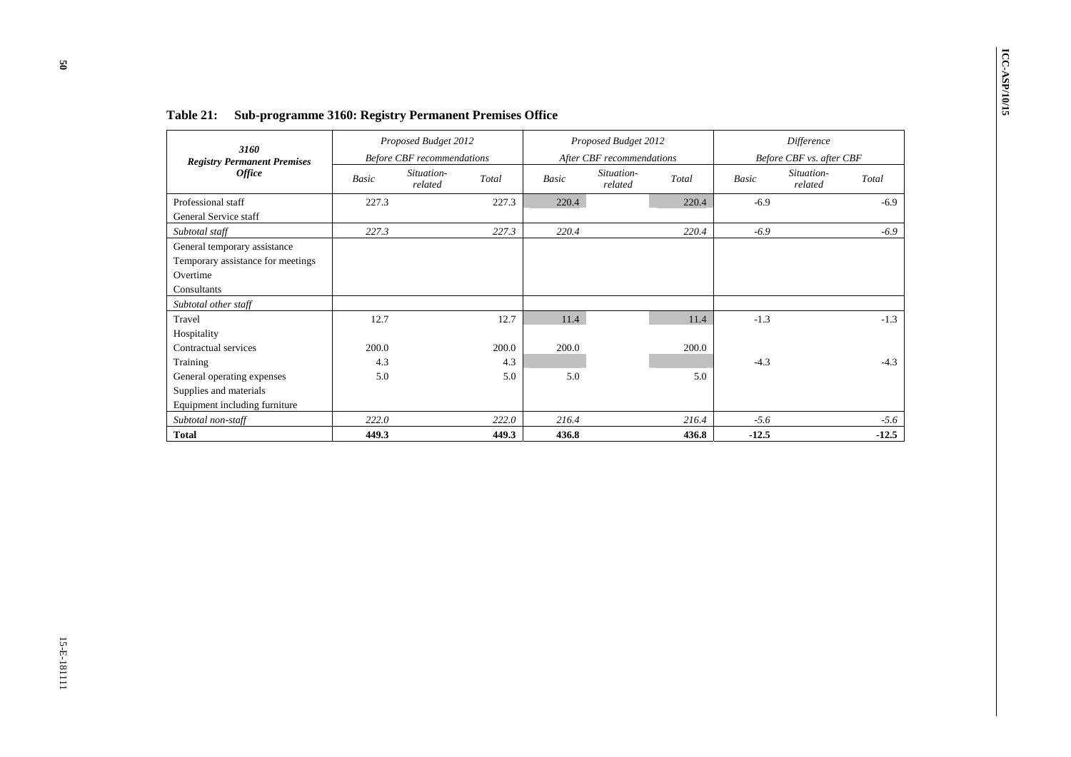**Table 21: Sub-programme 3160: Registry Permanent Premises Office**

| 3160 Registry Permanent Premises Office | Proposed Budget 2012 Before CBF recommendations | | | Proposed Budget 2012 After CBF recommendations | | | Difference Before CBF vs. after CBF | | |
|---|---|---|---|---|---|---|---|---|---|
| | *Basic* | *Situation-related* | *Total* | *Basic* | *Situation-related* | *Total* | *Basic* | *Situation-related* | *Total* |
| Professional staff | 227.3 | | 227.3 | 220.4 | | 220.4 | -6.9 | | -6.9 |
| General Service staff | | | | | | | | | |
| *Subtotal staff* | *227.3* | | *227.3* | *220.4* | | *220.4* | *-6.9* | | *-6.9* |
| General temporary assistance | | | | | | | | | |
| Temporary assistance for meetings | | | | | | | | | |
| Overtime | | | | | | | | | |
| Consultants | | | | | | | | | |
| *Subtotal other staff* | | | | | | | | | |
| Travel | 12.7 | | 12.7 | 11.4 | | 11.4 | -1.3 | | -1.3 |
| Hospitality | | | | | | | | | |
| Contractual services | 200.0 | | 200.0 | 200.0 | | 200.0 | | | |
| Training | 4.3 | | 4.3 | | | | -4.3 | | -4.3 |
| General operating expenses | 5.0 | | 5.0 | 5.0 | | 5.0 | | | |
| Supplies and materials | | | | | | | | | |
| Equipment including furniture | | | | | | | | | |
| *Subtotal non-staff* | *222.0* | | *222.0* | *216.4* | | *216.4* | *-5.6* | | *-5.6* |
| **Total** | **449.3** | | **449.3** | **436.8** | | **436.8** | **-12.5** | | **-12.5** |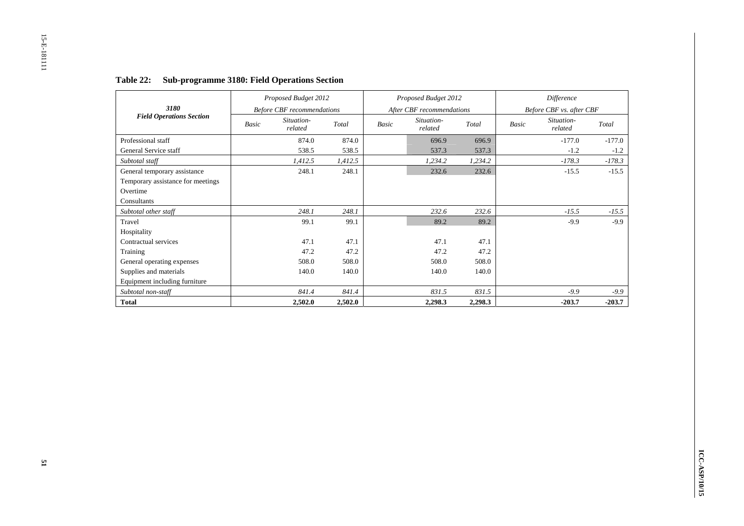**Table 22: Sub-programme 3180: Field Operations Section**

| 3180 Field Operations Section | Proposed Budget 2012 Before CBF recommendations | | | Proposed Budget 2012 After CBF recommendations | | | Difference Before CBF vs. after CBF | | |
|---|---|---|---|---|---|---|---|---|---|
| | *Basic* | *Situation-related* | *Total* | *Basic* | *Situation-related* | *Total* | *Basic* | *Situation-related* | *Total* |
| Professional staff | | 874.0 | 874.0 | | 696.9 | 696.9 | | -177.0 | -177.0 |
| General Service staff | | 538.5 | 538.5 | | 537.3 | 537.3 | | -1.2 | -1.2 |
| *Subtotal staff* | | *1,412.5* | *1,412.5* | | *1,234.2* | *1,234.2* | | *-178.3* | *-178.3* |
| General temporary assistance | | 248.1 | 248.1 | | 232.6 | 232.6 | | -15.5 | -15.5 |
| Temporary assistance for meetings | | | | | | | | | |
| Overtime | | | | | | | | | |
| Consultants | | | | | | | | | |
| *Subtotal other staff* | | *248.1* | *248.1* | | *232.6* | *232.6* | | *-15.5* | *-15.5* |
| Travel | | 99.1 | 99.1 | | 89.2 | 89.2 | | -9.9 | -9.9 |
| Hospitality | | | | | | | | | |
| Contractual services | | 47.1 | 47.1 | | 47.1 | 47.1 | | | |
| Training | | 47.2 | 47.2 | | 47.2 | 47.2 | | | |
| General operating expenses | | 508.0 | 508.0 | | 508.0 | 508.0 | | | |
| Supplies and materials | | 140.0 | 140.0 | | 140.0 | 140.0 | | | |
| Equipment including furniture | | | | | | | | | |
| *Subtotal non-staff* | | *841.4* | *841.4* | | *831.5* | *831.5* | | *-9.9* | *-9.9* |
| **Total** | | **2,502.0** | **2,502.0** | | **2,298.3** | **2,298.3** | | **-203.7** | **-203.7** |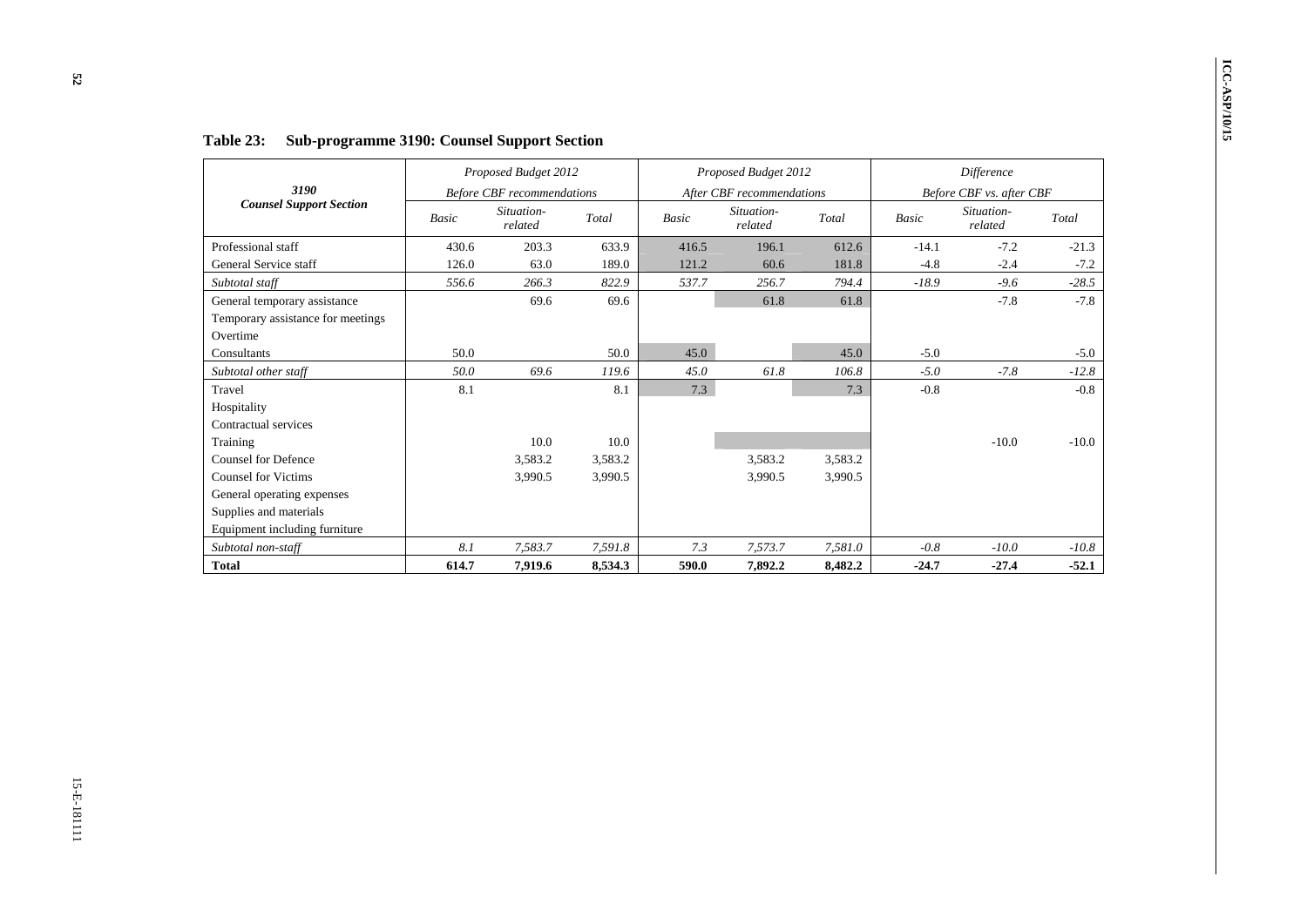**Table 23: Sub-programme 3190: Counsel Support Section**

| 3190 Counsel Support Section | *Proposed Budget 2012 Before CBF recommendations* | | | *Proposed Budget 2012 After CBF recommendations* | | | *Difference Before CBF vs. after CBF* | | |
|---|---|---|---|---|---|---|---|---|---|
| | *Basic* | *Situation-related* | *Total* | *Basic* | *Situation-related* | *Total* | *Basic* | *Situation-related* | *Total* |
| Professional staff | 430.6 | 203.3 | 633.9 | 416.5 | 196.1 | 612.6 | -14.1 | -7.2 | -21.3 |
| General Service staff | 126.0 | 63.0 | 189.0 | 121.2 | 60.6 | 181.8 | -4.8 | -2.4 | -7.2 |
| *Subtotal staff* | *556.6* | *266.3* | *822.9* | *537.7* | *256.7* | *794.4* | *-18.9* | *-9.6* | *-28.5* |
| General temporary assistance | | 69.6 | 69.6 | | 61.8 | 61.8 | | -7.8 | -7.8 |
| Temporary assistance for meetings | | | | | | | | | |
| Overtime | | | | | | | | | |
| Consultants | 50.0 | | 50.0 | 45.0 | | 45.0 | -5.0 | | -5.0 |
| *Subtotal other staff* | *50.0* | *69.6* | *119.6* | *45.0* | *61.8* | *106.8* | *-5.0* | *-7.8* | *-12.8* |
| Travel | 8.1 | | 8.1 | 7.3 | | 7.3 | -0.8 | | -0.8 |
| Hospitality | | | | | | | | | |
| Contractual services | | | | | | | | | |
| Training | | 10.0 | 10.0 | | | | | -10.0 | -10.0 |
| Counsel for Defence | | 3,583.2 | 3,583.2 | | 3,583.2 | 3,583.2 | | | |
| Counsel for Victims | | 3,990.5 | 3,990.5 | | 3,990.5 | 3,990.5 | | | |
| General operating expenses | | | | | | | | | |
| Supplies and materials | | | | | | | | | |
| Equipment including furniture | | | | | | | | | |
| *Subtotal non-staff* | *8.1* | *7,583.7* | *7,591.8* | *7.3* | *7,573.7* | *7,581.0* | *-0.8* | *-10.0* | *-10.8* |
| **Total** | **614.7** | **7,919.6** | **8,534.3** | **590.0** | **7,892.2** | **8,482.2** | **-24.7** | **-27.4** | **-52.1** |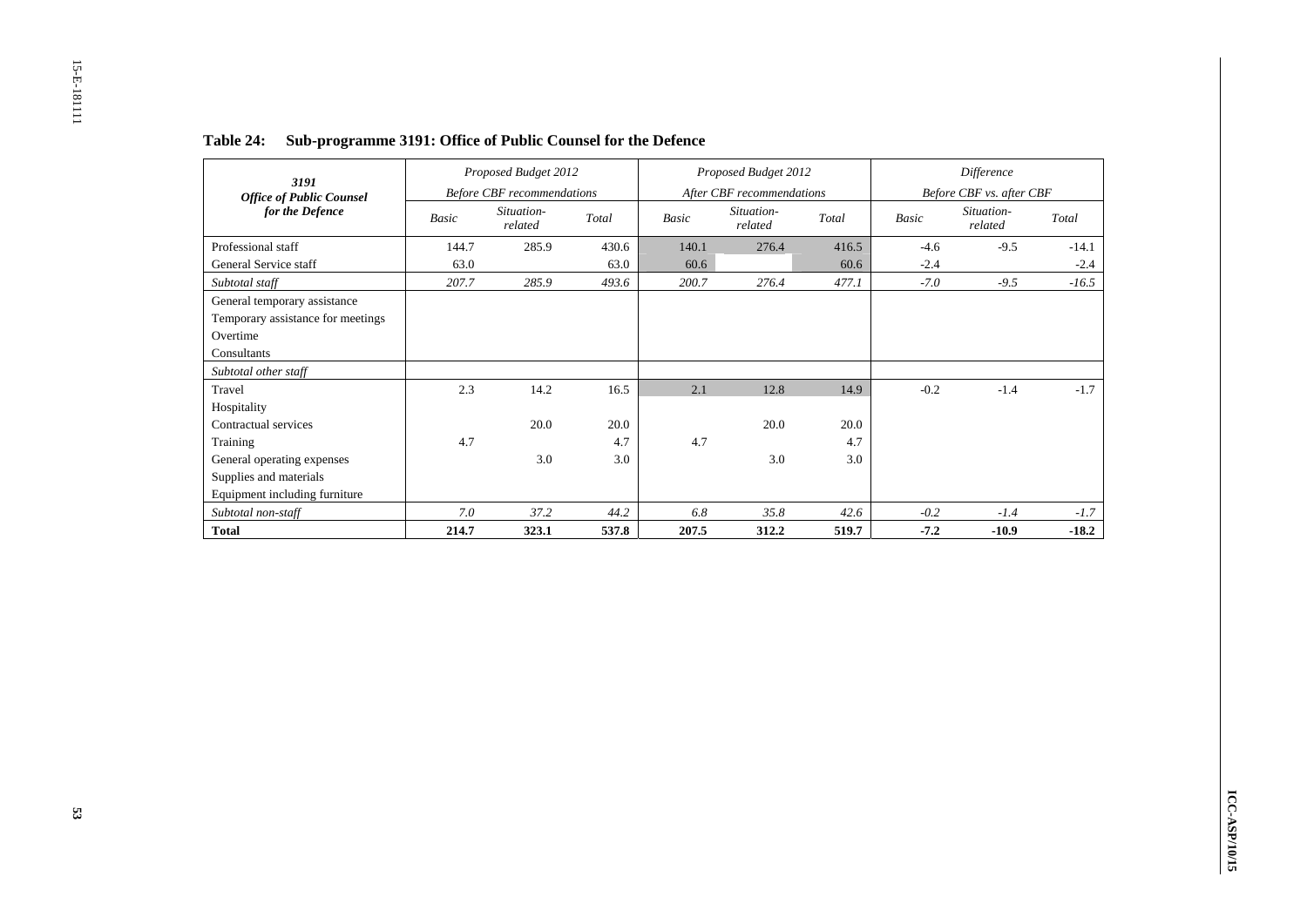**Table 24: Sub-programme 3191: Office of Public Counsel for the Defence**

| 3191 *Office of Public Counsel for the Defence* | *Proposed Budget 2012 Before CBF recommendations* | | | *Proposed Budget 2012 After CBF recommendations* | | | *Difference Before CBF vs. after CBF* | | |
|---|---|---|---|---|---|---|---|---|---|
| | *Basic* | *Situation-related* | *Total* | *Basic* | *Situation-related* | *Total* | *Basic* | *Situation-related* | *Total* |
| Professional staff | 144.7 | 285.9 | 430.6 | 140.1 | 276.4 | 416.5 | -4.6 | -9.5 | -14.1 |
| General Service staff | 63.0 | | 63.0 | 60.6 | | 60.6 | -2.4 | | -2.4 |
| *Subtotal staff* | *207.7* | *285.9* | *493.6* | *200.7* | *276.4* | *477.1* | *-7.0* | *-9.5* | *-16.5* |
| General temporary assistance | | | | | | | | | |
| Temporary assistance for meetings | | | | | | | | | |
| Overtime | | | | | | | | | |
| Consultants | | | | | | | | | |
| *Subtotal other staff* | | | | | | | | | |
| Travel | 2.3 | 14.2 | 16.5 | 2.1 | 12.8 | 14.9 | -0.2 | -1.4 | -1.7 |
| Hospitality | | | | | | | | | |
| Contractual services | | 20.0 | 20.0 | | 20.0 | 20.0 | | | |
| Training | 4.7 | | 4.7 | 4.7 | | 4.7 | | | |
| General operating expenses | | 3.0 | 3.0 | | 3.0 | 3.0 | | | |
| Supplies and materials | | | | | | | | | |
| Equipment including furniture | | | | | | | | | |
| *Subtotal non-staff* | *7.0* | *37.2* | *44.2* | *6.8* | *35.8* | *42.6* | *-0.2* | *-1.4* | *-1.7* |
| **Total** | **214.7** | **323.1** | **537.8** | **207.5** | **312.2** | **519.7** | **-7.2** | **-10.9** | **-18.2** |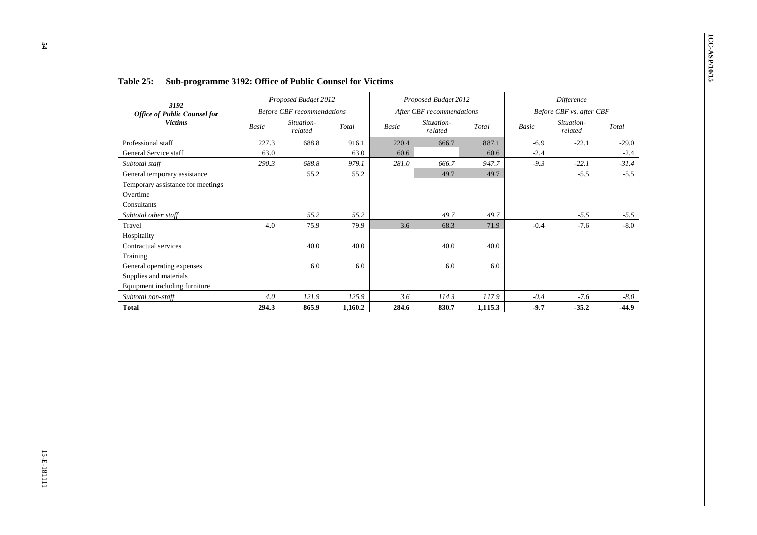**Table 25: Sub-programme 3192: Office of Public Counsel for Victims**

| 3192 *Office of Public Counsel for Victims* | *Proposed Budget 2012 Before CBF recommendations* | | | *Proposed Budget 2012 After CBF recommendations* | | | *Difference Before CBF vs. after CBF* | | |
|---|---|---|---|---|---|---|---|---|---|
| | *Basic* | *Situation-related* | *Total* | *Basic* | *Situation-related* | *Total* | *Basic* | *Situation-related* | *Total* |
| Professional staff | 227.3 | 688.8 | 916.1 | 220.4 | 666.7 | 887.1 | -6.9 | -22.1 | -29.0 |
| General Service staff | 63.0 | | 63.0 | 60.6 | | 60.6 | -2.4 | | -2.4 |
| *Subtotal staff* | *290.3* | *688.8* | *979.1* | *281.0* | *666.7* | *947.7* | *-9.3* | *-22.1* | *-31.4* |
| General temporary assistance | | 55.2 | 55.2 | | 49.7 | 49.7 | | -5.5 | -5.5 |
| Temporary assistance for meetings | | | | | | | | | |
| Overtime | | | | | | | | | |
| Consultants | | | | | | | | | |
| *Subtotal other staff* | | *55.2* | *55.2* | | *49.7* | *49.7* | | *-5.5* | *-5.5* |
| Travel | 4.0 | 75.9 | 79.9 | 3.6 | 68.3 | 71.9 | -0.4 | -7.6 | -8.0 |
| Hospitality | | | | | | | | | |
| Contractual services | | 40.0 | 40.0 | | 40.0 | 40.0 | | | |
| Training | | | | | | | | | |
| General operating expenses | | 6.0 | 6.0 | | 6.0 | 6.0 | | | |
| Supplies and materials | | | | | | | | | |
| Equipment including furniture | | | | | | | | | |
| *Subtotal non-staff* | *4.0* | *121.9* | *125.9* | *3.6* | *114.3* | *117.9* | *-0.4* | *-7.6* | *-8.0* |
| **Total** | **294.3** | **865.9** | **1,160.2** | **284.6** | **830.7** | **1,115.3** | **-9.7** | **-35.2** | **-44.9** |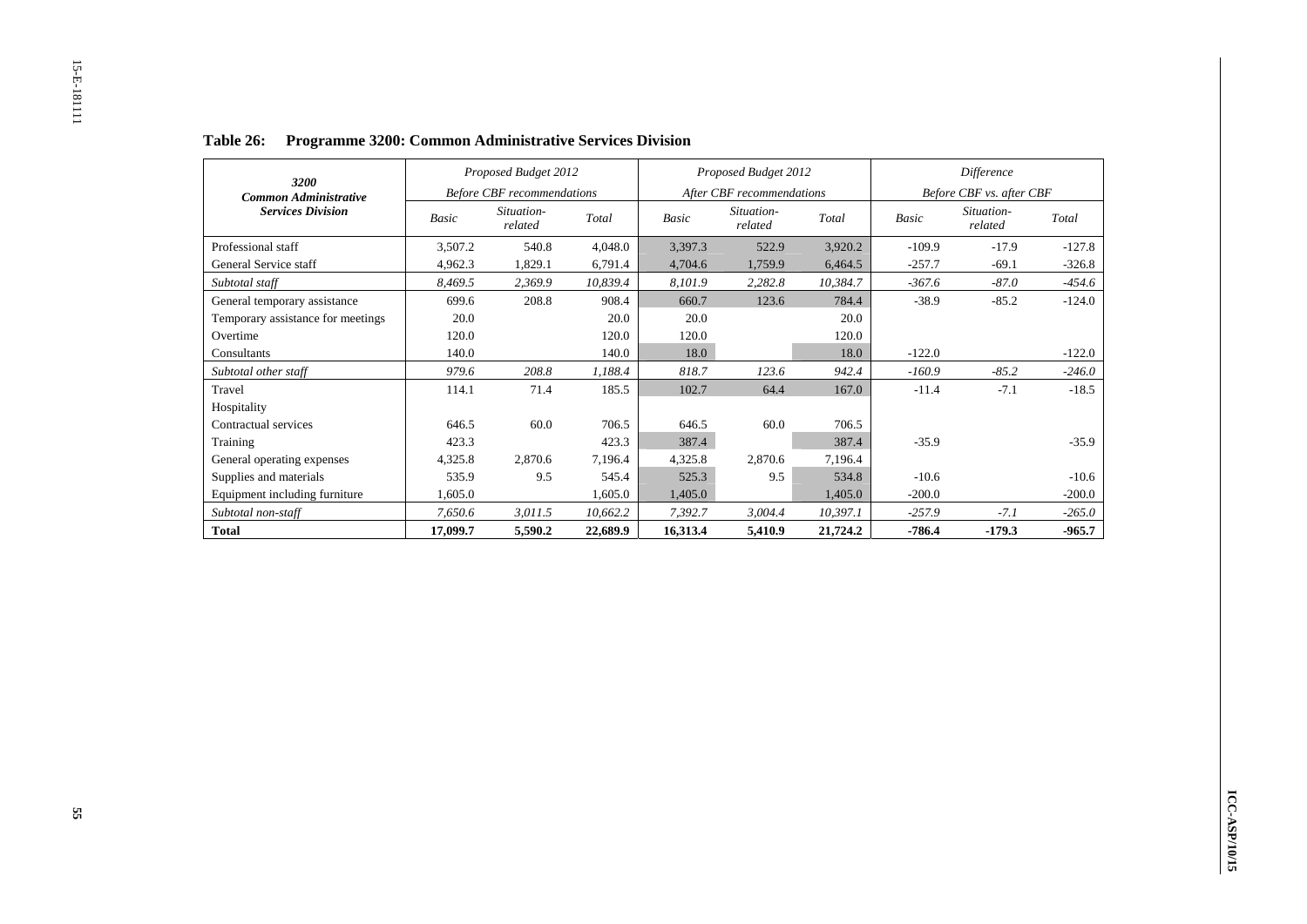**Table 26: Programme 3200: Common Administrative Services Division**

| 3200 *Common Administrative Services Division* | *Proposed Budget 2012* *Before CBF recommendations* | | | *Proposed Budget 2012* *After CBF recommendations* | | | *Difference* *Before CBF vs. after CBF* | | |
|---|---|---|---|---|---|---|---|---|---|
| | *Basic* | *Situation-related* | *Total* | *Basic* | *Situation-related* | *Total* | *Basic* | *Situation-related* | *Total* |
| Professional staff | 3,507.2 | 540.8 | 4,048.0 | 3,397.3 | 522.9 | 3,920.2 | -109.9 | -17.9 | -127.8 |
| General Service staff | 4,962.3 | 1,829.1 | 6,791.4 | 4,704.6 | 1,759.9 | 6,464.5 | -257.7 | -69.1 | -326.8 |
| *Subtotal staff* | *8,469.5* | *2,369.9* | *10,839.4* | *8,101.9* | *2,282.8* | *10,384.7* | *-367.6* | *-87.0* | *-454.6* |
| General temporary assistance | 699.6 | 208.8 | 908.4 | 660.7 | 123.6 | 784.4 | -38.9 | -85.2 | -124.0 |
| Temporary assistance for meetings | 20.0 | | 20.0 | 20.0 | | 20.0 | | | |
| Overtime | 120.0 | | 120.0 | 120.0 | | 120.0 | | | |
| Consultants | 140.0 | | 140.0 | 18.0 | | 18.0 | -122.0 | | -122.0 |
| *Subtotal other staff* | *979.6* | *208.8* | *1,188.4* | *818.7* | *123.6* | *942.4* | *-160.9* | *-85.2* | *-246.0* |
| Travel | 114.1 | 71.4 | 185.5 | 102.7 | 64.4 | 167.0 | -11.4 | -7.1 | -18.5 |
| Hospitality | | | | | | | | | |
| Contractual services | 646.5 | 60.0 | 706.5 | 646.5 | 60.0 | 706.5 | | | |
| Training | 423.3 | | 423.3 | 387.4 | | 387.4 | -35.9 | | -35.9 |
| General operating expenses | 4,325.8 | 2,870.6 | 7,196.4 | 4,325.8 | 2,870.6 | 7,196.4 | | | |
| Supplies and materials | 535.9 | 9.5 | 545.4 | 525.3 | 9.5 | 534.8 | -10.6 | | -10.6 |
| Equipment including furniture | 1,605.0 | | 1,605.0 | 1,405.0 | | 1,405.0 | -200.0 | | -200.0 |
| *Subtotal non-staff* | *7,650.6* | *3,011.5* | *10,662.2* | *7,392.7* | *3,004.4* | *10,397.1* | *-257.9* | *-7.1* | *-265.0* |
| **Total** | **17,099.7** | **5,590.2** | **22,689.9** | **16,313.4** | **5,410.9** | **21,724.2** | **-786.4** | **-179.3** | **-965.7** |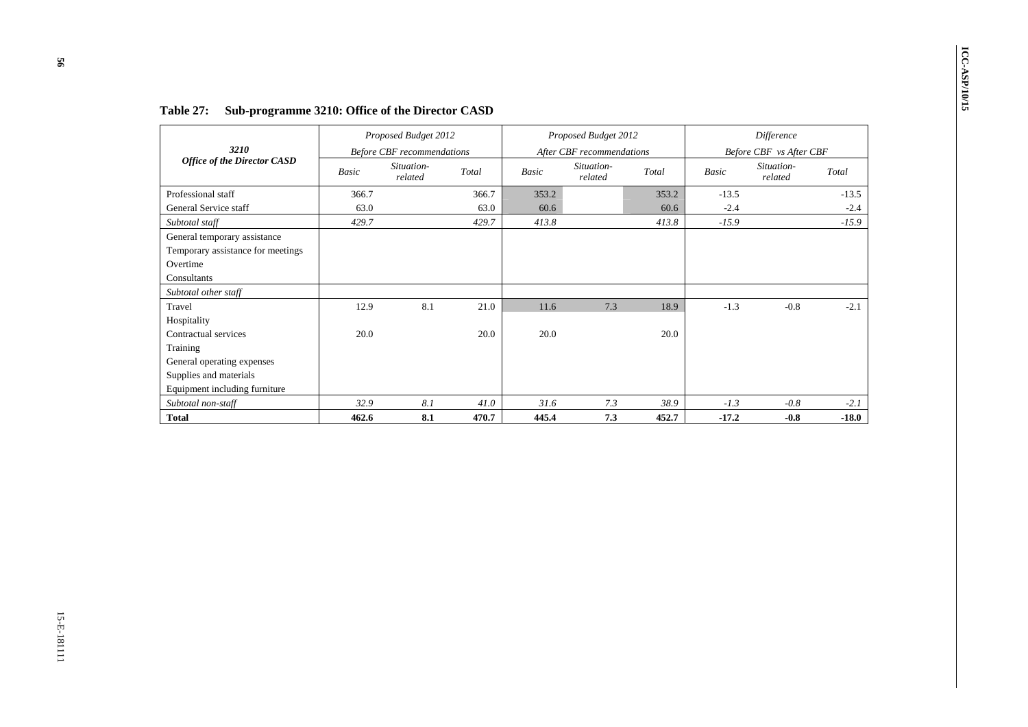**Table 27: Sub-programme 3210: Office of the Director CASD**

| *3210* ***Office of the Director CASD*** | *Proposed Budget 2012 Before CBF recommendations* | | | *Proposed Budget 2012 After CBF recommendations* | | | *Difference Before CBF vs After CBF* | | |
|---|---|---|---|---|---|---|---|---|---|
| | *Basic* | *Situation-related* | *Total* | *Basic* | *Situation-related* | *Total* | *Basic* | *Situation-related* | *Total* |
| Professional staff | 366.7 | | 366.7 | 353.2 | | 353.2 | -13.5 | | -13.5 |
| General Service staff | 63.0 | | 63.0 | 60.6 | | 60.6 | -2.4 | | -2.4 |
| *Subtotal staff* | *429.7* | | *429.7* | *413.8* | | *413.8* | *-15.9* | | *-15.9* |
| General temporary assistance | | | | | | | | | |
| Temporary assistance for meetings | | | | | | | | | |
| Overtime | | | | | | | | | |
| Consultants | | | | | | | | | |
| *Subtotal other staff* | | | | | | | | | |
| Travel | 12.9 | 8.1 | 21.0 | 11.6 | 7.3 | 18.9 | -1.3 | -0.8 | -2.1 |
| Hospitality | | | | | | | | | |
| Contractual services | 20.0 | | 20.0 | 20.0 | | 20.0 | | | |
| Training | | | | | | | | | |
| General operating expenses | | | | | | | | | |
| Supplies and materials | | | | | | | | | |
| Equipment including furniture | | | | | | | | | |
| *Subtotal non-staff* | *32.9* | *8.1* | *41.0* | *31.6* | *7.3* | *38.9* | *-1.3* | *-0.8* | *-2.1* |
| **Total** | **462.6** | **8.1** | **470.7** | **445.4** | **7.3** | **452.7** | **-17.2** | **-0.8** | **-18.0** |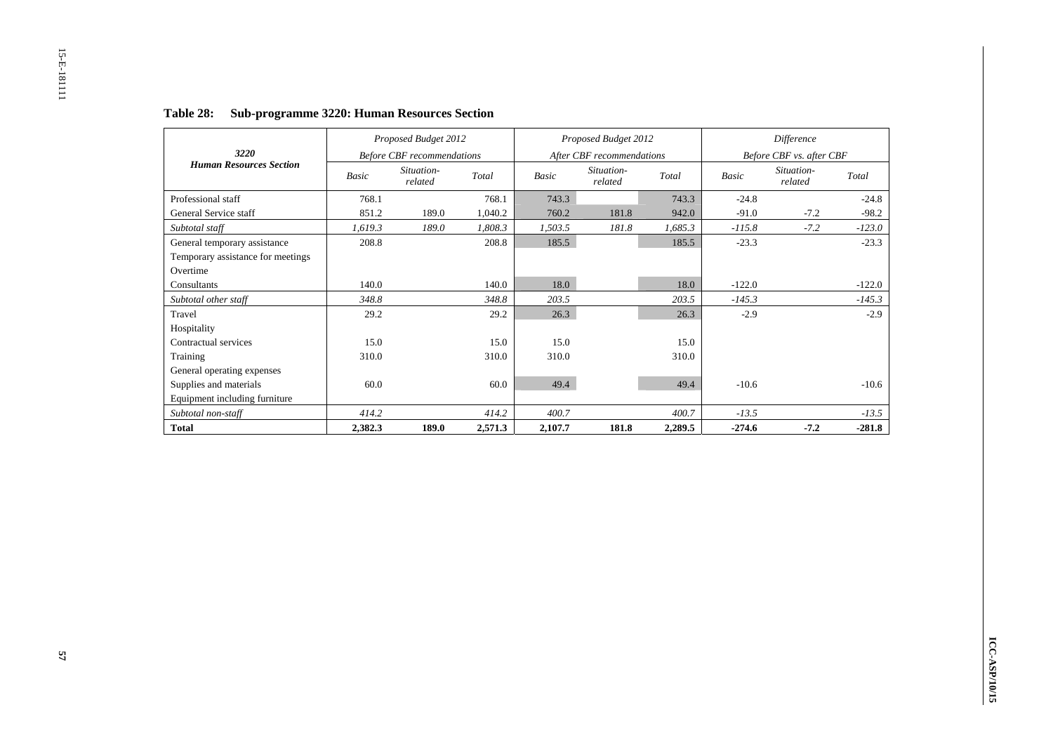**Table 28: Sub-programme 3220: Human Resources Section**

| 3220 Human Resources Section | Proposed Budget 2012 Before CBF recommendations | | | Proposed Budget 2012 After CBF recommendations | | | Difference Before CBF vs. after CBF | | |
|---|---|---|---|---|---|---|---|---|---|
| | *Basic* | *Situation-related* | *Total* | *Basic* | *Situation-related* | *Total* | *Basic* | *Situation-related* | *Total* |
| Professional staff | 768.1 | | 768.1 | 743.3 | | 743.3 | -24.8 | | -24.8 |
| General Service staff | 851.2 | 189.0 | 1,040.2 | 760.2 | 181.8 | 942.0 | -91.0 | -7.2 | -98.2 |
| *Subtotal staff* | *1,619.3* | *189.0* | *1,808.3* | *1,503.5* | *181.8* | *1,685.3* | *-115.8* | *-7.2* | *-123.0* |
| General temporary assistance | 208.8 | | 208.8 | 185.5 | | 185.5 | -23.3 | | -23.3 |
| Temporary assistance for meetings | | | | | | | | | |
| Overtime | | | | | | | | | |
| Consultants | 140.0 | | 140.0 | 18.0 | | 18.0 | -122.0 | | -122.0 |
| *Subtotal other staff* | *348.8* | | *348.8* | *203.5* | | *203.5* | *-145.3* | | *-145.3* |
| Travel | 29.2 | | 29.2 | 26.3 | | 26.3 | -2.9 | | -2.9 |
| Hospitality | | | | | | | | | |
| Contractual services | 15.0 | | 15.0 | 15.0 | | 15.0 | | | |
| Training | 310.0 | | 310.0 | 310.0 | | 310.0 | | | |
| General operating expenses | | | | | | | | | |
| Supplies and materials | 60.0 | | 60.0 | 49.4 | | 49.4 | -10.6 | | -10.6 |
| Equipment including furniture | | | | | | | | | |
| *Subtotal non-staff* | *414.2* | | *414.2* | *400.7* | | *400.7* | *-13.5* | | *-13.5* |
| **Total** | **2,382.3** | **189.0** | **2,571.3** | **2,107.7** | **181.8** | **2,289.5** | **-274.6** | **-7.2** | **-281.8** |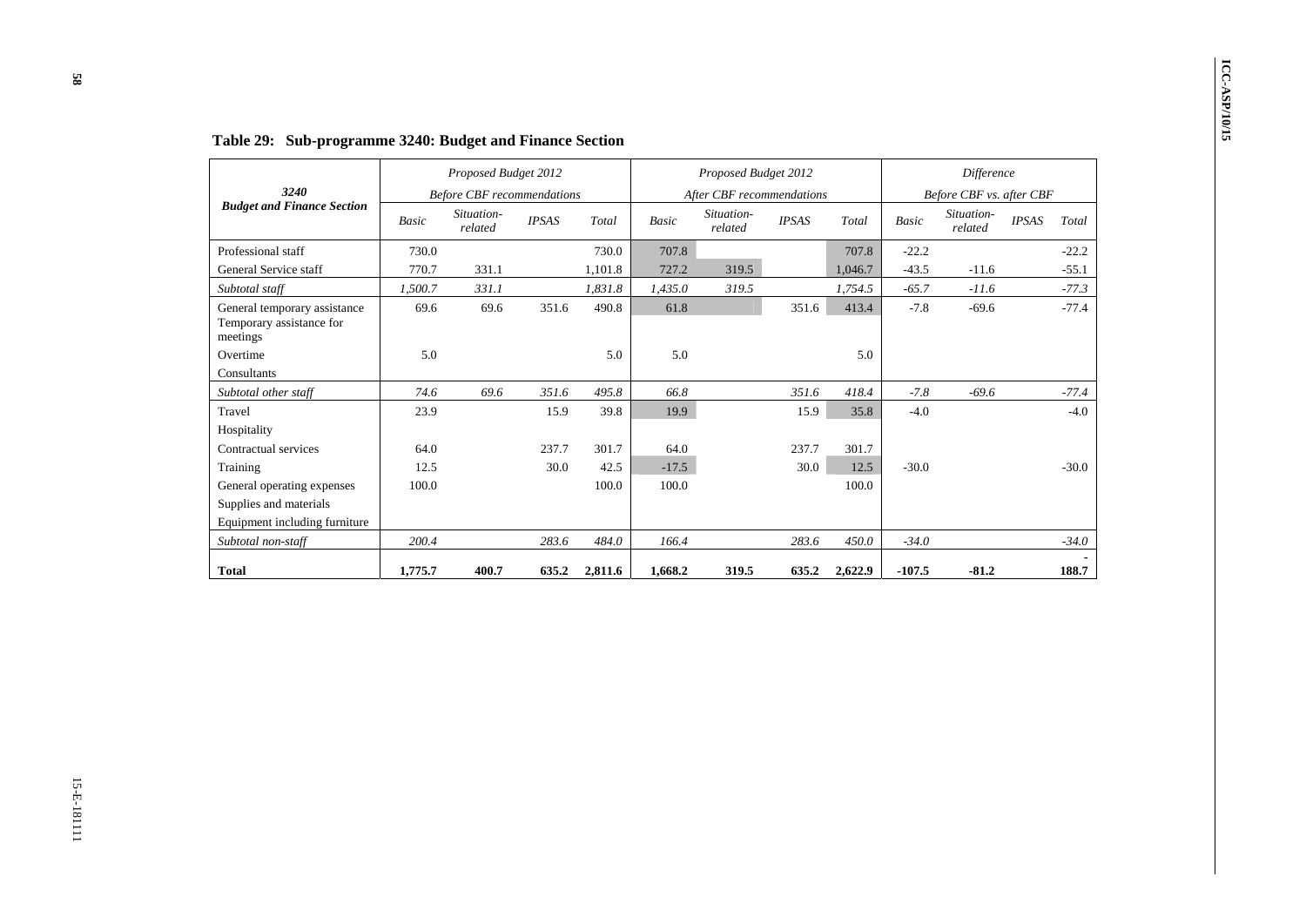**Table 29: Sub-programme 3240: Budget and Finance Section**

| 3240 Budget and Finance Section | Proposed Budget 2012 Before CBF recommendations | | | | Proposed Budget 2012 After CBF recommendations | | | | Difference Before CBF vs. after CBF | | | |
|---|---|---|---|---|---|---|---|---|---|---|---|---|
| | Basic | Situation-related | IPSAS | Total | Basic | Situation-related | IPSAS | Total | Basic | Situation-related | IPSAS | Total |
| Professional staff | 730.0 | | | 730.0 | 707.8 | | | 707.8 | -22.2 | | | -22.2 |
| General Service staff | 770.7 | 331.1 | | 1,101.8 | 727.2 | 319.5 | | 1,046.7 | -43.5 | -11.6 | | -55.1 |
| *Subtotal staff* | *1,500.7* | *331.1* | | *1,831.8* | *1,435.0* | *319.5* | | *1,754.5* | *-65.7* | *-11.6* | | *-77.3* |
| General temporary assistance | 69.6 | 69.6 | 351.6 | 490.8 | 61.8 | | 351.6 | 413.4 | -7.8 | -69.6 | | -77.4 |
| Temporary assistance for meetings | | | | | | | | | | | | |
| Overtime | 5.0 | | | 5.0 | 5.0 | | | 5.0 | | | | |
| Consultants | | | | | | | | | | | | |
| *Subtotal other staff* | *74.6* | *69.6* | *351.6* | *495.8* | *66.8* | | *351.6* | *418.4* | *-7.8* | *-69.6* | | *-77.4* |
| Travel | 23.9 | | 15.9 | 39.8 | 19.9 | | 15.9 | 35.8 | -4.0 | | | -4.0 |
| Hospitality | | | | | | | | | | | | |
| Contractual services | 64.0 | | 237.7 | 301.7 | 64.0 | | 237.7 | 301.7 | | | | |
| Training | 12.5 | | 30.0 | 42.5 | -17.5 | | 30.0 | 12.5 | -30.0 | | | -30.0 |
| General operating expenses | 100.0 | | | 100.0 | 100.0 | | | 100.0 | | | | |
| Supplies and materials | | | | | | | | | | | | |
| Equipment including furniture | | | | | | | | | | | | |
| *Subtotal non-staff* | *200.4* | | *283.6* | *484.0* | *166.4* | | *283.6* | *450.0* | *-34.0* | | | *-34.0* |
| **Total** | **1,775.7** | **400.7** | **635.2** | **2,811.6** | **1,668.2** | **319.5** | **635.2** | **2,622.9** | **-107.5** | **-81.2** | | **-188.7** |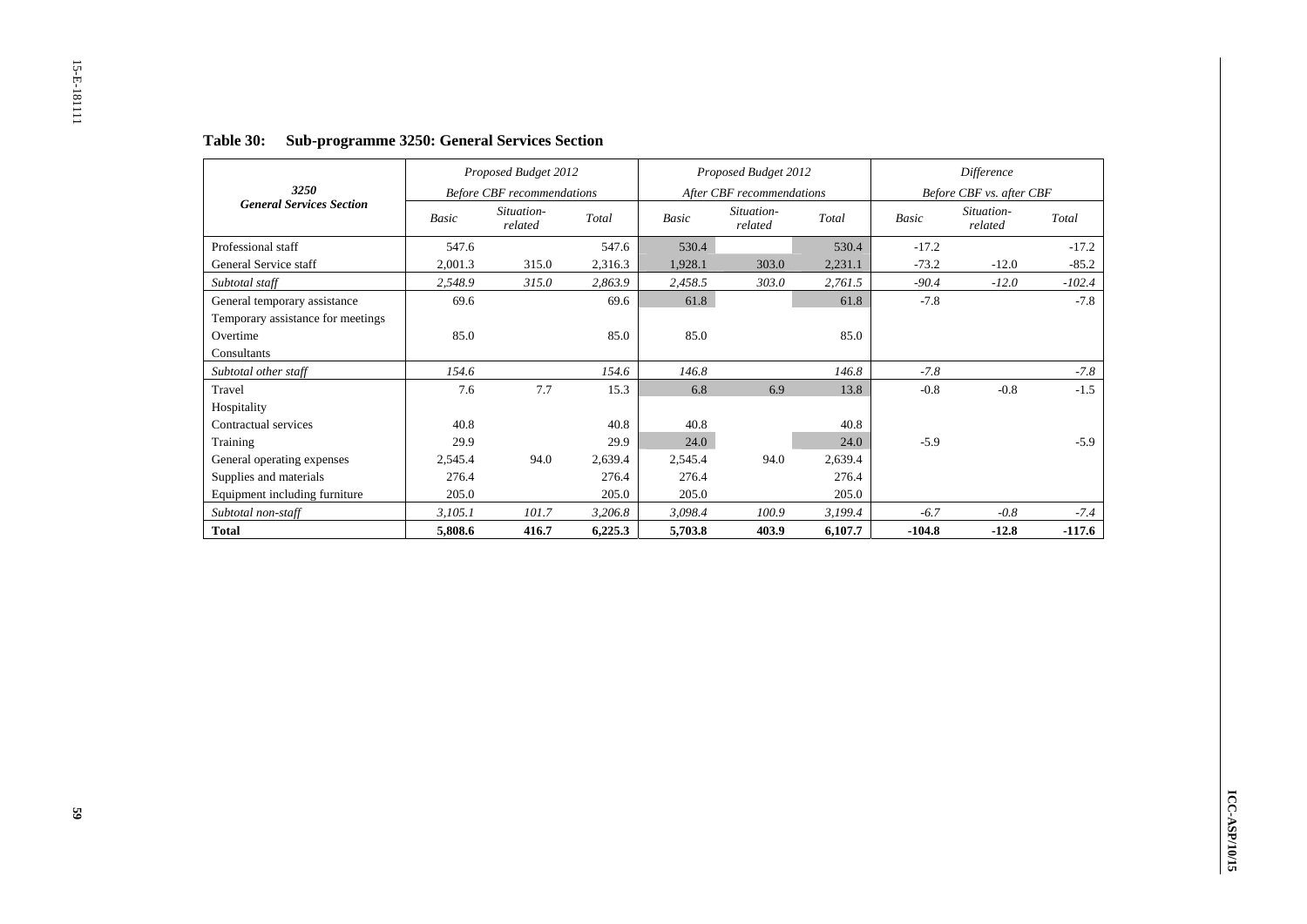**Table 30: Sub-programme 3250: General Services Section**

| 3250 General Services Section | Proposed Budget 2012 Before CBF recommendations | | | Proposed Budget 2012 After CBF recommendations | | | Difference Before CBF vs. after CBF | | |
|---|---|---|---|---|---|---|---|---|---|
| | Basic | Situation-related | Total | Basic | Situation-related | Total | Basic | Situation-related | Total |
| Professional staff | 547.6 | | 547.6 | 530.4 | | 530.4 | -17.2 | | -17.2 |
| General Service staff | 2,001.3 | 315.0 | 2,316.3 | 1,928.1 | 303.0 | 2,231.1 | -73.2 | -12.0 | -85.2 |
| *Subtotal staff* | *2,548.9* | *315.0* | *2,863.9* | *2,458.5* | *303.0* | *2,761.5* | *-90.4* | *-12.0* | *-102.4* |
| General temporary assistance | 69.6 | | 69.6 | 61.8 | | 61.8 | -7.8 | | -7.8 |
| Temporary assistance for meetings | | | | | | | | | |
| Overtime | 85.0 | | 85.0 | 85.0 | | 85.0 | | | |
| Consultants | | | | | | | | | |
| *Subtotal other staff* | *154.6* | | *154.6* | *146.8* | | *146.8* | *-7.8* | | *-7.8* |
| Travel | 7.6 | 7.7 | 15.3 | 6.8 | 6.9 | 13.8 | -0.8 | -0.8 | -1.5 |
| Hospitality | | | | | | | | | |
| Contractual services | 40.8 | | 40.8 | 40.8 | | 40.8 | | | |
| Training | 29.9 | | 29.9 | 24.0 | | 24.0 | -5.9 | | -5.9 |
| General operating expenses | 2,545.4 | 94.0 | 2,639.4 | 2,545.4 | 94.0 | 2,639.4 | | | |
| Supplies and materials | 276.4 | | 276.4 | 276.4 | | 276.4 | | | |
| Equipment including furniture | 205.0 | | 205.0 | 205.0 | | 205.0 | | | |
| *Subtotal non-staff* | *3,105.1* | *101.7* | *3,206.8* | *3,098.4* | *100.9* | *3,199.4* | *-6.7* | *-0.8* | *-7.4* |
| **Total** | **5,808.6** | **416.7** | **6,225.3** | **5,703.8** | **403.9** | **6,107.7** | **-104.8** | **-12.8** | **-117.6** |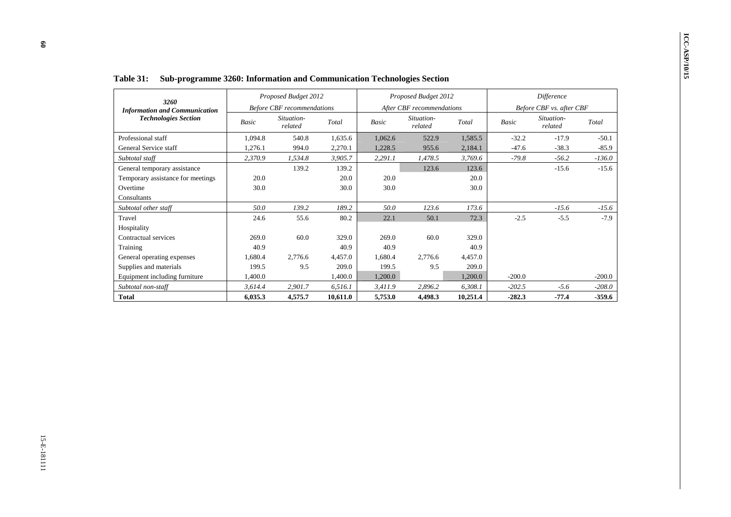**Table 31: Sub-programme 3260: Information and Communication Technologies Section**

| 3260 Information and Communication Technologies Section | Proposed Budget 2012 Before CBF recommendations | | | Proposed Budget 2012 After CBF recommendations | | | Difference Before CBF vs. after CBF | | |
|---|---|---|---|---|---|---|---|---|---|
| | *Basic* | *Situation-related* | *Total* | *Basic* | *Situation-related* | *Total* | *Basic* | *Situation-related* | *Total* |
| Professional staff | 1,094.8 | 540.8 | 1,635.6 | 1,062.6 | 522.9 | 1,585.5 | -32.2 | -17.9 | -50.1 |
| General Service staff | 1,276.1 | 994.0 | 2,270.1 | 1,228.5 | 955.6 | 2,184.1 | -47.6 | -38.3 | -85.9 |
| *Subtotal staff* | *2,370.9* | *1,534.8* | *3,905.7* | *2,291.1* | *1,478.5* | *3,769.6* | *-79.8* | *-56.2* | *-136.0* |
| General temporary assistance | | 139.2 | 139.2 | | 123.6 | 123.6 | | -15.6 | -15.6 |
| Temporary assistance for meetings | 20.0 | | 20.0 | 20.0 | | 20.0 | | | |
| Overtime | 30.0 | | 30.0 | 30.0 | | 30.0 | | | |
| Consultants | | | | | | | | | |
| *Subtotal other staff* | *50.0* | *139.2* | *189.2* | *50.0* | *123.6* | *173.6* | | *-15.6* | *-15.6* |
| Travel | 24.6 | 55.6 | 80.2 | 22.1 | 50.1 | 72.3 | -2.5 | -5.5 | -7.9 |
| Hospitality | | | | | | | | | |
| Contractual services | 269.0 | 60.0 | 329.0 | 269.0 | 60.0 | 329.0 | | | |
| Training | 40.9 | | 40.9 | 40.9 | | 40.9 | | | |
| General operating expenses | 1,680.4 | 2,776.6 | 4,457.0 | 1,680.4 | 2,776.6 | 4,457.0 | | | |
| Supplies and materials | 199.5 | 9.5 | 209.0 | 199.5 | 9.5 | 209.0 | | | |
| Equipment including furniture | 1,400.0 | | 1,400.0 | 1,200.0 | | 1,200.0 | -200.0 | | -200.0 |
| *Subtotal non-staff* | *3,614.4* | *2,901.7* | *6,516.1* | *3,411.9* | *2,896.2* | *6,308.1* | *-202.5* | *-5.6* | *-208.0* |
| **Total** | **6,035.3** | **4,575.7** | **10,611.0** | **5,753.0** | **4,498.3** | **10,251.4** | **-282.3** | **-77.4** | **-359.6** |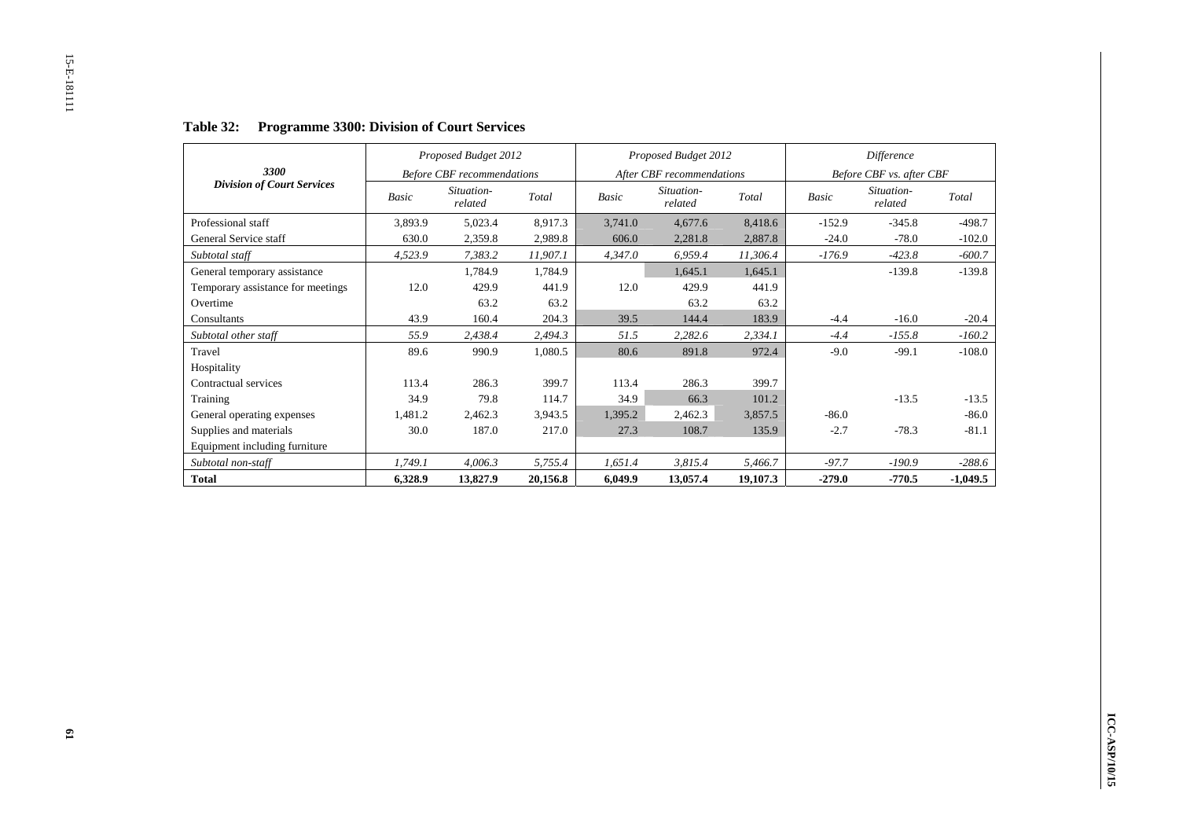**Table 32: Programme 3300: Division of Court Services**

| 3300<br>Division of Court Services | Proposed Budget 2012<br>Before CBF recommendations | | | Proposed Budget 2012<br>After CBF recommendations | | | Difference<br>Before CBF vs. after CBF | | |
|---|---|---|---|---|---|---|---|---|---|
| | Basic | Situation-related | Total | Basic | Situation-related | Total | Basic | Situation-related | Total |
| Professional staff | 3,893.9 | 5,023.4 | 8,917.3 | 3,741.0 | 4,677.6 | 8,418.6 | -152.9 | -345.8 | -498.7 |
| General Service staff | 630.0 | 2,359.8 | 2,989.8 | 606.0 | 2,281.8 | 2,887.8 | -24.0 | -78.0 | -102.0 |
| *Subtotal staff* | *4,523.9* | *7,383.2* | *11,907.1* | *4,347.0* | *6,959.4* | *11,306.4* | *-176.9* | *-423.8* | *-600.7* |
| General temporary assistance | | 1,784.9 | 1,784.9 | | 1,645.1 | 1,645.1 | | -139.8 | -139.8 |
| Temporary assistance for meetings | 12.0 | 429.9 | 441.9 | 12.0 | 429.9 | 441.9 | | | |
| Overtime | | 63.2 | 63.2 | | 63.2 | 63.2 | | | |
| Consultants | 43.9 | 160.4 | 204.3 | 39.5 | 144.4 | 183.9 | -4.4 | -16.0 | -20.4 |
| *Subtotal other staff* | *55.9* | *2,438.4* | *2,494.3* | *51.5* | *2,282.6* | *2,334.1* | *-4.4* | *-155.8* | *-160.2* |
| Travel | 89.6 | 990.9 | 1,080.5 | 80.6 | 891.8 | 972.4 | -9.0 | -99.1 | -108.0 |
| Hospitality | | | | | | | | | |
| Contractual services | 113.4 | 286.3 | 399.7 | 113.4 | 286.3 | 399.7 | | | |
| Training | 34.9 | 79.8 | 114.7 | 34.9 | 66.3 | 101.2 | | -13.5 | -13.5 |
| General operating expenses | 1,481.2 | 2,462.3 | 3,943.5 | 1,395.2 | 2,462.3 | 3,857.5 | -86.0 | | -86.0 |
| Supplies and materials | 30.0 | 187.0 | 217.0 | 27.3 | 108.7 | 135.9 | -2.7 | -78.3 | -81.1 |
| Equipment including furniture | | | | | | | | | |
| *Subtotal non-staff* | *1,749.1* | *4,006.3* | *5,755.4* | *1,651.4* | *3,815.4* | *5,466.7* | *-97.7* | *-190.9* | *-288.6* |
| **Total** | **6,328.9** | **13,827.9** | **20,156.8** | **6,049.9** | **13,057.4** | **19,107.3** | **-279.0** | **-770.5** | **-1,049.5** |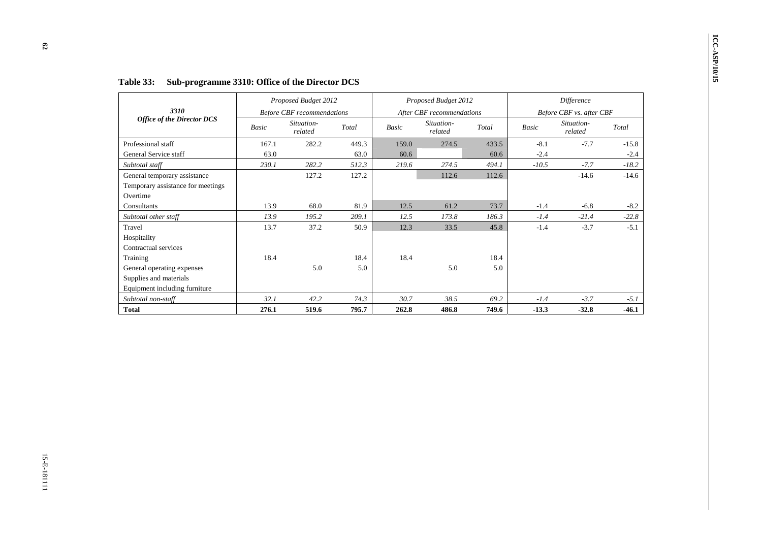**Table 33: Sub-programme 3310: Office of the Director DCS**

| *3310* *Office of the Director DCS* | *Proposed Budget 2012* *Before CBF recommendations* | | | *Proposed Budget 2012* *After CBF recommendations* | | | *Difference* *Before CBF vs. after CBF* | | |
|---|---|---|---|---|---|---|---|---|---|
| | *Basic* | *Situation-related* | *Total* | *Basic* | *Situation-related* | *Total* | *Basic* | *Situation-related* | *Total* |
| Professional staff | 167.1 | 282.2 | 449.3 | 159.0 | 274.5 | 433.5 | -8.1 | -7.7 | -15.8 |
| General Service staff | 63.0 | | 63.0 | 60.6 | | 60.6 | -2.4 | | -2.4 |
| *Subtotal staff* | *230.1* | *282.2* | *512.3* | *219.6* | *274.5* | *494.1* | *-10.5* | *-7.7* | *-18.2* |
| General temporary assistance | | 127.2 | 127.2 | | 112.6 | 112.6 | | -14.6 | -14.6 |
| Temporary assistance for meetings | | | | | | | | | |
| Overtime | | | | | | | | | |
| Consultants | 13.9 | 68.0 | 81.9 | 12.5 | 61.2 | 73.7 | -1.4 | -6.8 | -8.2 |
| *Subtotal other staff* | *13.9* | *195.2* | *209.1* | *12.5* | *173.8* | *186.3* | *-1.4* | *-21.4* | *-22.8* |
| Travel | 13.7 | 37.2 | 50.9 | 12.3 | 33.5 | 45.8 | -1.4 | -3.7 | -5.1 |
| Hospitality | | | | | | | | | |
| Contractual services | | | | | | | | | |
| Training | 18.4 | | 18.4 | 18.4 | | 18.4 | | | |
| General operating expenses | | 5.0 | 5.0 | | 5.0 | 5.0 | | | |
| Supplies and materials | | | | | | | | | |
| Equipment including furniture | | | | | | | | | |
| *Subtotal non-staff* | *32.1* | *42.2* | *74.3* | *30.7* | *38.5* | *69.2* | *-1.4* | *-3.7* | *-5.1* |
| **Total** | **276.1** | **519.6** | **795.7** | **262.8** | **486.8** | **749.6** | **-13.3** | **-32.8** | **-46.1** |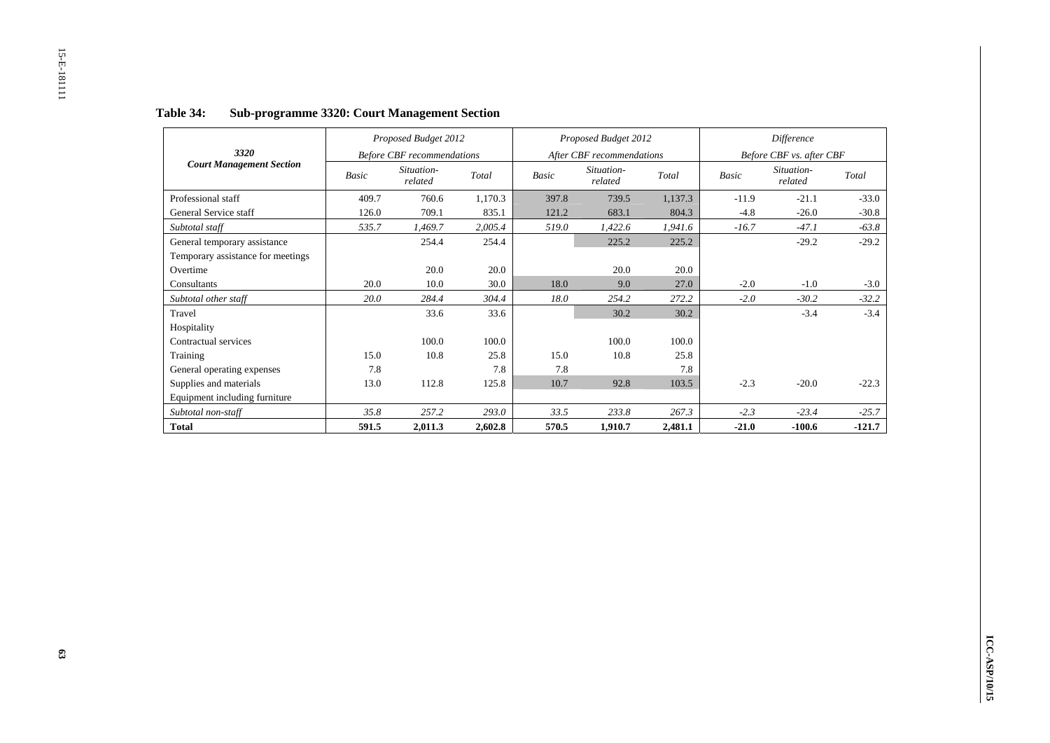**Table 34: Sub-programme 3320: Court Management Section**

| *3320* **Court Management Section** | *Proposed Budget 2012* *Before CBF recommendations* | | | *Proposed Budget 2012* *After CBF recommendations* | | | *Difference* *Before CBF vs. after CBF* | | |
|---|---|---|---|---|---|---|---|---|---|
| | *Basic* | *Situation-related* | *Total* | *Basic* | *Situation-related* | *Total* | *Basic* | *Situation-related* | *Total* |
| Professional staff | 409.7 | 760.6 | 1,170.3 | 397.8 | 739.5 | 1,137.3 | -11.9 | -21.1 | -33.0 |
| General Service staff | 126.0 | 709.1 | 835.1 | 121.2 | 683.1 | 804.3 | -4.8 | -26.0 | -30.8 |
| *Subtotal staff* | *535.7* | *1,469.7* | *2,005.4* | *519.0* | *1,422.6* | *1,941.6* | *-16.7* | *-47.1* | *-63.8* |
| General temporary assistance | | 254.4 | 254.4 | | 225.2 | 225.2 | | -29.2 | -29.2 |
| Temporary assistance for meetings | | | | | | | | | |
| Overtime | | 20.0 | 20.0 | | 20.0 | 20.0 | | | |
| Consultants | 20.0 | 10.0 | 30.0 | 18.0 | 9.0 | 27.0 | -2.0 | -1.0 | -3.0 |
| *Subtotal other staff* | *20.0* | *284.4* | *304.4* | *18.0* | *254.2* | *272.2* | *-2.0* | *-30.2* | *-32.2* |
| Travel | | 33.6 | 33.6 | | 30.2 | 30.2 | | -3.4 | -3.4 |
| Hospitality | | | | | | | | | |
| Contractual services | | 100.0 | 100.0 | | 100.0 | 100.0 | | | |
| Training | 15.0 | 10.8 | 25.8 | 15.0 | 10.8 | 25.8 | | | |
| General operating expenses | 7.8 | | 7.8 | 7.8 | | 7.8 | | | |
| Supplies and materials | 13.0 | 112.8 | 125.8 | 10.7 | 92.8 | 103.5 | -2.3 | -20.0 | -22.3 |
| Equipment including furniture | | | | | | | | | |
| *Subtotal non-staff* | *35.8* | *257.2* | *293.0* | *33.5* | *233.8* | *267.3* | *-2.3* | *-23.4* | *-25.7* |
| **Total** | **591.5** | **2,011.3** | **2,602.8** | **570.5** | **1,910.7** | **2,481.1** | **-21.0** | **-100.6** | **-121.7** |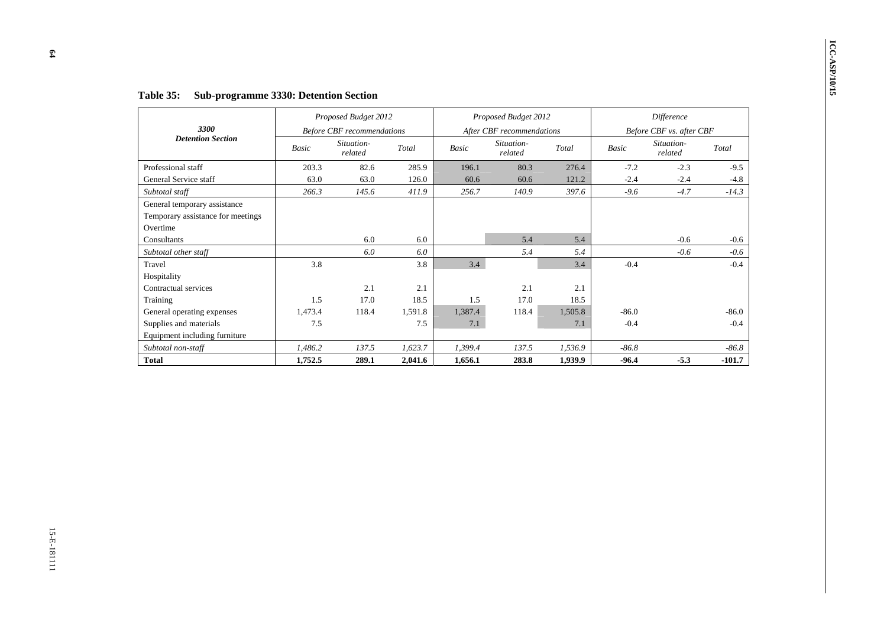**Table 35: Sub-programme 3330: Detention Section**

| *3300* *Detention Section* | *Proposed Budget 2012* *Before CBF recommendations* | | | *Proposed Budget 2012* *After CBF recommendations* | | | *Difference* *Before CBF vs. after CBF* | | |
|---|---|---|---|---|---|---|---|---|---|
| | *Basic* | *Situation-related* | *Total* | *Basic* | *Situation-related* | *Total* | *Basic* | *Situation-related* | *Total* |
| Professional staff | 203.3 | 82.6 | 285.9 | 196.1 | 80.3 | 276.4 | -7.2 | -2.3 | -9.5 |
| General Service staff | 63.0 | 63.0 | 126.0 | 60.6 | 60.6 | 121.2 | -2.4 | -2.4 | -4.8 |
| *Subtotal staff* | *266.3* | *145.6* | *411.9* | *256.7* | *140.9* | *397.6* | *-9.6* | *-4.7* | *-14.3* |
| General temporary assistance | | | | | | | | | |
| Temporary assistance for meetings | | | | | | | | | |
| Overtime | | | | | | | | | |
| Consultants | | 6.0 | 6.0 | | 5.4 | 5.4 | | -0.6 | -0.6 |
| *Subtotal other staff* | | *6.0* | *6.0* | | *5.4* | *5.4* | | *-0.6* | *-0.6* |
| Travel | 3.8 | | 3.8 | 3.4 | | 3.4 | -0.4 | | -0.4 |
| Hospitality | | | | | | | | | |
| Contractual services | | 2.1 | 2.1 | | 2.1 | 2.1 | | | |
| Training | 1.5 | 17.0 | 18.5 | 1.5 | 17.0 | 18.5 | | | |
| General operating expenses | 1,473.4 | 118.4 | 1,591.8 | 1,387.4 | 118.4 | 1,505.8 | -86.0 | | -86.0 |
| Supplies and materials | 7.5 | | 7.5 | 7.1 | | 7.1 | -0.4 | | -0.4 |
| Equipment including furniture | | | | | | | | | |
| *Subtotal non-staff* | *1,486.2* | *137.5* | *1,623.7* | *1,399.4* | *137.5* | *1,536.9* | *-86.8* | | *-86.8* |
| **Total** | **1,752.5** | **289.1** | **2,041.6** | **1,656.1** | **283.8** | **1,939.9** | **-96.4** | **-5.3** | **-101.7** |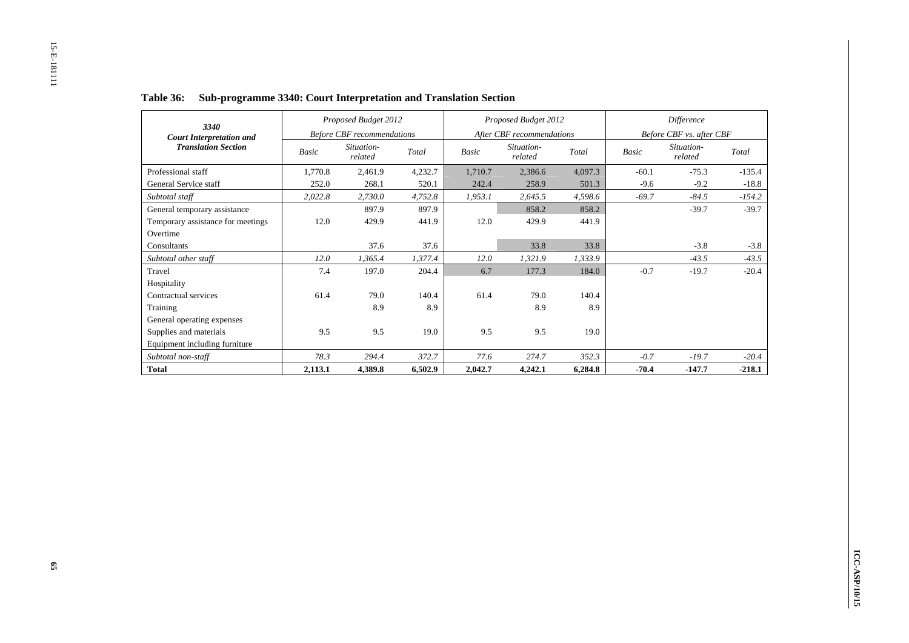**Table 36: Sub-programme 3340: Court Interpretation and Translation Section**

| 3340 Court Interpretation and Translation Section | Proposed Budget 2012 Before CBF recommendations | | | Proposed Budget 2012 After CBF recommendations | | | Difference Before CBF vs. after CBF | | |
|---|---|---|---|---|---|---|---|---|---|
| | *Basic* | *Situation-related* | *Total* | *Basic* | *Situation-related* | *Total* | *Basic* | *Situation-related* | *Total* |
| Professional staff | 1,770.8 | 2,461.9 | 4,232.7 | 1,710.7 | 2,386.6 | 4,097.3 | -60.1 | -75.3 | -135.4 |
| General Service staff | 252.0 | 268.1 | 520.1 | 242.4 | 258.9 | 501.3 | -9.6 | -9.2 | -18.8 |
| *Subtotal staff* | *2,022.8* | *2,730.0* | *4,752.8* | *1,953.1* | *2,645.5* | *4,598.6* | *-69.7* | *-84.5* | *-154.2* |
| General temporary assistance | | 897.9 | 897.9 | | 858.2 | 858.2 | | -39.7 | -39.7 |
| Temporary assistance for meetings | 12.0 | 429.9 | 441.9 | 12.0 | 429.9 | 441.9 | | | |
| Overtime | | | | | | | | | |
| Consultants | | 37.6 | 37.6 | | 33.8 | 33.8 | | -3.8 | -3.8 |
| *Subtotal other staff* | *12.0* | *1,365.4* | *1,377.4* | *12.0* | *1,321.9* | *1,333.9* | | *-43.5* | *-43.5* |
| Travel | 7.4 | 197.0 | 204.4 | 6.7 | 177.3 | 184.0 | -0.7 | -19.7 | -20.4 |
| Hospitality | | | | | | | | | |
| Contractual services | 61.4 | 79.0 | 140.4 | 61.4 | 79.0 | 140.4 | | | |
| Training | | 8.9 | 8.9 | | 8.9 | 8.9 | | | |
| General operating expenses | | | | | | | | | |
| Supplies and materials | 9.5 | 9.5 | 19.0 | 9.5 | 9.5 | 19.0 | | | |
| Equipment including furniture | | | | | | | | | |
| *Subtotal non-staff* | *78.3* | *294.4* | *372.7* | *77.6* | *274.7* | *352.3* | *-0.7* | *-19.7* | *-20.4* |
| **Total** | **2,113.1** | **4,389.8** | **6,502.9** | **2,042.7** | **4,242.1** | **6,284.8** | **-70.4** | **-147.7** | **-218.1** |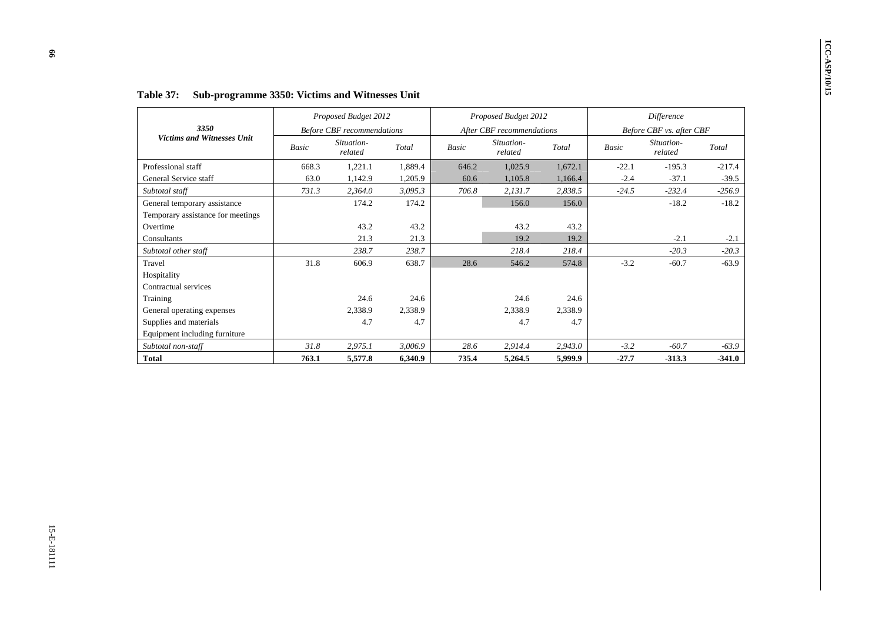**Table 37: Sub-programme 3350: Victims and Witnesses Unit**

| *3350* **Victims and Witnesses Unit** | *Proposed Budget 2012* *Before CBF recommendations* | | | *Proposed Budget 2012* *After CBF recommendations* | | | *Difference* *Before CBF vs. after CBF* | | |
|---|---|---|---|---|---|---|---|---|---|
| | *Basic* | *Situation-related* | *Total* | *Basic* | *Situation-related* | *Total* | *Basic* | *Situation-related* | *Total* |
| Professional staff | 668.3 | 1,221.1 | 1,889.4 | 646.2 | 1,025.9 | 1,672.1 | -22.1 | -195.3 | -217.4 |
| General Service staff | 63.0 | 1,142.9 | 1,205.9 | 60.6 | 1,105.8 | 1,166.4 | -2.4 | -37.1 | -39.5 |
| *Subtotal staff* | *731.3* | *2,364.0* | *3,095.3* | *706.8* | *2,131.7* | *2,838.5* | *-24.5* | *-232.4* | *-256.9* |
| General temporary assistance | | 174.2 | 174.2 | | 156.0 | 156.0 | | -18.2 | -18.2 |
| Temporary assistance for meetings | | | | | | | | | |
| Overtime | | 43.2 | 43.2 | | 43.2 | 43.2 | | | |
| Consultants | | 21.3 | 21.3 | | 19.2 | 19.2 | | -2.1 | -2.1 |
| *Subtotal other staff* | | *238.7* | *238.7* | | *218.4* | *218.4* | | *-20.3* | *-20.3* |
| Travel | 31.8 | 606.9 | 638.7 | 28.6 | 546.2 | 574.8 | -3.2 | -60.7 | -63.9 |
| Hospitality | | | | | | | | | |
| Contractual services | | | | | | | | | |
| Training | | 24.6 | 24.6 | | 24.6 | 24.6 | | | |
| General operating expenses | | 2,338.9 | 2,338.9 | | 2,338.9 | 2,338.9 | | | |
| Supplies and materials | | 4.7 | 4.7 | | 4.7 | 4.7 | | | |
| Equipment including furniture | | | | | | | | | |
| *Subtotal non-staff* | *31.8* | *2,975.1* | *3,006.9* | *28.6* | *2,914.4* | *2,943.0* | *-3.2* | *-60.7* | *-63.9* |
| **Total** | **763.1** | **5,577.8** | **6,340.9** | **735.4** | **5,264.5** | **5,999.9** | **-27.7** | **-313.3** | **-341.0** |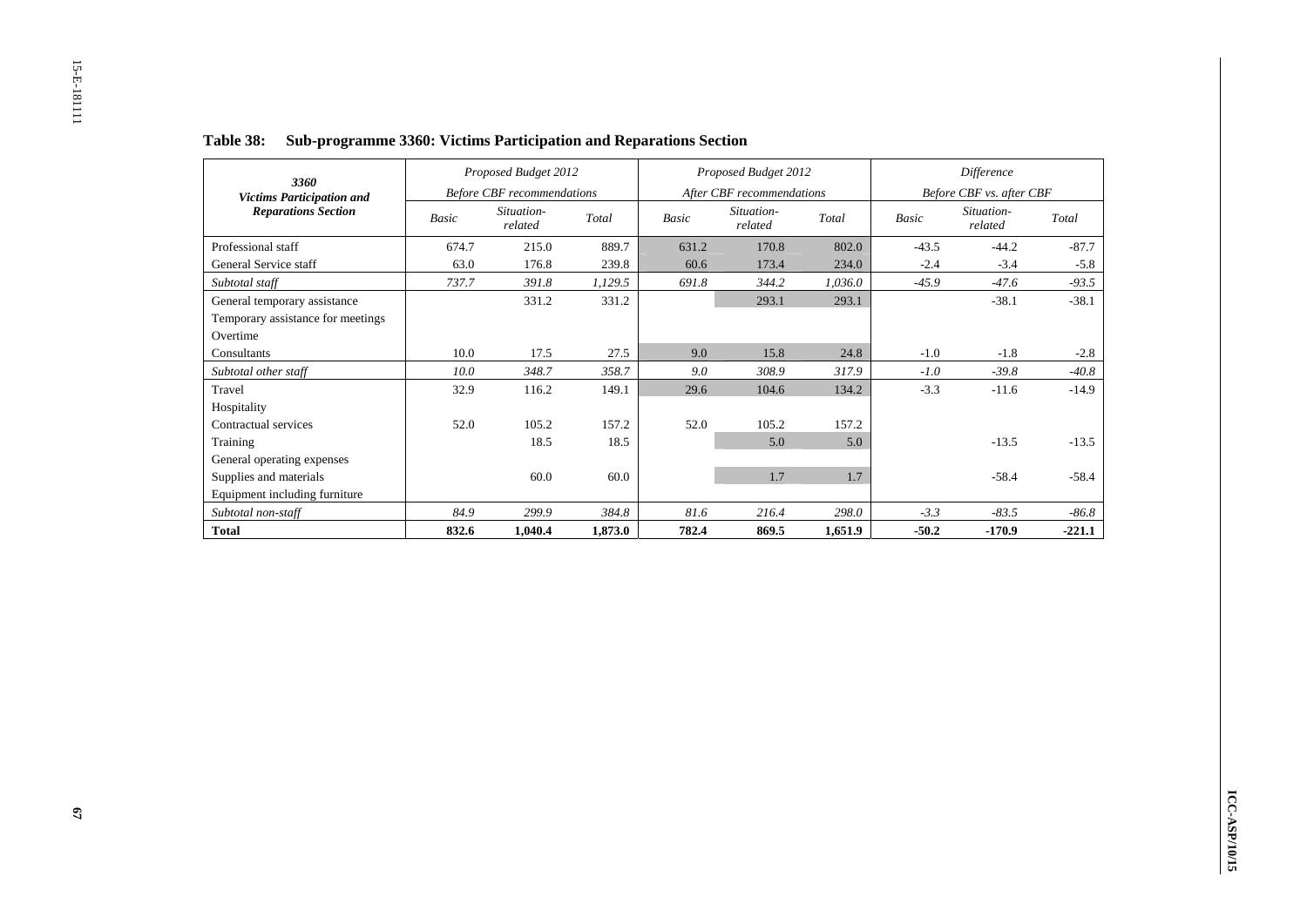**Table 38: Sub-programme 3360: Victims Participation and Reparations Section**

| 3360 Victims Participation and Reparations Section | Proposed Budget 2012 Before CBF recommendations | | | Proposed Budget 2012 After CBF recommendations | | | Difference Before CBF vs. after CBF | | |
|---|---|---|---|---|---|---|---|---|---|
| | *Basic* | *Situation-related* | *Total* | *Basic* | *Situation-related* | *Total* | *Basic* | *Situation-related* | *Total* |
| Professional staff | 674.7 | 215.0 | 889.7 | 631.2 | 170.8 | 802.0 | -43.5 | -44.2 | -87.7 |
| General Service staff | 63.0 | 176.8 | 239.8 | 60.6 | 173.4 | 234.0 | -2.4 | -3.4 | -5.8 |
| *Subtotal staff* | *737.7* | *391.8* | *1,129.5* | *691.8* | *344.2* | *1,036.0* | *-45.9* | *-47.6* | *-93.5* |
| General temporary assistance | | 331.2 | 331.2 | | 293.1 | 293.1 | | -38.1 | -38.1 |
| Temporary assistance for meetings | | | | | | | | | |
| Overtime | | | | | | | | | |
| Consultants | 10.0 | 17.5 | 27.5 | 9.0 | 15.8 | 24.8 | -1.0 | -1.8 | -2.8 |
| *Subtotal other staff* | *10.0* | *348.7* | *358.7* | *9.0* | *308.9* | *317.9* | *-1.0* | *-39.8* | *-40.8* |
| Travel | 32.9 | 116.2 | 149.1 | 29.6 | 104.6 | 134.2 | -3.3 | -11.6 | -14.9 |
| Hospitality | | | | | | | | | |
| Contractual services | 52.0 | 105.2 | 157.2 | 52.0 | 105.2 | 157.2 | | | |
| Training | | 18.5 | 18.5 | | 5.0 | 5.0 | | -13.5 | -13.5 |
| General operating expenses | | | | | | | | | |
| Supplies and materials | | 60.0 | 60.0 | | 1.7 | 1.7 | | -58.4 | -58.4 |
| Equipment including furniture | | | | | | | | | |
| *Subtotal non-staff* | *84.9* | *299.9* | *384.8* | *81.6* | *216.4* | *298.0* | *-3.3* | *-83.5* | *-86.8* |
| **Total** | **832.6** | **1,040.4** | **1,873.0** | **782.4** | **869.5** | **1,651.9** | **-50.2** | **-170.9** | **-221.1** |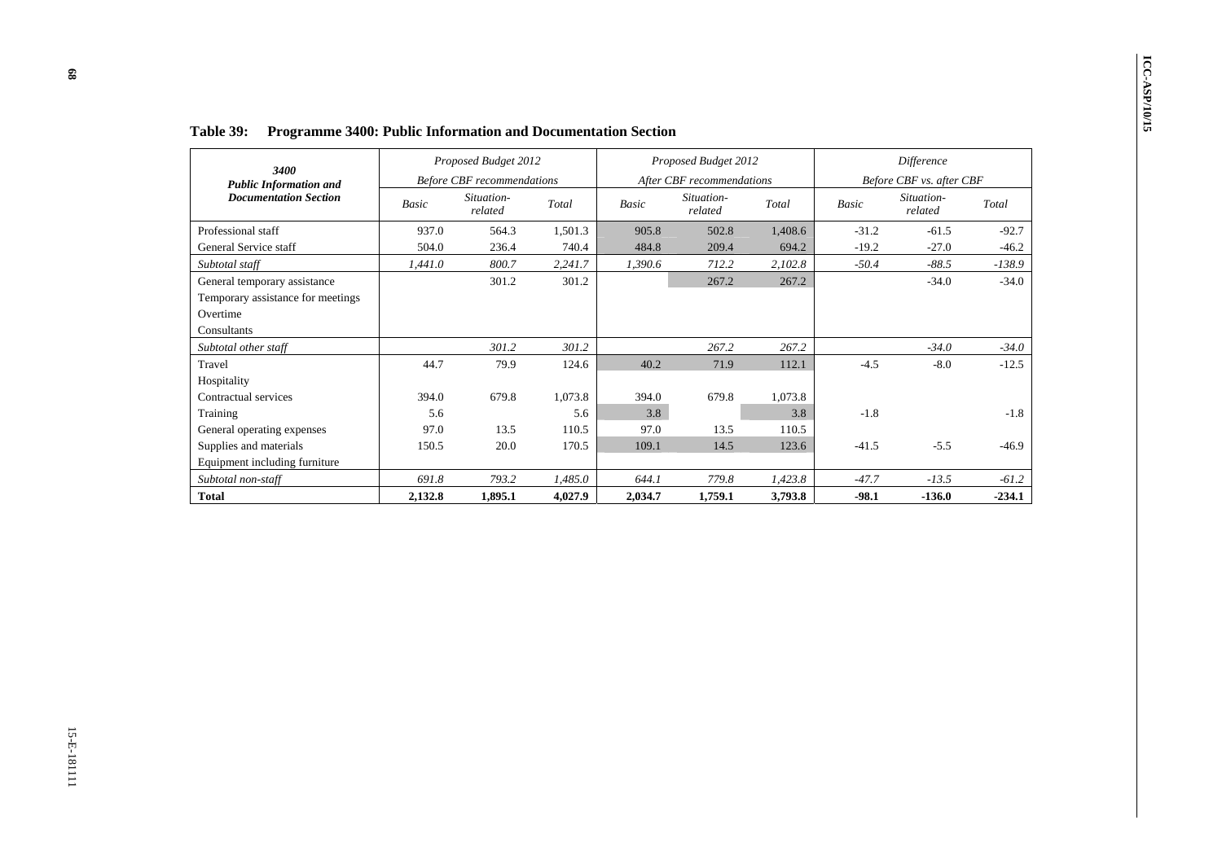**Table 39: Programme 3400: Public Information and Documentation Section**

| *3400 Public Information and Documentation Section* | *Proposed Budget 2012 Before CBF recommendations* | | | *Proposed Budget 2012 After CBF recommendations* | | | *Difference Before CBF vs. after CBF* | | |
|---|---|---|---|---|---|---|---|---|---|
| | *Basic* | *Situation-related* | *Total* | *Basic* | *Situation-related* | *Total* | *Basic* | *Situation-related* | *Total* |
| Professional staff | 937.0 | 564.3 | 1,501.3 | 905.8 | 502.8 | 1,408.6 | -31.2 | -61.5 | -92.7 |
| General Service staff | 504.0 | 236.4 | 740.4 | 484.8 | 209.4 | 694.2 | -19.2 | -27.0 | -46.2 |
| *Subtotal staff* | *1,441.0* | *800.7* | *2,241.7* | *1,390.6* | *712.2* | *2,102.8* | *-50.4* | *-88.5* | *-138.9* |
| General temporary assistance | | 301.2 | 301.2 | | 267.2 | 267.2 | | -34.0 | -34.0 |
| Temporary assistance for meetings | | | | | | | | | |
| Overtime | | | | | | | | | |
| Consultants | | | | | | | | | |
| *Subtotal other staff* | | *301.2* | *301.2* | | *267.2* | *267.2* | | *-34.0* | *-34.0* |
| Travel | 44.7 | 79.9 | 124.6 | 40.2 | 71.9 | 112.1 | -4.5 | -8.0 | -12.5 |
| Hospitality | | | | | | | | | |
| Contractual services | 394.0 | 679.8 | 1,073.8 | 394.0 | 679.8 | 1,073.8 | | | |
| Training | 5.6 | | 5.6 | 3.8 | | 3.8 | -1.8 | | -1.8 |
| General operating expenses | 97.0 | 13.5 | 110.5 | 97.0 | 13.5 | 110.5 | | | |
| Supplies and materials | 150.5 | 20.0 | 170.5 | 109.1 | 14.5 | 123.6 | -41.5 | -5.5 | -46.9 |
| Equipment including furniture | | | | | | | | | |
| *Subtotal non-staff* | *691.8* | *793.2* | *1,485.0* | *644.1* | *779.8* | *1,423.8* | *-47.7* | *-13.5* | *-61.2* |
| **Total** | **2,132.8** | **1,895.1** | **4,027.9** | **2,034.7** | **1,759.1** | **3,793.8** | **-98.1** | **-136.0** | **-234.1** |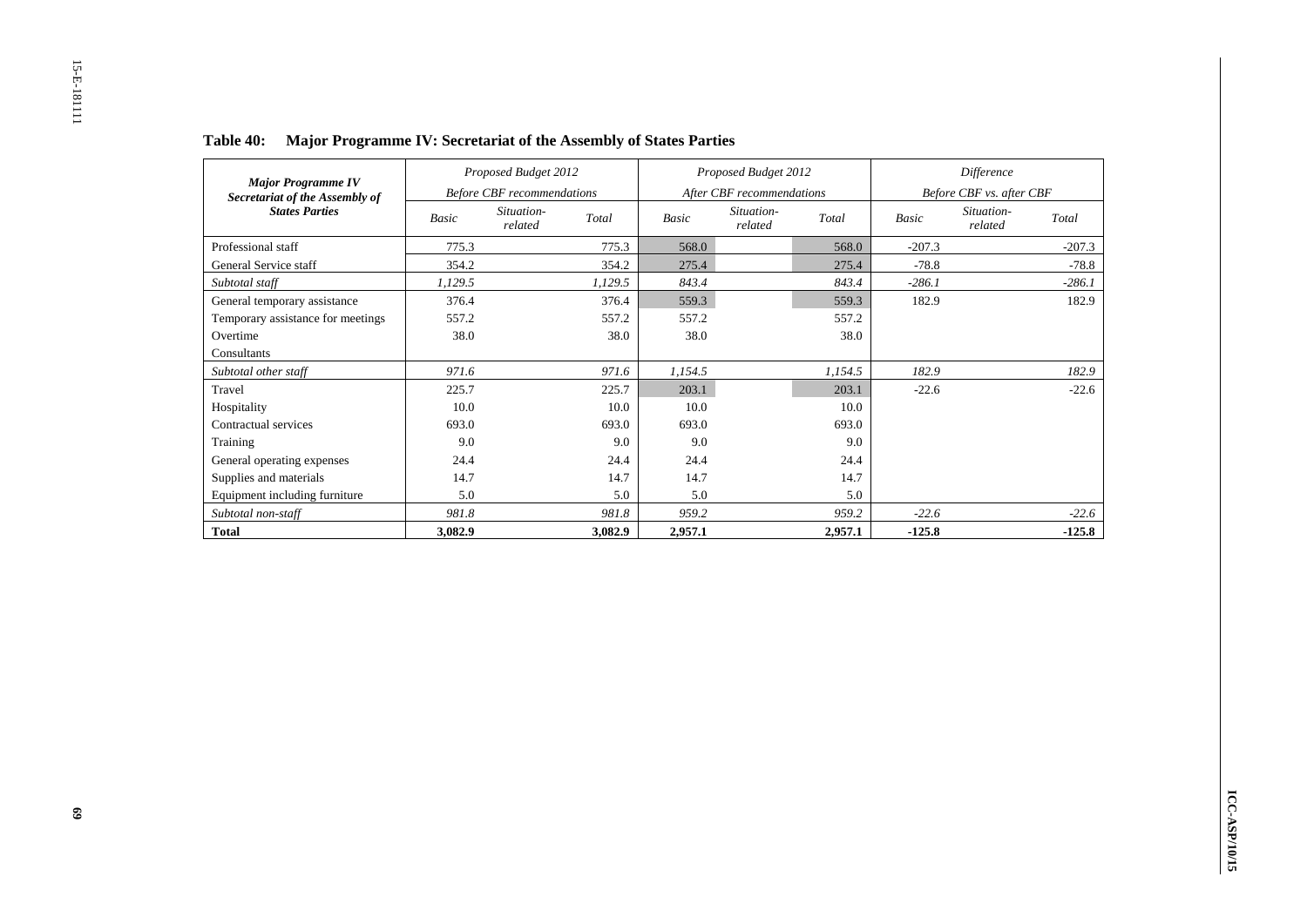**Table 40: Major Programme IV: Secretariat of the Assembly of States Parties**

| *Major Programme IV Secretariat of the Assembly of States Parties* | *Proposed Budget 2012 Before CBF recommendations* | | | *Proposed Budget 2012 After CBF recommendations* | | | *Difference Before CBF vs. after CBF* | | |
|---|---|---|---|---|---|---|---|---|---|
| | *Basic* | *Situation-related* | *Total* | *Basic* | *Situation-related* | *Total* | *Basic* | *Situation-related* | *Total* |
| Professional staff | 775.3 | | 775.3 | 568.0 | | 568.0 | -207.3 | | -207.3 |
| General Service staff | 354.2 | | 354.2 | 275.4 | | 275.4 | -78.8 | | -78.8 |
| *Subtotal staff* | *1,129.5* | | *1,129.5* | *843.4* | | *843.4* | *-286.1* | | *-286.1* |
| General temporary assistance | 376.4 | | 376.4 | 559.3 | | 559.3 | 182.9 | | 182.9 |
| Temporary assistance for meetings | 557.2 | | 557.2 | 557.2 | | 557.2 | | | |
| Overtime | 38.0 | | 38.0 | 38.0 | | 38.0 | | | |
| Consultants | | | | | | | | | |
| *Subtotal other staff* | *971.6* | | *971.6* | *1,154.5* | | *1,154.5* | *182.9* | | *182.9* |
| Travel | 225.7 | | 225.7 | 203.1 | | 203.1 | -22.6 | | -22.6 |
| Hospitality | 10.0 | | 10.0 | 10.0 | | 10.0 | | | |
| Contractual services | 693.0 | | 693.0 | 693.0 | | 693.0 | | | |
| Training | 9.0 | | 9.0 | 9.0 | | 9.0 | | | |
| General operating expenses | 24.4 | | 24.4 | 24.4 | | 24.4 | | | |
| Supplies and materials | 14.7 | | 14.7 | 14.7 | | 14.7 | | | |
| Equipment including furniture | 5.0 | | 5.0 | 5.0 | | 5.0 | | | |
| *Subtotal non-staff* | *981.8* | | *981.8* | *959.2* | | *959.2* | *-22.6* | | *-22.6* |
| **Total** | **3,082.9** | | **3,082.9** | **2,957.1** | | **2,957.1** | **-125.8** | | **-125.8** |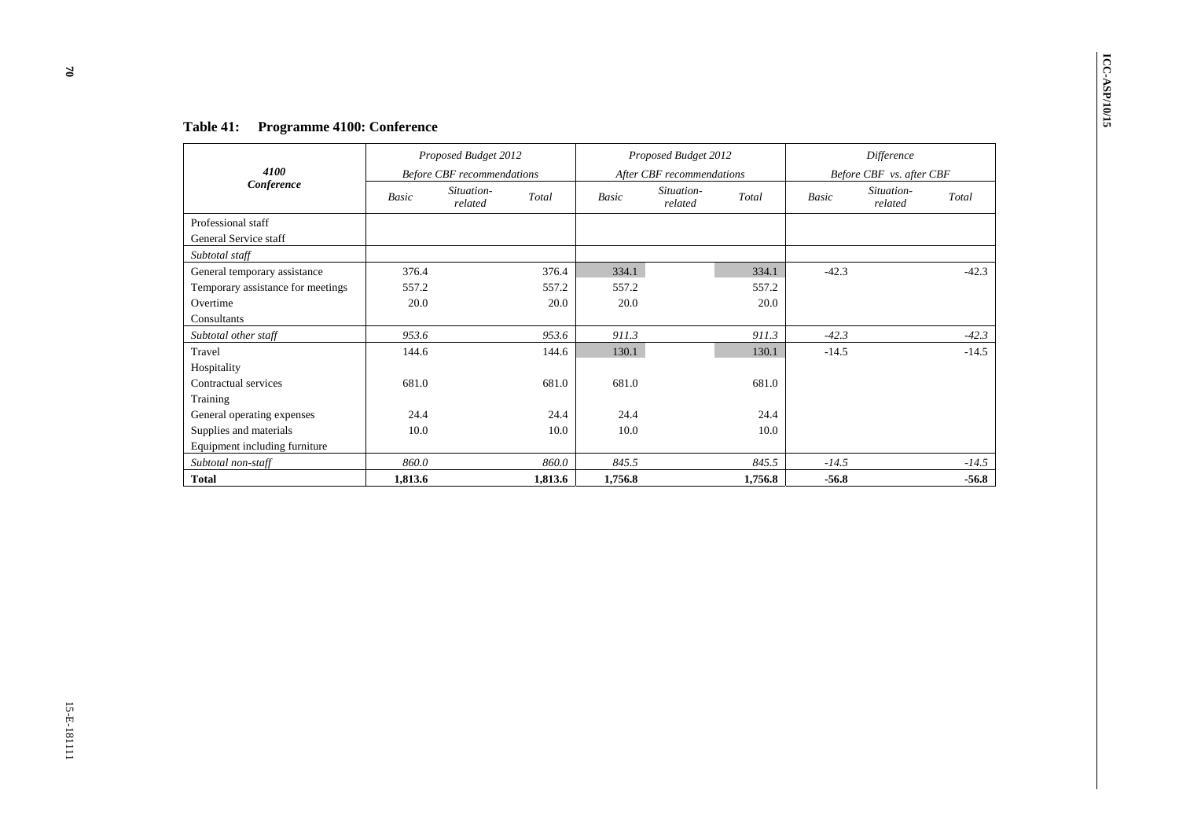**Table 41: Programme 4100: Conference**

| 4100 Conference | Proposed Budget 2012 Before CBF recommendations | | | Proposed Budget 2012 After CBF recommendations | | | Difference Before CBF vs. after CBF | | |
|---|---|---|---|---|---|---|---|---|---|
| | *Basic* | *Situation-related* | *Total* | *Basic* | *Situation-related* | *Total* | *Basic* | *Situation-related* | *Total* |
| Professional staff | | | | | | | | | |
| General Service staff | | | | | | | | | |
| *Subtotal staff* | | | | | | | | | |
| General temporary assistance | 376.4 | | 376.4 | 334.1 | | 334.1 | -42.3 | | -42.3 |
| Temporary assistance for meetings | 557.2 | | 557.2 | 557.2 | | 557.2 | | | |
| Overtime | 20.0 | | 20.0 | 20.0 | | 20.0 | | | |
| Consultants | | | | | | | | | |
| *Subtotal other staff* | *953.6* | | *953.6* | *911.3* | | *911.3* | *-42.3* | | *-42.3* |
| Travel | 144.6 | | 144.6 | 130.1 | | 130.1 | -14.5 | | -14.5 |
| Hospitality | | | | | | | | | |
| Contractual services | 681.0 | | 681.0 | 681.0 | | 681.0 | | | |
| Training | | | | | | | | | |
| General operating expenses | 24.4 | | 24.4 | 24.4 | | 24.4 | | | |
| Supplies and materials | 10.0 | | 10.0 | 10.0 | | 10.0 | | | |
| Equipment including furniture | | | | | | | | | |
| *Subtotal non-staff* | *860.0* | | *860.0* | *845.5* | | *845.5* | *-14.5* | | *-14.5* |
| **Total** | **1,813.6** | | **1,813.6** | **1,756.8** | | **1,756.8** | **-56.8** | | **-56.8** |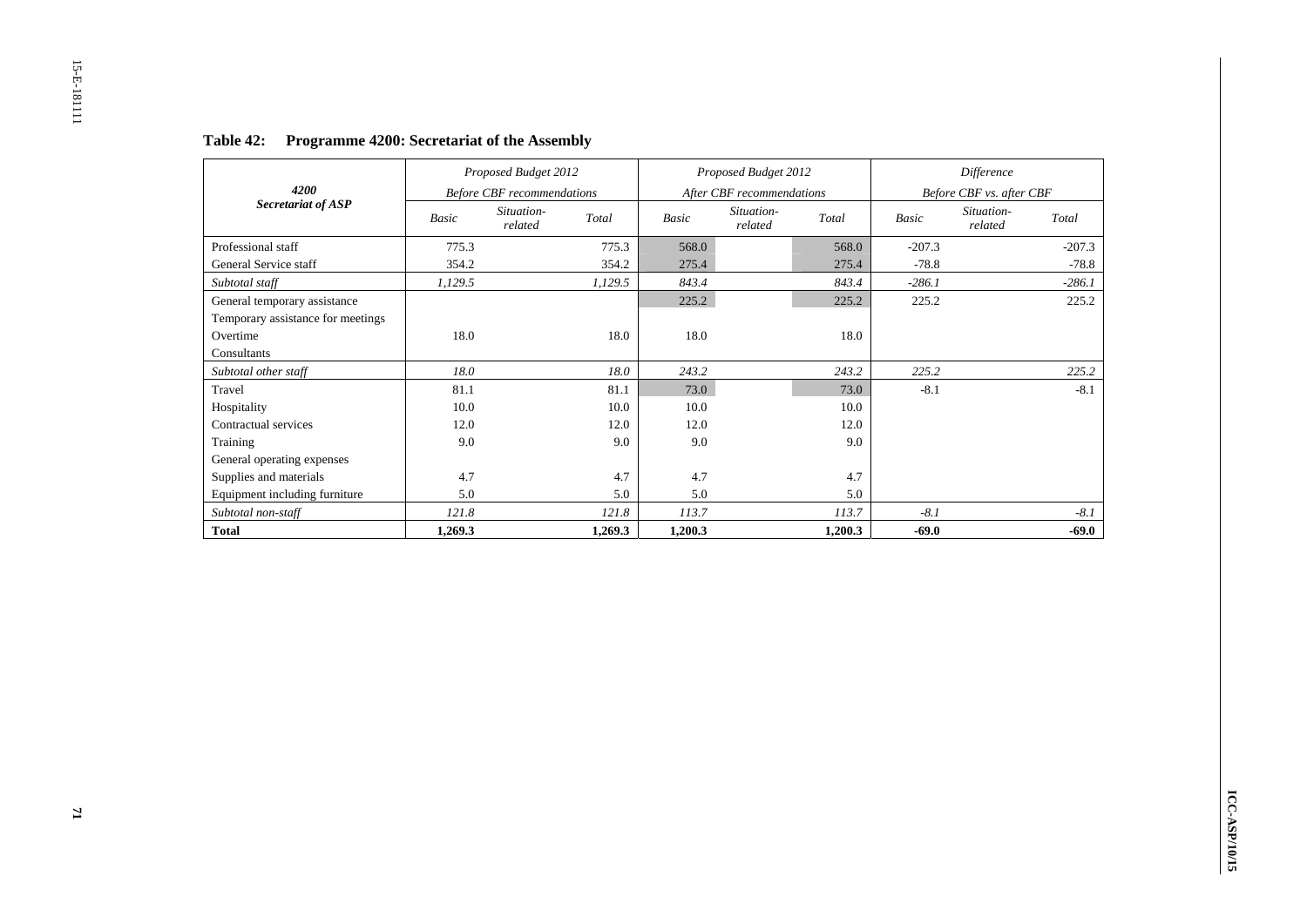**Table 42: Programme 4200: Secretariat of the Assembly**

| 4200 Secretariat of ASP | Proposed Budget 2012 Before CBF recommendations | | | Proposed Budget 2012 After CBF recommendations | | | Difference Before CBF vs. after CBF | | |
|---|---|---|---|---|---|---|---|---|---|
| | *Basic* | *Situation-related* | *Total* | *Basic* | *Situation-related* | *Total* | *Basic* | *Situation-related* | *Total* |
| Professional staff | 775.3 | | 775.3 | 568.0 | | 568.0 | -207.3 | | -207.3 |
| General Service staff | 354.2 | | 354.2 | 275.4 | | 275.4 | -78.8 | | -78.8 |
| *Subtotal staff* | *1,129.5* | | *1,129.5* | *843.4* | | *843.4* | *-286.1* | | *-286.1* |
| General temporary assistance | | | | 225.2 | | 225.2 | 225.2 | | 225.2 |
| Temporary assistance for meetings | | | | | | | | | |
| Overtime | 18.0 | | 18.0 | 18.0 | | 18.0 | | | |
| Consultants | | | | | | | | | |
| *Subtotal other staff* | *18.0* | | *18.0* | *243.2* | | *243.2* | *225.2* | | *225.2* |
| Travel | 81.1 | | 81.1 | 73.0 | | 73.0 | -8.1 | | -8.1 |
| Hospitality | 10.0 | | 10.0 | 10.0 | | 10.0 | | | |
| Contractual services | 12.0 | | 12.0 | 12.0 | | 12.0 | | | |
| Training | 9.0 | | 9.0 | 9.0 | | 9.0 | | | |
| General operating expenses | | | | | | | | | |
| Supplies and materials | 4.7 | | 4.7 | 4.7 | | 4.7 | | | |
| Equipment including furniture | 5.0 | | 5.0 | 5.0 | | 5.0 | | | |
| *Subtotal non-staff* | *121.8* | | *121.8* | *113.7* | | *113.7* | *-8.1* | | *-8.1* |
| **Total** | **1,269.3** | | **1,269.3** | **1,200.3** | | **1,200.3** | **-69.0** | | **-69.0** |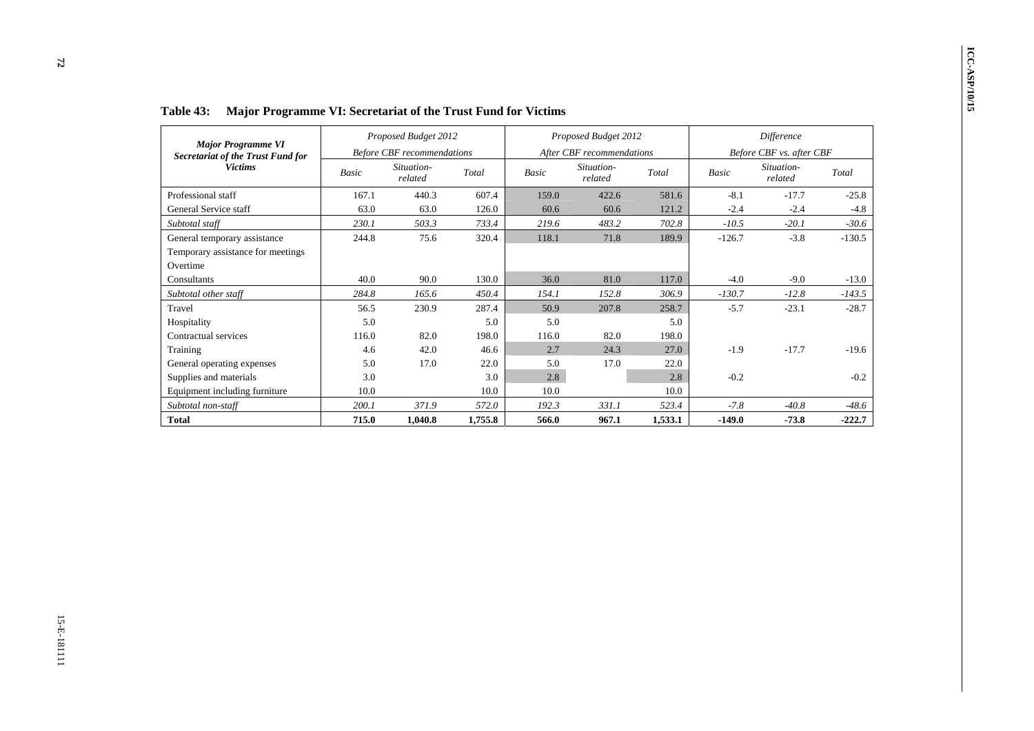**Table 43: Major Programme VI: Secretariat of the Trust Fund for Victims**

| *Major Programme VI Secretariat of the Trust Fund for Victims* | *Proposed Budget 2012 Before CBF recommendations* | | | *Proposed Budget 2012 After CBF recommendations* | | | *Difference Before CBF vs. after CBF* | | |
|---|---|---|---|---|---|---|---|---|---|
| | *Basic* | *Situation-related* | *Total* | *Basic* | *Situation-related* | *Total* | *Basic* | *Situation-related* | *Total* |
| Professional staff | 167.1 | 440.3 | 607.4 | 159.0 | 422.6 | 581.6 | -8.1 | -17.7 | -25.8 |
| General Service staff | 63.0 | 63.0 | 126.0 | 60.6 | 60.6 | 121.2 | -2.4 | -2.4 | -4.8 |
| *Subtotal staff* | *230.1* | *503.3* | *733.4* | *219.6* | *483.2* | *702.8* | *-10.5* | *-20.1* | *-30.6* |
| General temporary assistance | 244.8 | 75.6 | 320.4 | 118.1 | 71.8 | 189.9 | -126.7 | -3.8 | -130.5 |
| Temporary assistance for meetings | | | | | | | | | |
| Overtime | | | | | | | | | |
| Consultants | 40.0 | 90.0 | 130.0 | 36.0 | 81.0 | 117.0 | -4.0 | -9.0 | -13.0 |
| *Subtotal other staff* | *284.8* | *165.6* | *450.4* | *154.1* | *152.8* | *306.9* | *-130.7* | *-12.8* | *-143.5* |
| Travel | 56.5 | 230.9 | 287.4 | 50.9 | 207.8 | 258.7 | -5.7 | -23.1 | -28.7 |
| Hospitality | 5.0 | | 5.0 | 5.0 | | 5.0 | | | |
| Contractual services | 116.0 | 82.0 | 198.0 | 116.0 | 82.0 | 198.0 | | | |
| Training | 4.6 | 42.0 | 46.6 | 2.7 | 24.3 | 27.0 | -1.9 | -17.7 | -19.6 |
| General operating expenses | 5.0 | 17.0 | 22.0 | 5.0 | 17.0 | 22.0 | | | |
| Supplies and materials | 3.0 | | 3.0 | 2.8 | | 2.8 | -0.2 | | -0.2 |
| Equipment including furniture | 10.0 | | 10.0 | 10.0 | | 10.0 | | | |
| *Subtotal non-staff* | *200.1* | *371.9* | *572.0* | *192.3* | *331.1* | *523.4* | *-7.8* | *-40.8* | *-48.6* |
| **Total** | **715.0** | **1,040.8** | **1,755.8** | **566.0** | **967.1** | **1,533.1** | **-149.0** | **-73.8** | **-222.7** |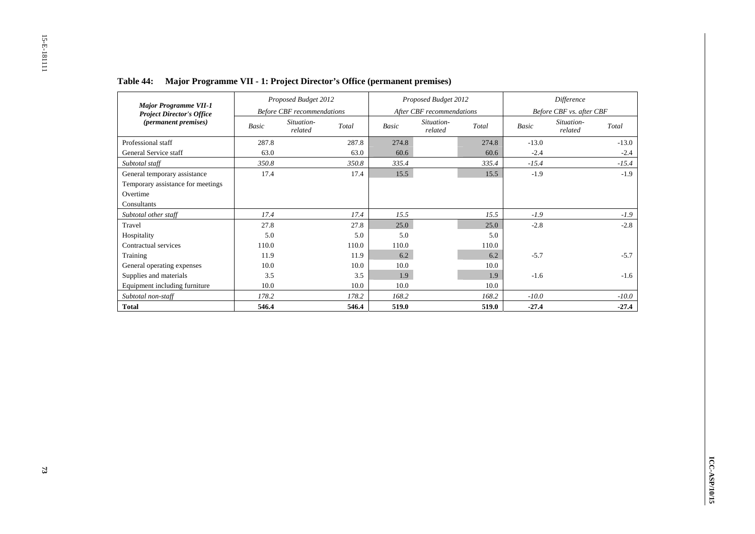**Table 44: Major Programme VII - 1: Project Director's Office (permanent premises)**

| *Major Programme VII-1 Project Director's Office (permanent premises)* | *Proposed Budget 2012 Before CBF recommendations* | | | *Proposed Budget 2012 After CBF recommendations* | | | *Difference Before CBF vs. after CBF* | | |
|---|---|---|---|---|---|---|---|---|---|
| | *Basic* | *Situation-related* | *Total* | *Basic* | *Situation-related* | *Total* | *Basic* | *Situation-related* | *Total* |
| Professional staff | 287.8 | | 287.8 | 274.8 | | 274.8 | -13.0 | | -13.0 |
| General Service staff | 63.0 | | 63.0 | 60.6 | | 60.6 | -2.4 | | -2.4 |
| *Subtotal staff* | *350.8* | | *350.8* | *335.4* | | *335.4* | *-15.4* | | *-15.4* |
| General temporary assistance | 17.4 | | 17.4 | 15.5 | | 15.5 | -1.9 | | -1.9 |
| Temporary assistance for meetings | | | | | | | | | |
| Overtime | | | | | | | | | |
| Consultants | | | | | | | | | |
| *Subtotal other staff* | *17.4* | | *17.4* | *15.5* | | *15.5* | *-1.9* | | *-1.9* |
| Travel | 27.8 | | 27.8 | 25.0 | | 25.0 | -2.8 | | -2.8 |
| Hospitality | 5.0 | | 5.0 | 5.0 | | 5.0 | | | |
| Contractual services | 110.0 | | 110.0 | 110.0 | | 110.0 | | | |
| Training | 11.9 | | 11.9 | 6.2 | | 6.2 | -5.7 | | -5.7 |
| General operating expenses | 10.0 | | 10.0 | 10.0 | | 10.0 | | | |
| Supplies and materials | 3.5 | | 3.5 | 1.9 | | 1.9 | -1.6 | | -1.6 |
| Equipment including furniture | 10.0 | | 10.0 | 10.0 | | 10.0 | | | |
| *Subtotal non-staff* | *178.2* | | *178.2* | *168.2* | | *168.2* | *-10.0* | | *-10.0* |
| **Total** | **546.4** | | **546.4** | **519.0** | | **519.0** | **-27.4** | | **-27.4** |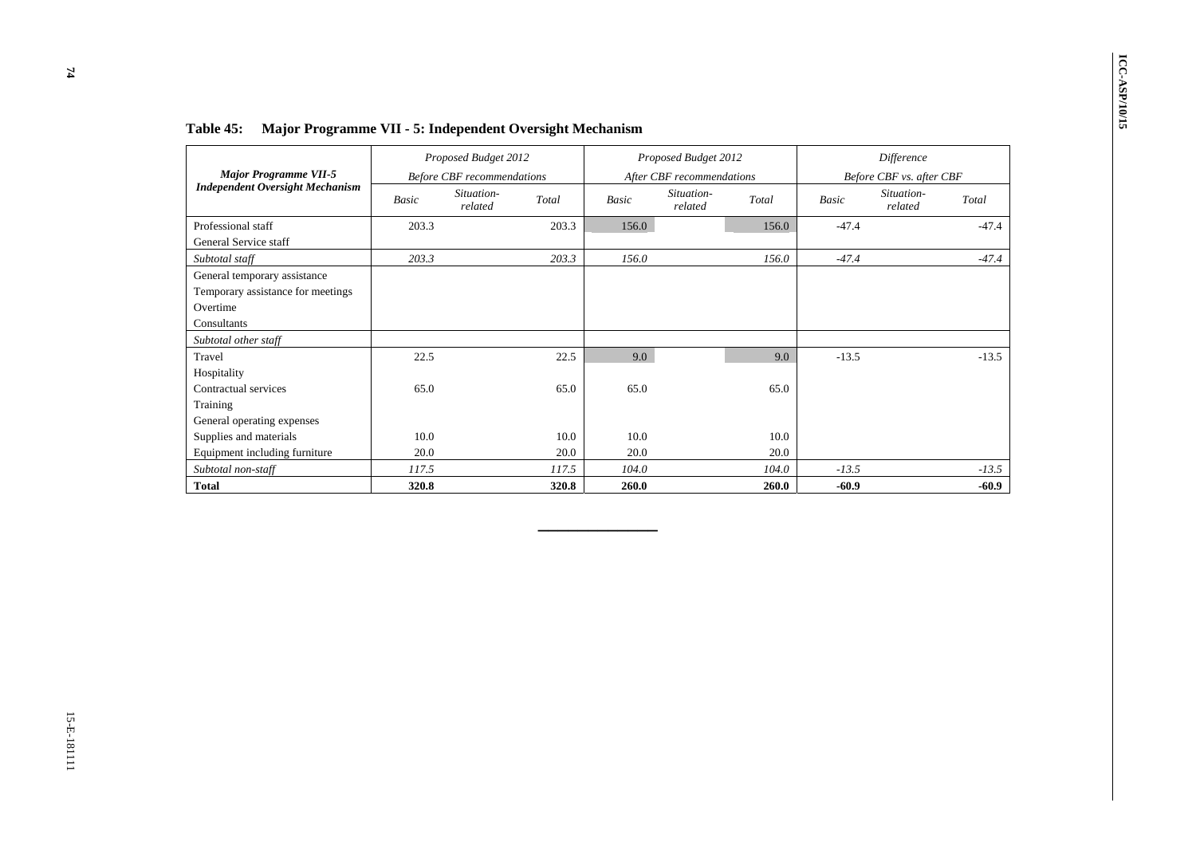**Table 45: Major Programme VII - 5: Independent Oversight Mechanism**

| *Major Programme VII-5 Independent Oversight Mechanism* | *Proposed Budget 2012 Before CBF recommendations* | | | *Proposed Budget 2012 After CBF recommendations* | | | *Difference Before CBF vs. after CBF* | | |
|---|---|---|---|---|---|---|---|---|---|
| | *Basic* | *Situation-related* | *Total* | *Basic* | *Situation-related* | *Total* | *Basic* | *Situation-related* | *Total* |
| Professional staff | 203.3 | | 203.3 | 156.0 | | 156.0 | -47.4 | | -47.4 |
| General Service staff | | | | | | | | | |
| *Subtotal staff* | *203.3* | | *203.3* | *156.0* | | *156.0* | *-47.4* | | *-47.4* |
| General temporary assistance | | | | | | | | | |
| Temporary assistance for meetings | | | | | | | | | |
| Overtime | | | | | | | | | |
| Consultants | | | | | | | | | |
| *Subtotal other staff* | | | | | | | | | |
| Travel | 22.5 | | 22.5 | 9.0 | | 9.0 | -13.5 | | -13.5 |
| Hospitality | | | | | | | | | |
| Contractual services | 65.0 | | 65.0 | 65.0 | | 65.0 | | | |
| Training | | | | | | | | | |
| General operating expenses | | | | | | | | | |
| Supplies and materials | 10.0 | | 10.0 | 10.0 | | 10.0 | | | |
| Equipment including furniture | 20.0 | | 20.0 | 20.0 | | 20.0 | | | |
| *Subtotal non-staff* | *117.5* | | *117.5* | *104.0* | | *104.0* | *-13.5* | | *-13.5* |
| **Total** | **320.8** | | **320.8** | **260.0** | | **260.0** | **-60.9** | | **-60.9** |